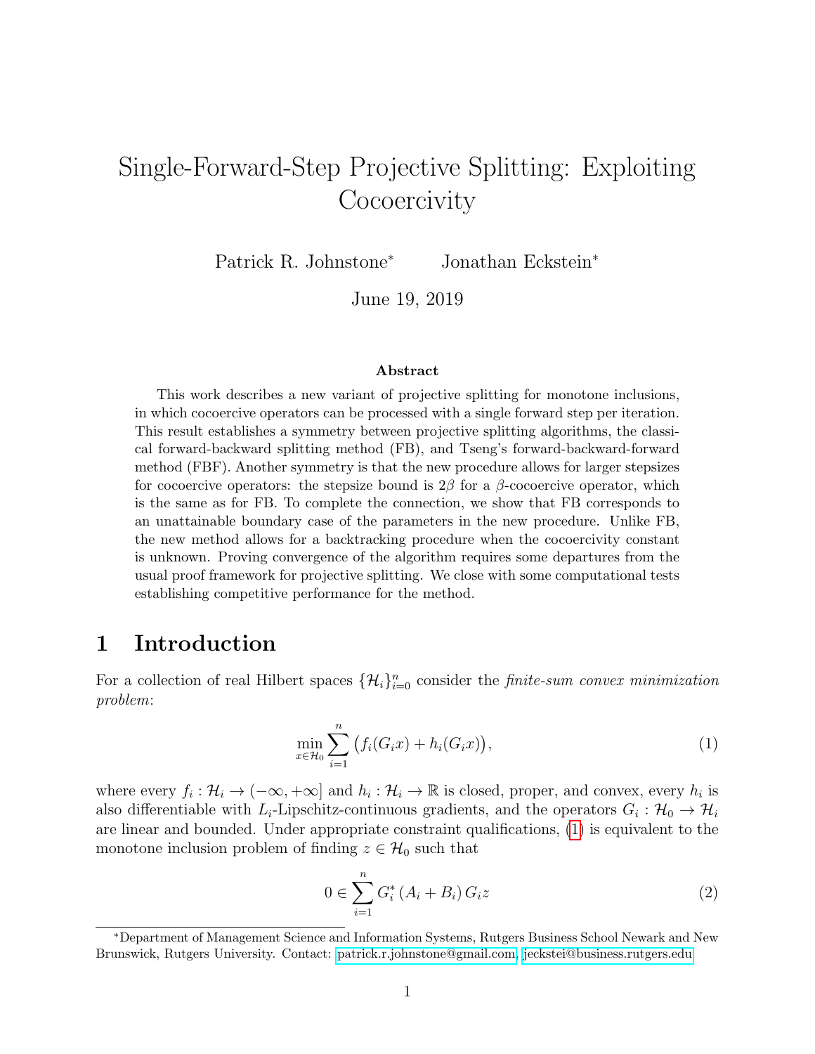# Single-Forward-Step Projective Splitting: Exploiting Cocoercivity

Patrick R. Johnstone[*] Jonathan Eckstein[*]

June 19, 2019

### Abstract

This work describes a new variant of projective splitting for monotone inclusions, in which cocoercive operators can be processed with a single forward step per iteration. This result establishes a symmetry between projective splitting algorithms, the classical forward-backward splitting method (FB), and Tseng's forward-backward-forward method (FBF). Another symmetry is that the new procedure allows for larger stepsizes for cocoercive operators: the stepsize bound is $2\beta$ for a $\beta$-cocoercive operator, which is the same as for FB. To complete the connection, we show that FB corresponds to an unattainable boundary case of the parameters in the new procedure. Unlike FB, the new method allows for a backtracking procedure when the cocoercivity constant is unknown. Proving convergence of the algorithm requires some departures from the usual proof framework for projective splitting. We close with some computational tests establishing competitive performance for the method.

## 1 Introduction

For a collection of real Hilbert spaces $\{\mathcal{H}_i\}_{i=0}^n$ consider the *finite-sum convex minimization problem*:

$$\min_{x\in\mathcal{H}_0} \sum_{i=1}^{n} \big(f_i(G_i x) + h_i(G_i x)\big), \tag{1}$$

where every $f_i : \mathcal{H}_i \to (-\infty, +\infty]$ and $h_i : \mathcal{H}_i \to \mathbb{R}$ is closed, proper, and convex, every $h_i$ is also differentiable with $L_i$-Lipschitz-continuous gradients, and the operators $G_i : \mathcal{H}_0 \to \mathcal{H}_i$ are linear and bounded. Under appropriate constraint qualifications, (1) is equivalent to the monotone inclusion problem of finding $z \in \mathcal{H}_0$ such that

$$0 \in \sum_{i=1}^{n} G_i^* \left(A_i + B_i\right) G_i z \tag{2}$$

[*]Department of Management Science and Information Systems, Rutgers Business School Newark and New Brunswick, Rutgers University. Contact: patrick.r.johnstone@gmail.com, jeckstei@business.rutgers.edu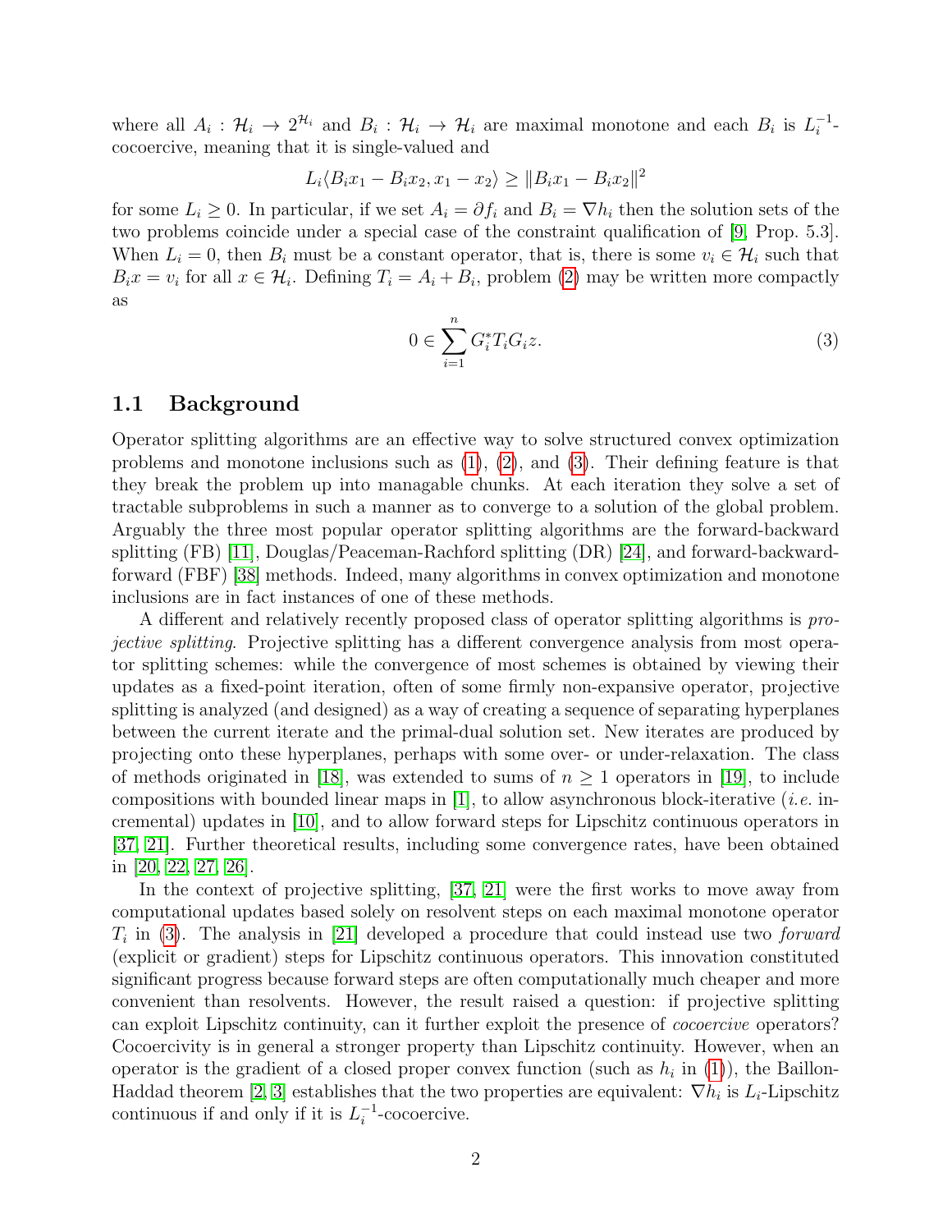where all $A_i : \mathcal{H}_i \to 2^{\mathcal{H}_i}$ and $B_i : \mathcal{H}_i \to \mathcal{H}_i$ are maximal monotone and each $B_i$ is $L_i^{-1}$-cocoercive, meaning that it is single-valued and

$$L_i\langle B_i x_1 - B_i x_2, x_1 - x_2\rangle \geq \|B_i x_1 - B_i x_2\|^2$$

for some $L_i \geq 0$. In particular, if we set $A_i = \partial f_i$ and $B_i = \nabla h_i$ then the solution sets of the two problems coincide under a special case of the constraint qualification of [9, Prop. 5.3]. When $L_i = 0$, then $B_i$ must be a constant operator, that is, there is some $v_i \in \mathcal{H}_i$ such that $B_i x = v_i$ for all $x \in \mathcal{H}_i$. Defining $T_i = A_i + B_i$, problem (2) may be written more compactly as

$$0 \in \sum_{i=1}^{n} G_i^* T_i G_i z. \tag{3}$$

## 1.1 Background

Operator splitting algorithms are an effective way to solve structured convex optimization problems and monotone inclusions such as (1), (2), and (3). Their defining feature is that they break the problem up into managable chunks. At each iteration they solve a set of tractable subproblems in such a manner as to converge to a solution of the global problem. Arguably the three most popular operator splitting algorithms are the forward-backward splitting (FB) [11], Douglas/Peaceman-Rachford splitting (DR) [24], and forward-backward-forward (FBF) [38] methods. Indeed, many algorithms in convex optimization and monotone inclusions are in fact instances of one of these methods.

A different and relatively recently proposed class of operator splitting algorithms is *projective splitting*. Projective splitting has a different convergence analysis from most operator splitting schemes: while the convergence of most schemes is obtained by viewing their updates as a fixed-point iteration, often of some firmly non-expansive operator, projective splitting is analyzed (and designed) as a way of creating a sequence of separating hyperplanes between the current iterate and the primal-dual solution set. New iterates are produced by projecting onto these hyperplanes, perhaps with some over- or under-relaxation. The class of methods originated in [18], was extended to sums of $n \geq 1$ operators in [19], to include compositions with bounded linear maps in [1], to allow asynchronous block-iterative (*i.e.* incremental) updates in [10], and to allow forward steps for Lipschitz continuous operators in [37, 21]. Further theoretical results, including some convergence rates, have been obtained in [20, 22, 27, 26].

In the context of projective splitting, [37, 21] were the first works to move away from computational updates based solely on resolvent steps on each maximal monotone operator $T_i$ in (3). The analysis in [21] developed a procedure that could instead use two *forward* (explicit or gradient) steps for Lipschitz continuous operators. This innovation constituted significant progress because forward steps are often computationally much cheaper and more convenient than resolvents. However, the result raised a question: if projective splitting can exploit Lipschitz continuity, can it further exploit the presence of *cocoercive* operators? Cocoercivity is in general a stronger property than Lipschitz continuity. However, when an operator is the gradient of a closed proper convex function (such as $h_i$ in (1)), the Baillon-Haddad theorem [2, 3] establishes that the two properties are equivalent: $\nabla h_i$ is $L_i$-Lipschitz continuous if and only if it is $L_i^{-1}$-cocoercive.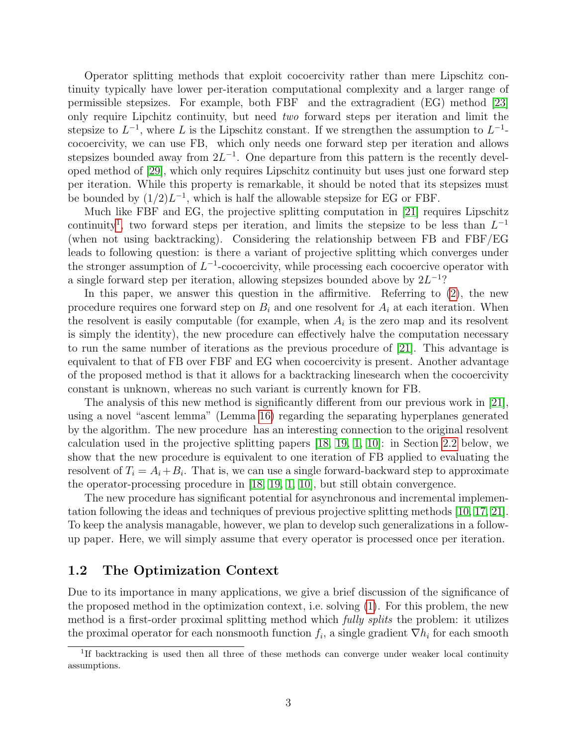Operator splitting methods that exploit cocoercivity rather than mere Lipschitz continuity typically have lower per-iteration computational complexity and a larger range of permissible stepsizes. For example, both FBF and the extragradient (EG) method [23] only require Lipchitz continuity, but need *two* forward steps per iteration and limit the stepsize to $L^{-1}$, where $L$ is the Lipschitz constant. If we strengthen the assumption to $L^{-1}$-cocoercivity, we can use FB, which only needs one forward step per iteration and allows stepsizes bounded away from $2L^{-1}$. One departure from this pattern is the recently developed method of [29], which only requires Lipschitz continuity but uses just one forward step per iteration. While this property is remarkable, it should be noted that its stepsizes must be bounded by $(1/2)L^{-1}$, which is half the allowable stepsize for EG or FBF.

Much like FBF and EG, the projective splitting computation in [21] requires Lipschitz continuity[1], two forward steps per iteration, and limits the stepsize to be less than $L^{-1}$ (when not using backtracking). Considering the relationship between FB and FBF/EG leads to following question: is there a variant of projective splitting which converges under the stronger assumption of $L^{-1}$-cocoercivity, while processing each cocoercive operator with a single forward step per iteration, allowing stepsizes bounded above by $2L^{-1}$?

In this paper, we answer this question in the affirmitive. Referring to (2), the new procedure requires one forward step on $B_i$ and one resolvent for $A_i$ at each iteration. When the resolvent is easily computable (for example, when $A_i$ is the zero map and its resolvent is simply the identity), the new procedure can effectively halve the computation necessary to run the same number of iterations as the previous procedure of [21]. This advantage is equivalent to that of FB over FBF and EG when cocoercivity is present. Another advantage of the proposed method is that it allows for a backtracking linesearch when the cocoercivity constant is unknown, whereas no such variant is currently known for FB.

The analysis of this new method is significantly different from our previous work in [21], using a novel "ascent lemma" (Lemma 16) regarding the separating hyperplanes generated by the algorithm. The new procedure has an interesting connection to the original resolvent calculation used in the projective splitting papers [18, 19, 1, 10]: in Section 2.2 below, we show that the new procedure is equivalent to one iteration of FB applied to evaluating the resolvent of $T_i = A_i + B_i$. That is, we can use a single forward-backward step to approximate the operator-processing procedure in [18, 19, 1, 10], but still obtain convergence.

The new procedure has significant potential for asynchronous and incremental implementation following the ideas and techniques of previous projective splitting methods [10, 17, 21]. To keep the analysis managable, however, we plan to develop such generalizations in a follow-up paper. Here, we will simply assume that every operator is processed once per iteration.

## 1.2 The Optimization Context

Due to its importance in many applications, we give a brief discussion of the significance of the proposed method in the optimization context, i.e. solving (1). For this problem, the new method is a first-order proximal splitting method which *fully splits* the problem: it utilizes the proximal operator for each nonsmooth function $f_i$, a single gradient $\nabla h_i$ for each smooth

[1] If backtracking is used then all three of these methods can converge under weaker local continuity assumptions.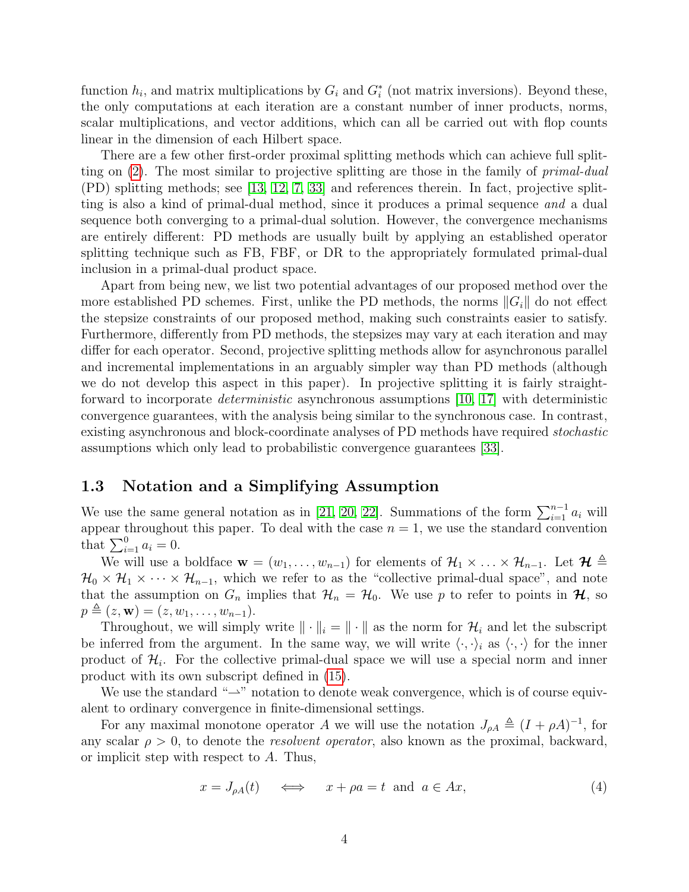function $h_i$, and matrix multiplications by $G_i$ and $G_i^*$ (not matrix inversions). Beyond these, the only computations at each iteration are a constant number of inner products, norms, scalar multiplications, and vector additions, which can all be carried out with flop counts linear in the dimension of each Hilbert space.

There are a few other first-order proximal splitting methods which can achieve full splitting on (2). The most similar to projective splitting are those in the family of *primal-dual* (PD) splitting methods; see [13, 12, 7, 33] and references therein. In fact, projective splitting is also a kind of primal-dual method, since it produces a primal sequence *and* a dual sequence both converging to a primal-dual solution. However, the convergence mechanisms are entirely different: PD methods are usually built by applying an established operator splitting technique such as FB, FBF, or DR to the appropriately formulated primal-dual inclusion in a primal-dual product space.

Apart from being new, we list two potential advantages of our proposed method over the more established PD schemes. First, unlike the PD methods, the norms $\|G_i\|$ do not effect the stepsize constraints of our proposed method, making such constraints easier to satisfy. Furthermore, differently from PD methods, the stepsizes may vary at each iteration and may differ for each operator. Second, projective splitting methods allow for asynchronous parallel and incremental implementations in an arguably simpler way than PD methods (although we do not develop this aspect in this paper). In projective splitting it is fairly straightforward to incorporate *deterministic* asynchronous assumptions [10, 17] with deterministic convergence guarantees, with the analysis being similar to the synchronous case. In contrast, existing asynchronous and block-coordinate analyses of PD methods have required *stochastic* assumptions which only lead to probabilistic convergence guarantees [33].

### 1.3 Notation and a Simplifying Assumption

We use the same general notation as in [21, 20, 22]. Summations of the form $\sum_{i=1}^{n-1} a_i$ will appear throughout this paper. To deal with the case $n = 1$, we use the standard convention that $\sum_{i=1}^{0} a_i = 0$.

We will use a boldface $\mathbf{w} = (w_1, \ldots, w_{n-1})$ for elements of $\mathcal{H}_1 \times \ldots \times \mathcal{H}_{n-1}$. Let $\boldsymbol{\mathcal{H}} \triangleq \mathcal{H}_0 \times \mathcal{H}_1 \times \cdots \times \mathcal{H}_{n-1}$, which we refer to as the "collective primal-dual space", and note that the assumption on $G_n$ implies that $\mathcal{H}_n = \mathcal{H}_0$. We use $p$ to refer to points in $\boldsymbol{\mathcal{H}}$, so $p \triangleq (z, \mathbf{w}) = (z, w_1, \ldots, w_{n-1})$.

Throughout, we will simply write $\|\cdot\|_i = \|\cdot\|$ as the norm for $\mathcal{H}_i$ and let the subscript be inferred from the argument. In the same way, we will write $\langle \cdot, \cdot \rangle_i$ as $\langle \cdot, \cdot \rangle$ for the inner product of $\mathcal{H}_i$. For the collective primal-dual space we will use a special norm and inner product with its own subscript defined in (15).

We use the standard "$\rightharpoonup$" notation to denote weak convergence, which is of course equivalent to ordinary convergence in finite-dimensional settings.

For any maximal monotone operator $A$ we will use the notation $J_{\rho A} \triangleq (I + \rho A)^{-1}$, for any scalar $\rho > 0$, to denote the *resolvent operator*, also known as the proximal, backward, or implicit step with respect to $A$. Thus,

$$x = J_{\rho A}(t) \quad \iff \quad x + \rho a = t \;\text{ and }\; a \in Ax, \tag{4}$$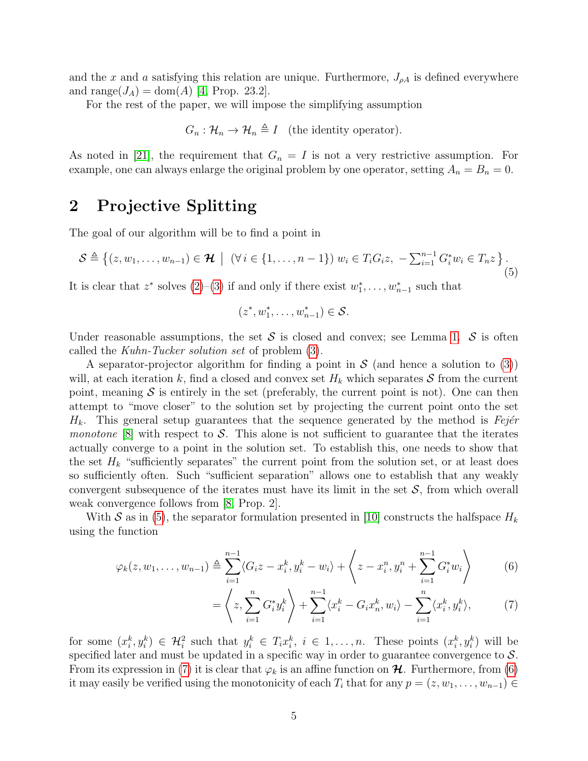and the $x$ and $a$ satisfying this relation are unique. Furthermore, $J_{\rho A}$ is defined everywhere and $\text{range}(J_A) = \text{dom}(A)$ [4, Prop. 23.2].

For the rest of the paper, we will impose the simplifying assumption

$$G_n : \mathcal{H}_n \to \mathcal{H}_n \triangleq I \quad \text{(the identity operator)}.$$

As noted in [21], the requirement that $G_n = I$ is not a very restrictive assumption. For example, one can always enlarge the original problem by one operator, setting $A_n = B_n = 0$.

## 2 Projective Splitting

The goal of our algorithm will be to find a point in

$$\mathcal{S} \triangleq \left\{ (z, w_1, \ldots, w_{n-1}) \in \boldsymbol{\mathcal{H}} \;\middle|\; (\forall\, i \in \{1, \ldots, n-1\})\; w_i \in T_i G_i z,\; -\textstyle\sum_{i=1}^{n-1} G_i^* w_i \in T_n z \right\}. \tag{5}$$

It is clear that $z^*$ solves (2)–(3) if and only if there exist $w_1^*, \ldots, w_{n-1}^*$ such that

$$(z^*, w_1^*, \ldots, w_{n-1}^*) \in \mathcal{S}.$$

Under reasonable assumptions, the set $\mathcal{S}$ is closed and convex; see Lemma 1. $\mathcal{S}$ is often called the *Kuhn-Tucker solution set* of problem (3).

A separator-projector algorithm for finding a point in $\mathcal{S}$ (and hence a solution to (3)) will, at each iteration $k$, find a closed and convex set $H_k$ which separates $\mathcal{S}$ from the current point, meaning $\mathcal{S}$ is entirely in the set (preferably, the current point is not). One can then attempt to "move closer" to the solution set by projecting the current point onto the set $H_k$. This general setup guarantees that the sequence generated by the method is *Fejér monotone* [8] with respect to $\mathcal{S}$. This alone is not sufficient to guarantee that the iterates actually converge to a point in the solution set. To establish this, one needs to show that the set $H_k$ "sufficiently separates" the current point from the solution set, or at least does so sufficiently often. Such "sufficient separation" allows one to establish that any weakly convergent subsequence of the iterates must have its limit in the set $\mathcal{S}$, from which overall weak convergence follows from [8, Prop. 2].

With $\mathcal{S}$ as in (5), the separator formulation presented in [10] constructs the halfspace $H_k$ using the function

$$\varphi_k(z, w_1, \ldots, w_{n-1}) \triangleq \sum_{i=1}^{n-1} \langle G_i z - x_i^k, y_i^k - w_i \rangle + \left\langle z - x_i^n, y_i^n + \sum_{i=1}^{n-1} G_i^* w_i \right\rangle \tag{6}$$

$$= \left\langle z, \sum_{i=1}^{n} G_i^* y_i^k \right\rangle + \sum_{i=1}^{n-1} \langle x_i^k - G_i x_n^k, w_i \rangle - \sum_{i=1}^{n} \langle x_i^k, y_i^k \rangle, \tag{7}$$

for some $(x_i^k, y_i^k) \in \mathcal{H}_i^2$ such that $y_i^k \in T_i x_i^k$, $i \in 1, \ldots, n$. These points $(x_i^k, y_i^k)$ will be specified later and must be updated in a specific way in order to guarantee convergence to $\mathcal{S}$. From its expression in (7) it is clear that $\varphi_k$ is an affine function on $\boldsymbol{\mathcal{H}}$. Furthermore, from (6) it may easily be verified using the monotonicity of each $T_i$ that for any $p = (z, w_1, \ldots, w_{n-1}) \in$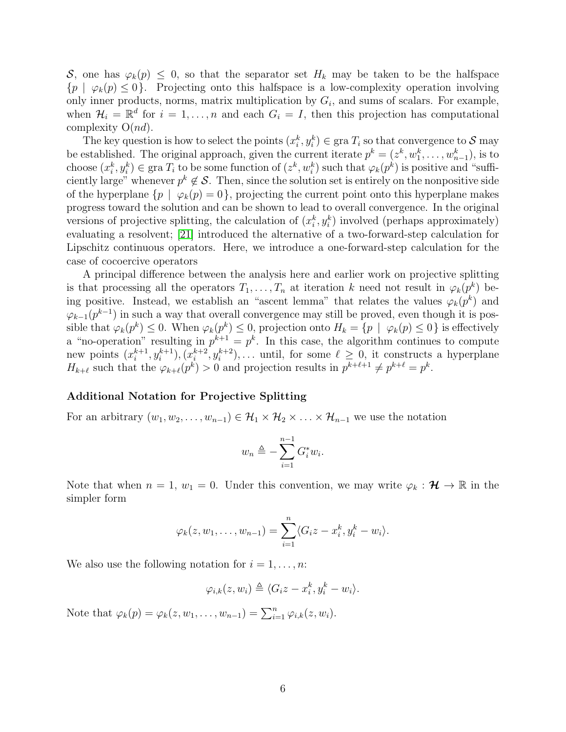$\mathcal{S}$, one has $\varphi_k(p) \leq 0$, so that the separator set $H_k$ may be taken to be the halfspace $\{p \mid \varphi_k(p) \leq 0\}$. Projecting onto this halfspace is a low-complexity operation involving only inner products, norms, matrix multiplication by $G_i$, and sums of scalars. For example, when $\mathcal{H}_i = \mathbb{R}^d$ for $i = 1, \ldots, n$ and each $G_i = I$, then this projection has computational complexity $\mathrm{O}(nd)$.

The key question is how to select the points $(x_i^k, y_i^k) \in \operatorname{gra} T_i$ so that convergence to $\mathcal{S}$ may be established. The original approach, given the current iterate $p^k = (z^k, w_1^k, \ldots, w_{n-1}^k)$, is to choose $(x_i^k, y_i^k) \in \operatorname{gra} T_i$ to be some function of $(z^k, w_i^k)$ such that $\varphi_k(p^k)$ is positive and "sufficiently large" whenever $p^k \notin \mathcal{S}$. Then, since the solution set is entirely on the nonpositive side of the hyperplane $\{p \mid \varphi_k(p) = 0\}$, projecting the current point onto this hyperplane makes progress toward the solution and can be shown to lead to overall convergence. In the original versions of projective splitting, the calculation of $(x_i^k, y_i^k)$ involved (perhaps approximately) evaluating a resolvent; [21] introduced the alternative of a two-forward-step calculation for Lipschitz continuous operators. Here, we introduce a one-forward-step calculation for the case of cocoercive operators

A principal difference between the analysis here and earlier work on projective splitting is that processing all the operators $T_1, \ldots, T_n$ at iteration $k$ need not result in $\varphi_k(p^k)$ being positive. Instead, we establish an "ascent lemma" that relates the values $\varphi_k(p^k)$ and $\varphi_{k-1}(p^{k-1})$ in such a way that overall convergence may still be proved, even though it is possible that $\varphi_k(p^k) \leq 0$. When $\varphi_k(p^k) \leq 0$, projection onto $H_k = \{p \mid \varphi_k(p) \leq 0\}$ is effectively a "no-operation" resulting in $p^{k+1} = p^k$. In this case, the algorithm continues to compute new points $(x_i^{k+1}, y_i^{k+1}), (x_i^{k+2}, y_i^{k+2}), \ldots$ until, for some $\ell \geq 0$, it constructs a hyperplane $H_{k+\ell}$ such that the $\varphi_{k+\ell}(p^k) > 0$ and projection results in $p^{k+\ell+1} \neq p^{k+\ell} = p^k$.

### Additional Notation for Projective Splitting

For an arbitrary $(w_1, w_2, \ldots, w_{n-1}) \in \mathcal{H}_1 \times \mathcal{H}_2 \times \ldots \times \mathcal{H}_{n-1}$ we use the notation

$$w_n \triangleq -\sum_{i=1}^{n-1} G_i^* w_i.$$

Note that when $n = 1$, $w_1 = 0$. Under this convention, we may write $\varphi_k : \boldsymbol{\mathcal{H}} \to \mathbb{R}$ in the simpler form

$$\varphi_k(z, w_1, \ldots, w_{n-1}) = \sum_{i=1}^{n} \langle G_i z - x_i^k, y_i^k - w_i \rangle.$$

We also use the following notation for $i = 1, \ldots, n$:

$$\varphi_{i,k}(z, w_i) \triangleq \langle G_i z - x_i^k, y_i^k - w_i \rangle.$$

Note that $\varphi_k(p) = \varphi_k(z, w_1, \ldots, w_{n-1}) = \sum_{i=1}^n \varphi_{i,k}(z, w_i)$.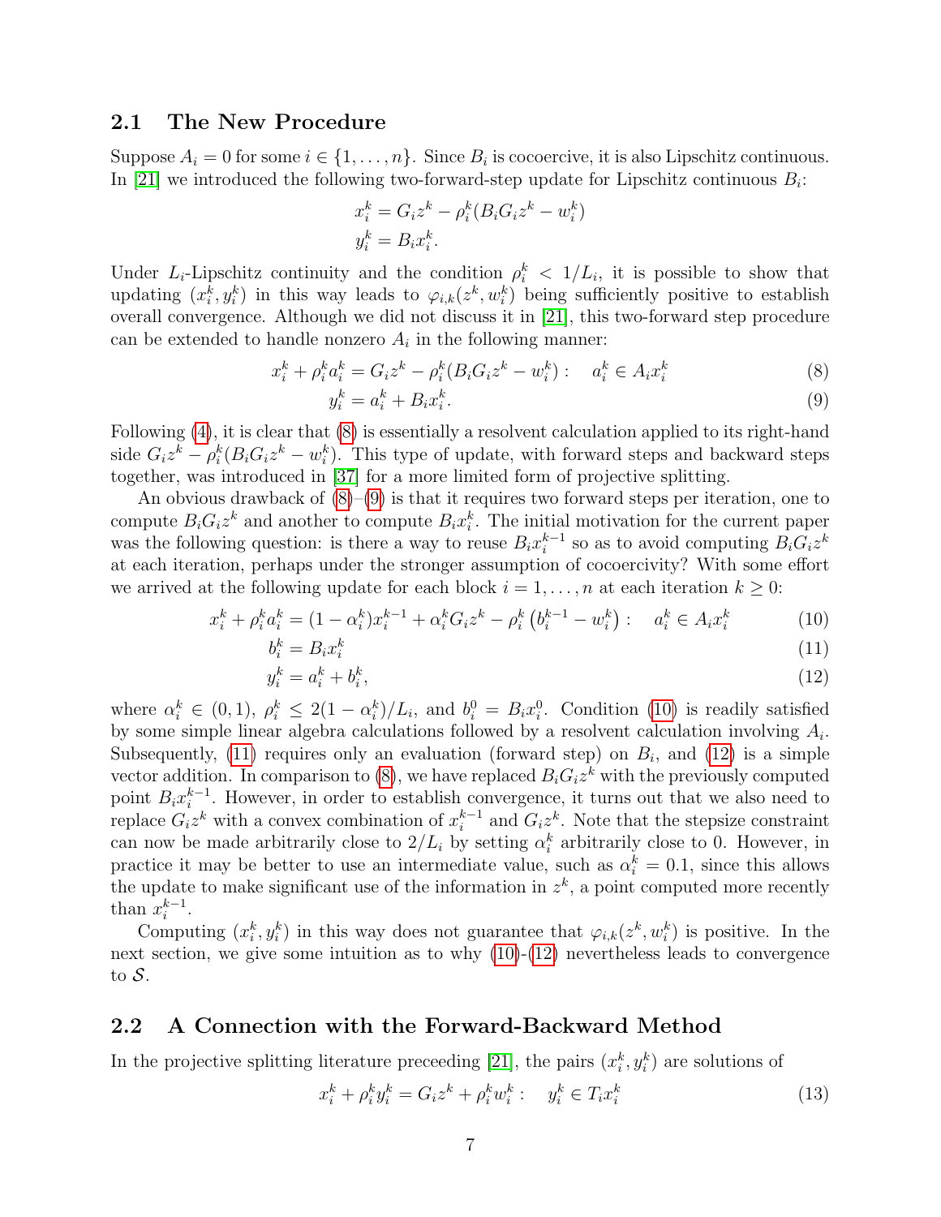### 2.1 The New Procedure

Suppose $A_i = 0$ for some $i \in \{1, \dots, n\}$. Since $B_i$ is cocoercive, it is also Lipschitz continuous. In [21] we introduced the following two-forward-step update for Lipschitz continuous $B_i$:

$$
\begin{aligned}
x_i^k &= G_i z^k - \rho_i^k (B_i G_i z^k - w_i^k) \\
y_i^k &= B_i x_i^k.
\end{aligned}
$$

Under $L_i$-Lipschitz continuity and the condition $\rho_i^k < 1/L_i$, it is possible to show that updating $(x_i^k, y_i^k)$ in this way leads to $\varphi_{i,k}(z^k, w_i^k)$ being sufficiently positive to establish overall convergence. Although we did not discuss it in [21], this two-forward step procedure can be extended to handle nonzero $A_i$ in the following manner:

$$
x_i^k + \rho_i^k a_i^k = G_i z^k - \rho_i^k (B_i G_i z^k - w_i^k) : \quad a_i^k \in A_i x_i^k \tag{8}
$$

$$
y_i^k = a_i^k + B_i x_i^k. \tag{9}
$$

Following (4), it is clear that (8) is essentially a resolvent calculation applied to its right-hand side $G_i z^k - \rho_i^k (B_i G_i z^k - w_i^k)$. This type of update, with forward steps and backward steps together, was introduced in [37] for a more limited form of projective splitting.

An obvious drawback of (8)–(9) is that it requires two forward steps per iteration, one to compute $B_i G_i z^k$ and another to compute $B_i x_i^k$. The initial motivation for the current paper was the following question: is there a way to reuse $B_i x_i^{k-1}$ so as to avoid computing $B_i G_i z^k$ at each iteration, perhaps under the stronger assumption of cocoercivity? With some effort we arrived at the following update for each block $i = 1, \dots, n$ at each iteration $k \geq 0$:

$$
x_i^k + \rho_i^k a_i^k = (1 - \alpha_i^k) x_i^{k-1} + \alpha_i^k G_i z^k - \rho_i^k \left( b_i^{k-1} - w_i^k \right) : \quad a_i^k \in A_i x_i^k \tag{10}
$$

$$
b_i^k = B_i x_i^k \tag{11}
$$

$$
y_i^k = a_i^k + b_i^k, \tag{12}
$$

where $\alpha_i^k \in (0, 1)$, $\rho_i^k \leq 2(1 - \alpha_i^k)/L_i$, and $b_i^0 = B_i x_i^0$. Condition (10) is readily satisfied by some simple linear algebra calculations followed by a resolvent calculation involving $A_i$. Subsequently, (11) requires only an evaluation (forward step) on $B_i$, and (12) is a simple vector addition. In comparison to (8), we have replaced $B_i G_i z^k$ with the previously computed point $B_i x_i^{k-1}$. However, in order to establish convergence, it turns out that we also need to replace $G_i z^k$ with a convex combination of $x_i^{k-1}$ and $G_i z^k$. Note that the stepsize constraint can now be made arbitrarily close to $2/L_i$ by setting $\alpha_i^k$ arbitrarily close to 0. However, in practice it may be better to use an intermediate value, such as $\alpha_i^k = 0.1$, since this allows the update to make significant use of the information in $z^k$, a point computed more recently than $x_i^{k-1}$.

Computing $(x_i^k, y_i^k)$ in this way does not guarantee that $\varphi_{i,k}(z^k, w_i^k)$ is positive. In the next section, we give some intuition as to why (10)-(12) nevertheless leads to convergence to $\mathcal{S}$.

### 2.2 A Connection with the Forward-Backward Method

In the projective splitting literature preceeding [21], the pairs $(x_i^k, y_i^k)$ are solutions of

$$
x_i^k + \rho_i^k y_i^k = G_i z^k + \rho_i^k w_i^k : \quad y_i^k \in T_i x_i^k \tag{13}
$$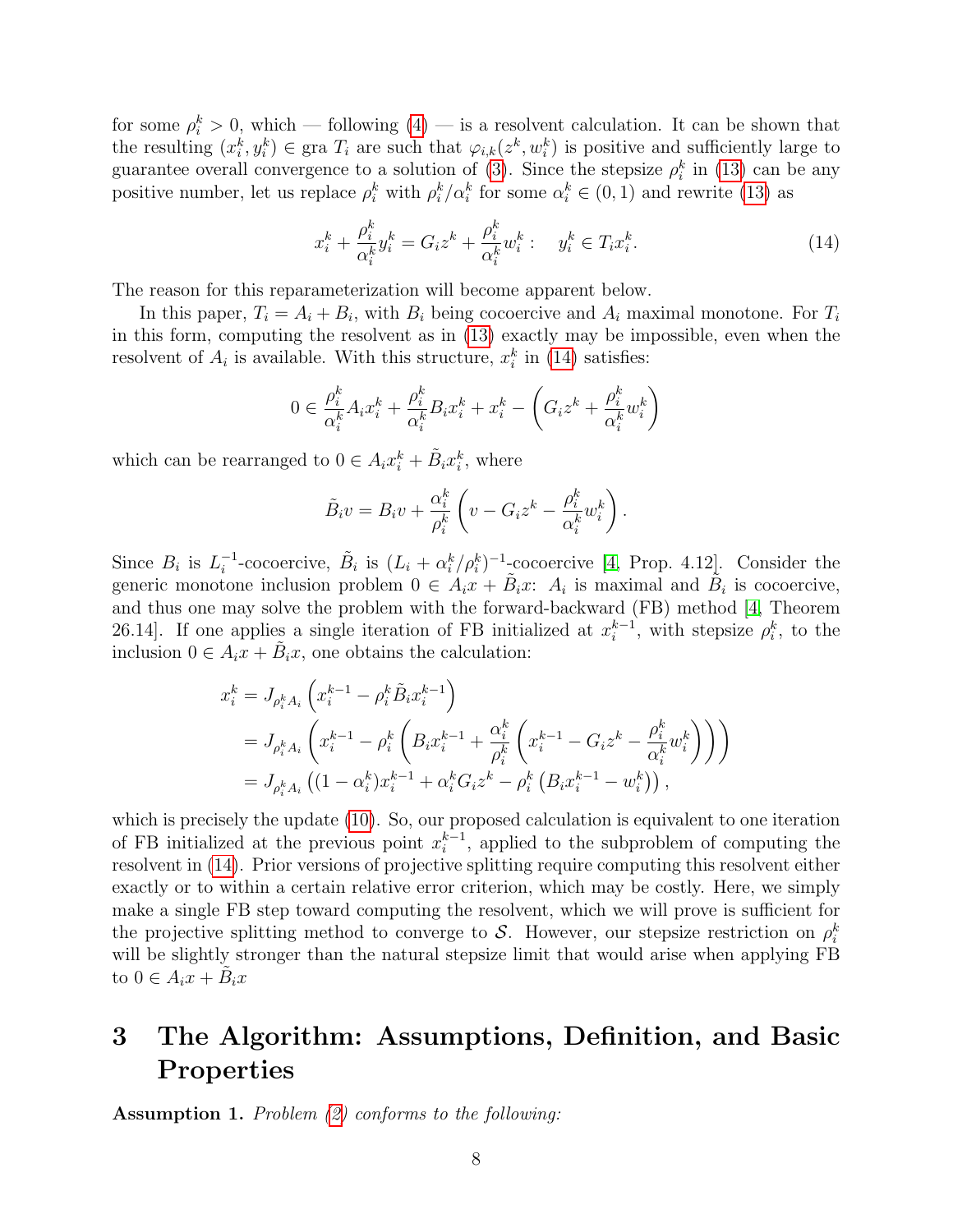for some $\rho_i^k > 0$, which — following (4) — is a resolvent calculation. It can be shown that the resulting $(x_i^k, y_i^k) \in \text{gra}\, T_i$ are such that $\varphi_{i,k}(z^k, w_i^k)$ is positive and sufficiently large to guarantee overall convergence to a solution of (3). Since the stepsize $\rho_i^k$ in (13) can be any positive number, let us replace $\rho_i^k$ with $\rho_i^k/\alpha_i^k$ for some $\alpha_i^k \in (0,1)$ and rewrite (13) as

$$x_i^k + \frac{\rho_i^k}{\alpha_i^k} y_i^k = G_i z^k + \frac{\rho_i^k}{\alpha_i^k} w_i^k : \quad y_i^k \in T_i x_i^k. \tag{14}$$

The reason for this reparameterization will become apparent below.

In this paper, $T_i = A_i + B_i$, with $B_i$ being cocoercive and $A_i$ maximal monotone. For $T_i$ in this form, computing the resolvent as in (13) exactly may be impossible, even when the resolvent of $A_i$ is available. With this structure, $x_i^k$ in (14) satisfies:

$$0 \in \frac{\rho_i^k}{\alpha_i^k} A_i x_i^k + \frac{\rho_i^k}{\alpha_i^k} B_i x_i^k + x_i^k - \left( G_i z^k + \frac{\rho_i^k}{\alpha_i^k} w_i^k \right)$$

which can be rearranged to $0 \in A_i x_i^k + \tilde{B}_i x_i^k$, where

$$\tilde{B}_i v = B_i v + \frac{\alpha_i^k}{\rho_i^k} \left( v - G_i z^k - \frac{\rho_i^k}{\alpha_i^k} w_i^k \right).$$

Since $B_i$ is $L_i^{-1}$-cocoercive, $\tilde{B}_i$ is $(L_i + \alpha_i^k/\rho_i^k)^{-1}$-cocoercive [4, Prop. 4.12]. Consider the generic monotone inclusion problem $0 \in A_i x + \tilde{B}_i x$: $A_i$ is maximal and $\tilde{B}_i$ is cocoercive, and thus one may solve the problem with the forward-backward (FB) method [4, Theorem 26.14]. If one applies a single iteration of FB initialized at $x_i^{k-1}$, with stepsize $\rho_i^k$, to the inclusion $0 \in A_i x + \tilde{B}_i x$, one obtains the calculation:

$$\begin{aligned}
x_i^k &= J_{\rho_i^k A_i} \left( x_i^{k-1} - \rho_i^k \tilde{B}_i x_i^{k-1} \right) \\
&= J_{\rho_i^k A_i} \left( x_i^{k-1} - \rho_i^k \left( B_i x_i^{k-1} + \frac{\alpha_i^k}{\rho_i^k} \left( x_i^{k-1} - G_i z^k - \frac{\rho_i^k}{\alpha_i^k} w_i^k \right) \right) \right) \\
&= J_{\rho_i^k A_i} \left( (1 - \alpha_i^k) x_i^{k-1} + \alpha_i^k G_i z^k - \rho_i^k \left( B_i x_i^{k-1} - w_i^k \right) \right),
\end{aligned}$$

which is precisely the update (10). So, our proposed calculation is equivalent to one iteration of FB initialized at the previous point $x_i^{k-1}$, applied to the subproblem of computing the resolvent in (14). Prior versions of projective splitting require computing this resolvent either exactly or to within a certain relative error criterion, which may be costly. Here, we simply make a single FB step toward computing the resolvent, which we will prove is sufficient for the projective splitting method to converge to $\mathcal{S}$. However, our stepsize restriction on $\rho_i^k$ will be slightly stronger than the natural stepsize limit that would arise when applying FB to $0 \in A_i x + \tilde{B}_i x$

# 3 The Algorithm: Assumptions, Definition, and Basic Properties

**Assumption 1.** *Problem (2) conforms to the following:*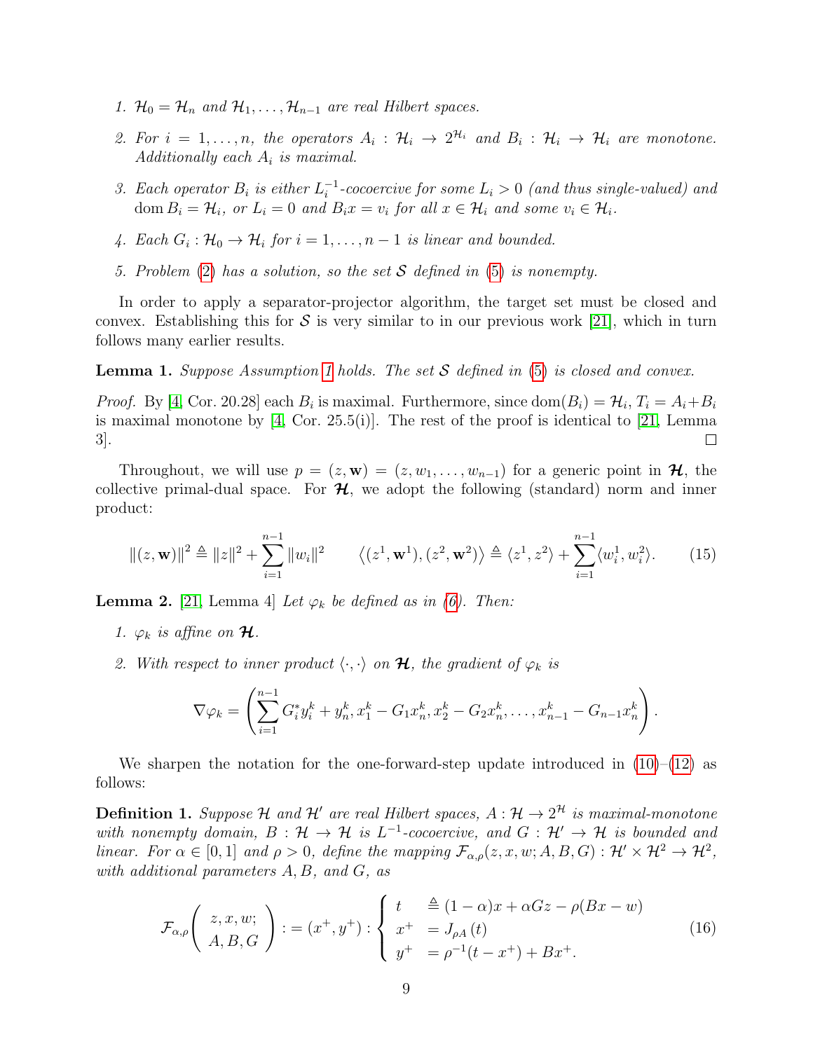1. $\mathcal{H}_0 = \mathcal{H}_n$ and $\mathcal{H}_1, \ldots, \mathcal{H}_{n-1}$ are real Hilbert spaces.
2. For $i = 1, \ldots, n$, the operators $A_i : \mathcal{H}_i \to 2^{\mathcal{H}_i}$ and $B_i : \mathcal{H}_i \to \mathcal{H}_i$ are monotone. Additionally each $A_i$ is maximal.
3. Each operator $B_i$ is either $L_i^{-1}$-cocoercive for some $L_i > 0$ (and thus single-valued) and $\operatorname{dom} B_i = \mathcal{H}_i$, or $L_i = 0$ and $B_i x = v_i$ for all $x \in \mathcal{H}_i$ and some $v_i \in \mathcal{H}_i$.
4. Each $G_i : \mathcal{H}_0 \to \mathcal{H}_i$ for $i = 1, \ldots, n-1$ is linear and bounded.
5. Problem (2) has a solution, so the set $\mathcal{S}$ defined in (5) is nonempty.

In order to apply a separator-projector algorithm, the target set must be closed and convex. Establishing this for $\mathcal{S}$ is very similar to in our previous work [21], which in turn follows many earlier results.

**Lemma 1.** *Suppose Assumption 1 holds. The set $\mathcal{S}$ defined in (5) is closed and convex.*

*Proof.* By [4, Cor. 20.28] each $B_i$ is maximal. Furthermore, since $\operatorname{dom}(B_i) = \mathcal{H}_i$, $T_i = A_i + B_i$ is maximal monotone by [4, Cor. 25.5(i)]. The rest of the proof is identical to [21, Lemma 3]. □

Throughout, we will use $p = (z, \mathbf{w}) = (z, w_1, \ldots, w_{n-1})$ for a generic point in $\boldsymbol{\mathcal{H}}$, the collective primal-dual space. For $\boldsymbol{\mathcal{H}}$, we adopt the following (standard) norm and inner product:

$$\|(z, \mathbf{w})\|^2 \triangleq \|z\|^2 + \sum_{i=1}^{n-1} \|w_i\|^2 \qquad \left\langle (z^1, \mathbf{w}^1), (z^2, \mathbf{w}^2) \right\rangle \triangleq \langle z^1, z^2 \rangle + \sum_{i=1}^{n-1} \langle w_i^1, w_i^2 \rangle. \tag{15}$$

**Lemma 2.** [21, Lemma 4] *Let $\varphi_k$ be defined as in (6). Then:*

1. *$\varphi_k$ is affine on $\boldsymbol{\mathcal{H}}$.*
2. *With respect to inner product $\langle \cdot, \cdot \rangle$ on $\boldsymbol{\mathcal{H}}$, the gradient of $\varphi_k$ is*

$$\nabla \varphi_k = \left( \sum_{i=1}^{n-1} G_i^* y_i^k + y_n^k, x_1^k - G_1 x_n^k, x_2^k - G_2 x_n^k, \ldots, x_{n-1}^k - G_{n-1} x_n^k \right).$$

We sharpen the notation for the one-forward-step update introduced in (10)–(12) as follows:

**Definition 1.** *Suppose $\mathcal{H}$ and $\mathcal{H}'$ are real Hilbert spaces, $A : \mathcal{H} \to 2^{\mathcal{H}}$ is maximal-monotone with nonempty domain, $B : \mathcal{H} \to \mathcal{H}$ is $L^{-1}$-cocoercive, and $G : \mathcal{H}' \to \mathcal{H}$ is bounded and linear. For $\alpha \in [0, 1]$ and $\rho > 0$, define the mapping $\mathcal{F}_{\alpha,\rho}(z, x, w; A, B, G) : \mathcal{H}' \times \mathcal{H}^2 \to \mathcal{H}^2$, with additional parameters $A, B$, and $G$, as*

$$\mathcal{F}_{\alpha,\rho}\left( \begin{array}{c} z, x, w; \\ A, B, G \end{array} \right) := (x^+, y^+) : \left\{ \begin{array}{ll} t & \triangleq (1 - \alpha)x + \alpha G z - \rho(Bx - w) \\ x^+ & = J_{\rho A}(t) \\ y^+ & = \rho^{-1}(t - x^+) + Bx^+. \end{array} \right. \tag{16}$$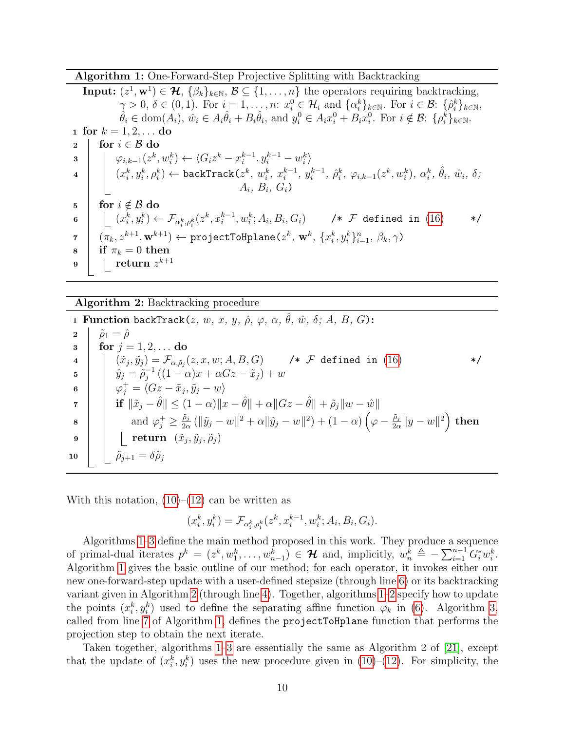**Algorithm 1:** One-Forward-Step Projective Splitting with Backtracking

**Input:** $(z^1, \mathbf{w}^1) \in \boldsymbol{\mathcal{H}}$, $\{\beta_k\}_{k\in\mathbb{N}}$, $\mathcal{B} \subseteq \{1,\ldots,n\}$ the operators requiring backtracking, $\gamma > 0$, $\delta \in (0,1)$. For $i = 1,\ldots,n$: $x_i^0 \in \mathcal{H}_i$ and $\{\alpha_i^k\}_{k\in\mathbb{N}}$. For $i \in \mathcal{B}$: $\{\hat{\rho}_i^k\}_{k\in\mathbb{N}}$, $\hat{\theta}_i \in \text{dom}(A_i)$, $\hat{w}_i \in A_i\hat{\theta}_i + B_i\hat{\theta}_i$, and $y_i^0 \in A_i x_i^0 + B_i x_i^0$. For $i \notin \mathcal{B}$: $\{\rho_i^k\}_{k\in\mathbb{N}}$.

```
1  for k = 1, 2, ... do
2      for i ∈ B do
3          φ_{i,k-1}(z^k, w_i^k) ← ⟨G_i z^k − x_i^{k−1}, y_i^{k−1} − w_i^k⟩
4          (x_i^k, y_i^k, ρ_i^k) ← backTrack(z^k, w_i^k, x_i^{k−1}, y_i^{k−1}, ρ̂_i^k, φ_{i,k−1}(z^k, w_i^k), α_i^k, θ̂_i, ŵ_i, δ;
                                              A_i, B_i, G_i)
5      for i ∉ B do
6          (x_i^k, y_i^k) ← F_{α_i^k, ρ_i^k}(z^k, x_i^{k−1}, w_i^k; A_i, B_i, G_i)      /* F defined in (16) */
7      (π_k, z^{k+1}, w^{k+1}) ← projectToHplane(z^k, w^k, {x_i^k, y_i^k}_{i=1}^n, β_k, γ)
8      if π_k = 0 then
9          return z^{k+1}
```

**Algorithm 2:** Backtracking procedure

```
1  Function backTrack(z, w, x, y, ρ̂, φ, α, θ̂, ŵ, δ; A, B, G):
2      ρ̃_1 = ρ̂
3      for j = 1, 2, ... do
4          (x̃_j, ỹ_j) = F_{α, ρ̃_j}(z, x, w; A, B, G)      /* F defined in (16) */
5          ŷ_j = ρ̃_j^{−1}((1 − α)x + αGz − x̃_j) + w
6          φ_j^+ = ⟨Gz − x̃_j, ỹ_j − w⟩
7          if ‖x̃_j − θ̂‖ ≤ (1 − α)‖x − θ̂‖ + α‖Gz − θ̂‖ + ρ̃_j‖w − ŵ‖
8              and φ_j^+ ≥ (ρ̃_j/(2α)) (‖ỹ_j − w‖² + α‖ŷ_j − w‖²) + (1 − α)(φ − (ρ̃_j/(2α))‖y − w‖²) then
9              return (x̃_j, ỹ_j, ρ̃_j)
10         ρ̃_{j+1} = δ ρ̃_j
```

With this notation, (10)–(12) can be written as

$$(x_i^k, y_i^k) = \mathcal{F}_{\alpha_i^k,\rho_i^k}(z^k, x_i^{k-1}, w_i^k; A_i, B_i, G_i).$$

Algorithms 1–3 define the main method proposed in this work. They produce a sequence of primal-dual iterates $p^k = (z^k, w_1^k, \ldots, w_{n-1}^k) \in \boldsymbol{\mathcal{H}}$ and, implicitly, $w_n^k \triangleq -\sum_{i=1}^{n-1} G_i^* w_i^k$. Algorithm 1 gives the basic outline of our method; for each operator, it invokes either our new one-forward-step update with a user-defined stepsize (through line 6) or its backtracking variant given in Algorithm 2 (through line 4). Together, algorithms 1–2 specify how to update the points $(x_i^k, y_i^k)$ used to define the separating affine function $\varphi_k$ in (6). Algorithm 3, called from line 7 of Algorithm 1, defines the `projectToHplane` function that performs the projection step to obtain the next iterate.

Taken together, algorithms 1–3 are essentially the same as Algorithm 2 of [21], except that the update of $(x_i^k, y_i^k)$ uses the new procedure given in (10)–(12). For simplicity, the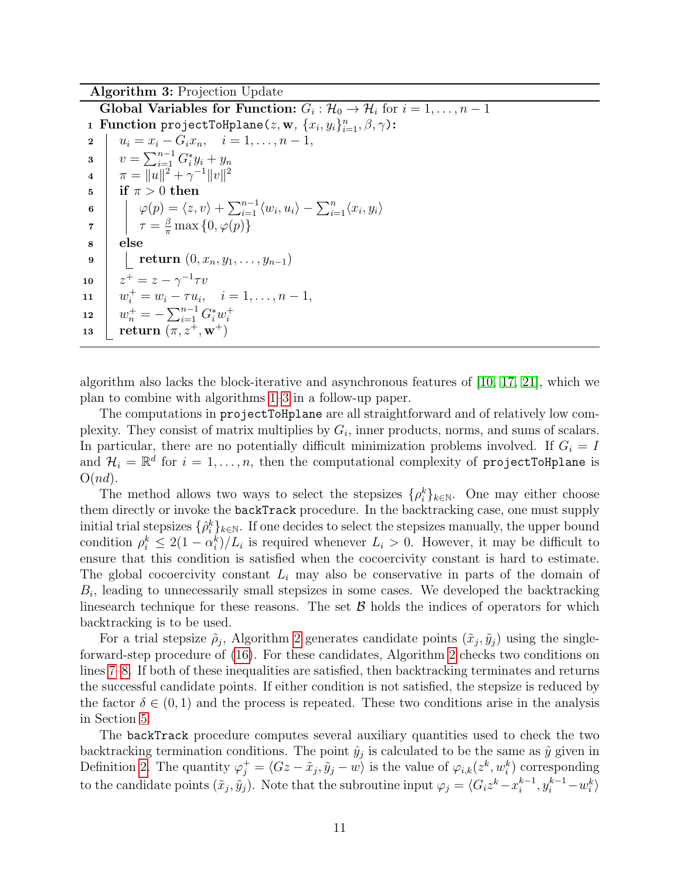**Algorithm 3:** Projection Update

```
   Global Variables for Function: G_i : H_0 → H_i for i = 1, ..., n − 1
 1 Function projectToHplane(z, w, {x_i, y_i}_{i=1}^n, β, γ):
 2     u_i = x_i − G_i x_n,    i = 1, ..., n − 1,
 3     v = Σ_{i=1}^{n−1} G_i^* y_i + y_n
 4     π = ‖u‖^2 + γ^{−1}‖v‖^2
 5     if π > 0 then
 6         φ(p) = ⟨z, v⟩ + Σ_{i=1}^{n−1} ⟨w_i, u_i⟩ − Σ_{i=1}^{n} ⟨x_i, y_i⟩
 7         τ = (β/π) max{0, φ(p)}
 8     else
 9         return (0, x_n, y_1, ..., y_{n−1})
10     z^+ = z − γ^{−1} τ v
11     w_i^+ = w_i − τ u_i,    i = 1, ..., n − 1,
12     w_n^+ = − Σ_{i=1}^{n−1} G_i^* w_i^+
13     return (π, z^+, w^+)
```

algorithm also lacks the block-iterative and asynchronous features of [10, 17, 21], which we plan to combine with algorithms 1–3 in a follow-up paper.

The computations in `projectToHplane` are all straightforward and of relatively low complexity. They consist of matrix multiplies by $G_i$, inner products, norms, and sums of scalars. In particular, there are no potentially difficult minimization problems involved. If $G_i = I$ and $\mathcal{H}_i = \mathbb{R}^d$ for $i = 1, \ldots, n$, then the computational complexity of `projectToHplane` is $\mathrm{O}(nd)$.

The method allows two ways to select the stepsizes $\{\rho_i^k\}_{k\in\mathbb{N}}$. One may either choose them directly or invoke the `backTrack` procedure. In the backtracking case, one must supply initial trial stepsizes $\{\hat{\rho}_i^k\}_{k\in\mathbb{N}}$. If one decides to select the stepsizes manually, the upper bound condition $\rho_i^k \leq 2(1-\alpha_i^k)/L_i$ is required whenever $L_i > 0$. However, it may be difficult to ensure that this condition is satisfied when the cocoercivity constant is hard to estimate. The global cocoercivity constant $L_i$ may also be conservative in parts of the domain of $B_i$, leading to unnecessarily small stepsizes in some cases. We developed the backtracking linesearch technique for these reasons. The set $\mathcal{B}$ holds the indices of operators for which backtracking is to be used.

For a trial stepsize $\tilde{\rho}_j$, Algorithm 2 generates candidate points $(\tilde{x}_j, \tilde{y}_j)$ using the single-forward-step procedure of (16). For these candidates, Algorithm 2 checks two conditions on lines 7–8. If both of these inequalities are satisfied, then backtracking terminates and returns the successful candidate points. If either condition is not satisfied, the stepsize is reduced by the factor $\delta \in (0,1)$ and the process is repeated. These two conditions arise in the analysis in Section 5.

The `backTrack` procedure computes several auxiliary quantities used to check the two backtracking termination conditions. The point $\hat{y}_j$ is calculated to be the same as $\hat{y}$ given in Definition 2. The quantity $\varphi_j^+ = \langle Gz - \tilde{x}_j, \tilde{y}_j - w\rangle$ is the value of $\varphi_{i,k}(z^k, w_i^k)$ corresponding to the candidate points $(\tilde{x}_j, \tilde{y}_j)$. Note that the subroutine input $\varphi_j = \langle G_i z^k - x_i^{k-1}, y_i^{k-1} - w_i^k\rangle$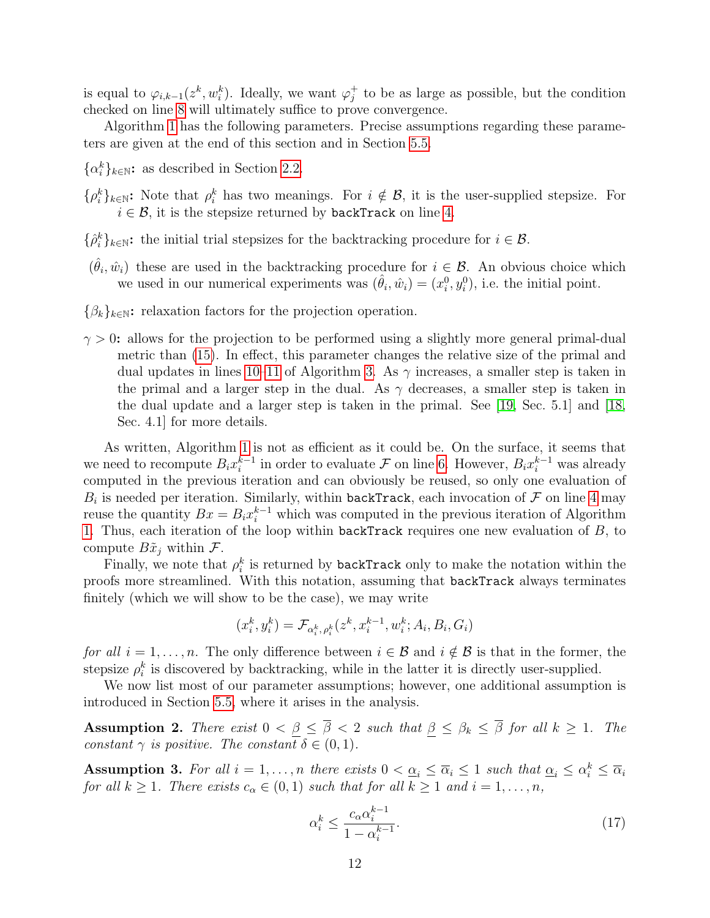is equal to $\varphi_{i,k-1}(z^k, w_i^k)$. Ideally, we want $\varphi_j^+$ to be as large as possible, but the condition checked on line 8 will ultimately suffice to prove convergence.

Algorithm 1 has the following parameters. Precise assumptions regarding these parameters are given at the end of this section and in Section 5.5.

**$\{\alpha_i^k\}_{k\in\mathbb{N}}$:** as described in Section 2.2.

**$\{\rho_i^k\}_{k\in\mathbb{N}}$:** Note that $\rho_i^k$ has two meanings. For $i \notin \mathcal{B}$, it is the user-supplied stepsize. For $i \in \mathcal{B}$, it is the stepsize returned by `backTrack` on line 4.

**$\{\hat{\rho}_i^k\}_{k\in\mathbb{N}}$:** the initial trial stepsizes for the backtracking procedure for $i \in \mathcal{B}$.

**$(\hat{\theta}_i, \hat{w}_i)$** these are used in the backtracking procedure for $i \in \mathcal{B}$. An obvious choice which we used in our numerical experiments was $(\hat{\theta}_i, \hat{w}_i) = (x_i^0, y_i^0)$, i.e. the initial point.

**$\{\beta_k\}_{k\in\mathbb{N}}$:** relaxation factors for the projection operation.

**$\gamma > 0$:** allows for the projection to be performed using a slightly more general primal-dual metric than (15). In effect, this parameter changes the relative size of the primal and dual updates in lines 10–11 of Algorithm 3. As $\gamma$ increases, a smaller step is taken in the primal and a larger step in the dual. As $\gamma$ decreases, a smaller step is taken in the dual update and a larger step is taken in the primal. See [19, Sec. 5.1] and [18, Sec. 4.1] for more details.

As written, Algorithm 1 is not as efficient as it could be. On the surface, it seems that we need to recompute $B_i x_i^{k-1}$ in order to evaluate $\mathcal{F}$ on line 6. However, $B_i x_i^{k-1}$ was already computed in the previous iteration and can obviously be reused, so only one evaluation of $B_i$ is needed per iteration. Similarly, within `backTrack`, each invocation of $\mathcal{F}$ on line 4 may reuse the quantity $Bx = B_i x_i^{k-1}$ which was computed in the previous iteration of Algorithm 1. Thus, each iteration of the loop within `backTrack` requires one new evaluation of $B$, to compute $B\tilde{x}_j$ within $\mathcal{F}$.

Finally, we note that $\rho_i^k$ is returned by `backTrack` only to make the notation within the proofs more streamlined. With this notation, assuming that `backTrack` always terminates finitely (which we will show to be the case), we may write

$$(x_i^k, y_i^k) = \mathcal{F}_{\alpha_i^k, \rho_i^k}(z^k, x_i^{k-1}, w_i^k; A_i, B_i, G_i)$$

*for all $i = 1, \ldots, n$.* The only difference between $i \in \mathcal{B}$ and $i \notin \mathcal{B}$ is that in the former, the stepsize $\rho_i^k$ is discovered by backtracking, while in the latter it is directly user-supplied.

We now list most of our parameter assumptions; however, one additional assumption is introduced in Section 5.5, where it arises in the analysis.

**Assumption 2.** *There exist $0 < \underline{\beta} \le \overline{\beta} < 2$ such that $\underline{\beta} \le \beta_k \le \overline{\beta}$ for all $k \ge 1$. The constant $\gamma$ is positive. The constant $\delta \in (0, 1)$.*

**Assumption 3.** *For all $i = 1, \ldots, n$ there exists $0 < \underline{\alpha}_i \le \overline{\alpha}_i \le 1$ such that $\underline{\alpha}_i \le \alpha_i^k \le \overline{\alpha}_i$ for all $k \ge 1$. There exists $c_\alpha \in (0, 1)$ such that for all $k \ge 1$ and $i = 1, \ldots, n$,*

$$\alpha_i^k \le \frac{c_\alpha \alpha_i^{k-1}}{1 - \alpha_i^{k-1}}. \tag{17}$$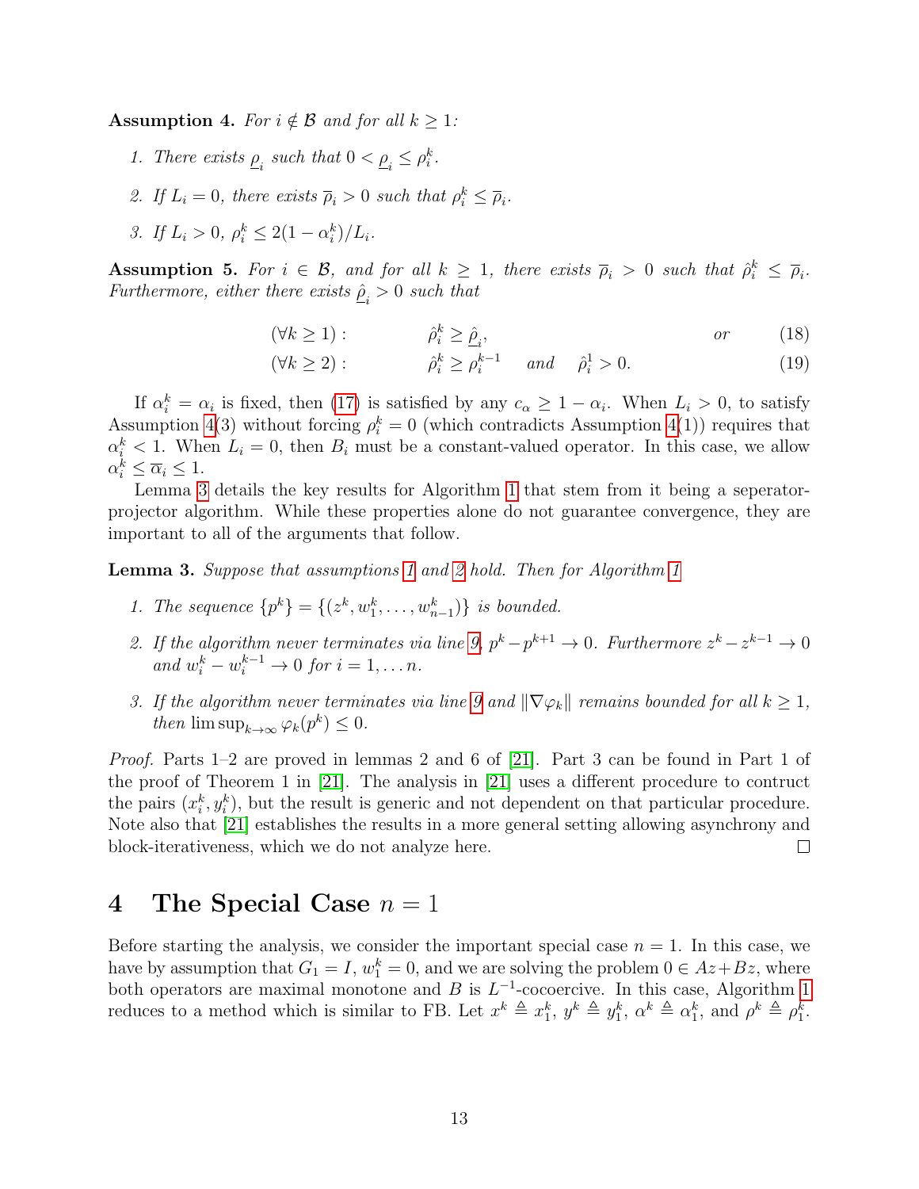**Assumption 4.** *For $i \notin \mathcal{B}$ and for all $k \geq 1$:*

1. *There exists $\underline{\rho}_i$ such that $0 < \underline{\rho}_i \leq \rho_i^k$.*
2. *If $L_i = 0$, there exists $\overline{\rho}_i > 0$ such that $\rho_i^k \leq \overline{\rho}_i$.*
3. *If $L_i > 0$, $\rho_i^k \leq 2(1 - \alpha_i^k)/L_i$.*

**Assumption 5.** *For $i \in \mathcal{B}$, and for all $k \geq 1$, there exists $\overline{\rho}_i > 0$ such that $\hat{\rho}_i^k \leq \overline{\rho}_i$. Furthermore, either there exists $\hat{\underline{\rho}}_i > 0$ such that*

$$(\forall k \geq 1): \qquad \hat{\rho}_i^k \geq \hat{\underline{\rho}}_i, \qquad \textit{or} \tag{18}$$

$$(\forall k \geq 2): \qquad \hat{\rho}_i^k \geq \rho_i^{k-1} \quad \textit{and} \quad \hat{\rho}_i^1 > 0. \tag{19}$$

If $\alpha_i^k = \alpha_i$ is fixed, then (17) is satisfied by any $c_\alpha \geq 1 - \alpha_i$. When $L_i > 0$, to satisfy Assumption 4(3) without forcing $\rho_i^k = 0$ (which contradicts Assumption 4(1)) requires that $\alpha_i^k < 1$. When $L_i = 0$, then $B_i$ must be a constant-valued operator. In this case, we allow $\alpha_i^k \leq \overline{\alpha}_i \leq 1$.

Lemma 3 details the key results for Algorithm 1 that stem from it being a seperator-projector algorithm. While these properties alone do not guarantee convergence, they are important to all of the arguments that follow.

**Lemma 3.** *Suppose that assumptions 1 and 2 hold. Then for Algorithm 1*

1. *The sequence $\{p^k\} = \{(z^k, w_1^k, \ldots, w_{n-1}^k)\}$ is bounded.*
2. *If the algorithm never terminates via line 9, $p^k - p^{k+1} \to 0$. Furthermore $z^k - z^{k-1} \to 0$ and $w_i^k - w_i^{k-1} \to 0$ for $i = 1, \ldots n$.*
3. *If the algorithm never terminates via line 9 and $\|\nabla \varphi_k\|$ remains bounded for all $k \geq 1$, then $\limsup_{k \to \infty} \varphi_k(p^k) \leq 0$.*

*Proof.* Parts 1–2 are proved in lemmas 2 and 6 of [21]. Part 3 can be found in Part 1 of the proof of Theorem 1 in [21]. The analysis in [21] uses a different procedure to contruct the pairs $(x_i^k, y_i^k)$, but the result is generic and not dependent on that particular procedure. Note also that [21] establishes the results in a more general setting allowing asynchrony and block-iterativeness, which we do not analyze here. $\square$

# 4 The Special Case $n = 1$

Before starting the analysis, we consider the important special case $n = 1$. In this case, we have by assumption that $G_1 = I$, $w_1^k = 0$, and we are solving the problem $0 \in Az + Bz$, where both operators are maximal monotone and $B$ is $L^{-1}$-cocoercive. In this case, Algorithm 1 reduces to a method which is similar to FB. Let $x^k \triangleq x_1^k$, $y^k \triangleq y_1^k$, $\alpha^k \triangleq \alpha_1^k$, and $\rho^k \triangleq \rho_1^k$.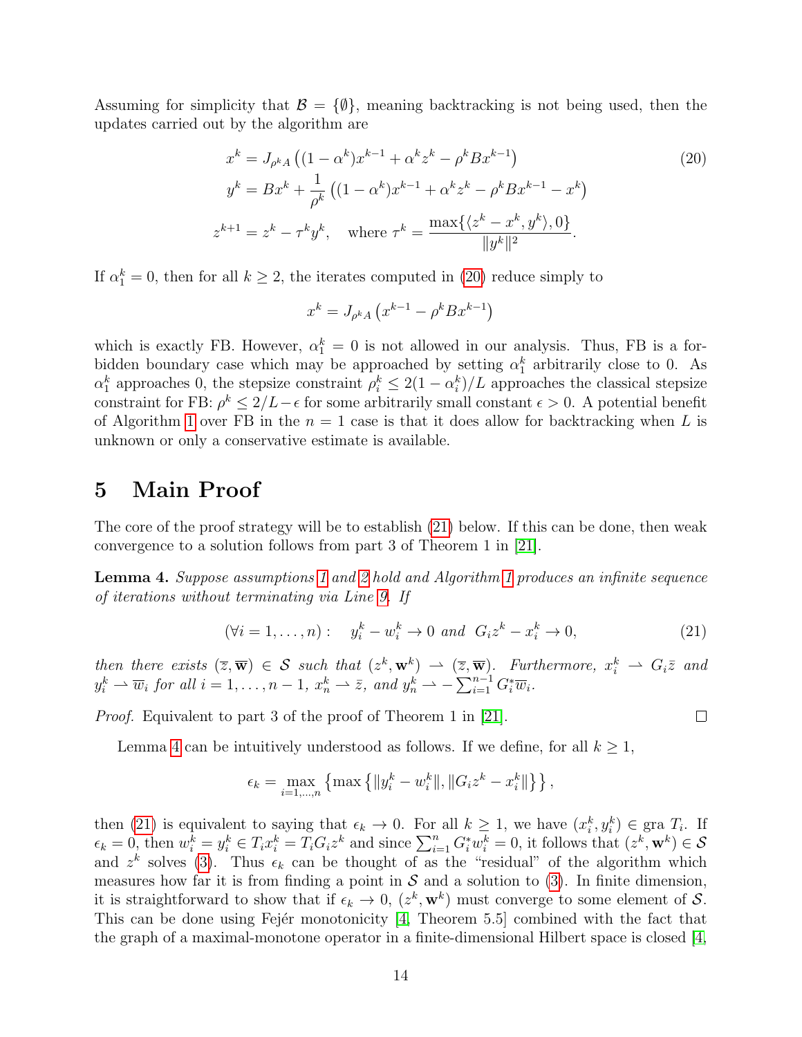Assuming for simplicity that $\mathcal{B} = \{\emptyset\}$, meaning backtracking is not being used, then the updates carried out by the algorithm are

$$
\begin{aligned}
x^k &= J_{\rho^k A}\left((1-\alpha^k)x^{k-1} + \alpha^k z^k - \rho^k B x^{k-1}\right) \\
y^k &= Bx^k + \frac{1}{\rho^k}\left((1-\alpha^k)x^{k-1} + \alpha^k z^k - \rho^k B x^{k-1} - x^k\right) \\
z^{k+1} &= z^k - \tau^k y^k, \quad \text{where } \tau^k = \frac{\max\{\langle z^k - x^k, y^k\rangle, 0\}}{\|y^k\|^2}.
\end{aligned}
\tag{20}
$$

If $\alpha_1^k = 0$, then for all $k \geq 2$, the iterates computed in (20) reduce simply to

$$
x^k = J_{\rho^k A}\left(x^{k-1} - \rho^k B x^{k-1}\right)
$$

which is exactly FB. However, $\alpha_1^k = 0$ is not allowed in our analysis. Thus, FB is a forbidden boundary case which may be approached by setting $\alpha_1^k$ arbitrarily close to 0. As $\alpha_1^k$ approaches 0, the stepsize constraint $\rho_i^k \leq 2(1-\alpha_i^k)/L$ approaches the classical stepsize constraint for FB: $\rho^k \leq 2/L - \epsilon$ for some arbitrarily small constant $\epsilon > 0$. A potential benefit of Algorithm 1 over FB in the $n = 1$ case is that it does allow for backtracking when $L$ is unknown or only a conservative estimate is available.

# 5 Main Proof

The core of the proof strategy will be to establish (21) below. If this can be done, then weak convergence to a solution follows from part 3 of Theorem 1 in [21].

**Lemma 4.** *Suppose assumptions 1 and 2 hold and Algorithm 1 produces an infinite sequence of iterations without terminating via Line 9. If*

$$
(\forall i = 1,\ldots,n): \quad y_i^k - w_i^k \to 0 \text{ and } G_i z^k - x_i^k \to 0, \tag{21}
$$

*then there exists $(\overline{z}, \overline{\mathbf{w}}) \in \mathcal{S}$ such that $(z^k, \mathbf{w}^k) \rightharpoonup (\overline{z}, \overline{\mathbf{w}})$. Furthermore, $x_i^k \rightharpoonup G_i\bar{z}$ and $y_i^k \rightharpoonup \overline{w}_i$ for all $i = 1,\ldots,n-1$, $x_n^k \rightharpoonup \bar{z}$, and $y_n^k \rightharpoonup -\sum_{i=1}^{n-1} G_i^* \overline{w}_i$.*

*Proof.* Equivalent to part 3 of the proof of Theorem 1 in [21]. $\square$

Lemma 4 can be intuitively understood as follows. If we define, for all $k \geq 1$,

$$
\epsilon_k = \max_{i=1,\ldots,n}\left\{\max\left\{\|y_i^k - w_i^k\|, \|G_i z^k - x_i^k\|\right\}\right\},
$$

then (21) is equivalent to saying that $\epsilon_k \to 0$. For all $k \geq 1$, we have $(x_i^k, y_i^k) \in \text{gra}\, T_i$. If $\epsilon_k = 0$, then $w_i^k = y_i^k \in T_i x_i^k = T_i G_i z^k$ and since $\sum_{i=1}^n G_i^* w_i^k = 0$, it follows that $(z^k, \mathbf{w}^k) \in \mathcal{S}$ and $z^k$ solves (3). Thus $\epsilon_k$ can be thought of as the "residual" of the algorithm which measures how far it is from finding a point in $\mathcal{S}$ and a solution to (3). In finite dimension, it is straightforward to show that if $\epsilon_k \to 0$, $(z^k, \mathbf{w}^k)$ must converge to some element of $\mathcal{S}$. This can be done using Fejér monotonicity [4, Theorem 5.5] combined with the fact that the graph of a maximal-monotone operator in a finite-dimensional Hilbert space is closed [4,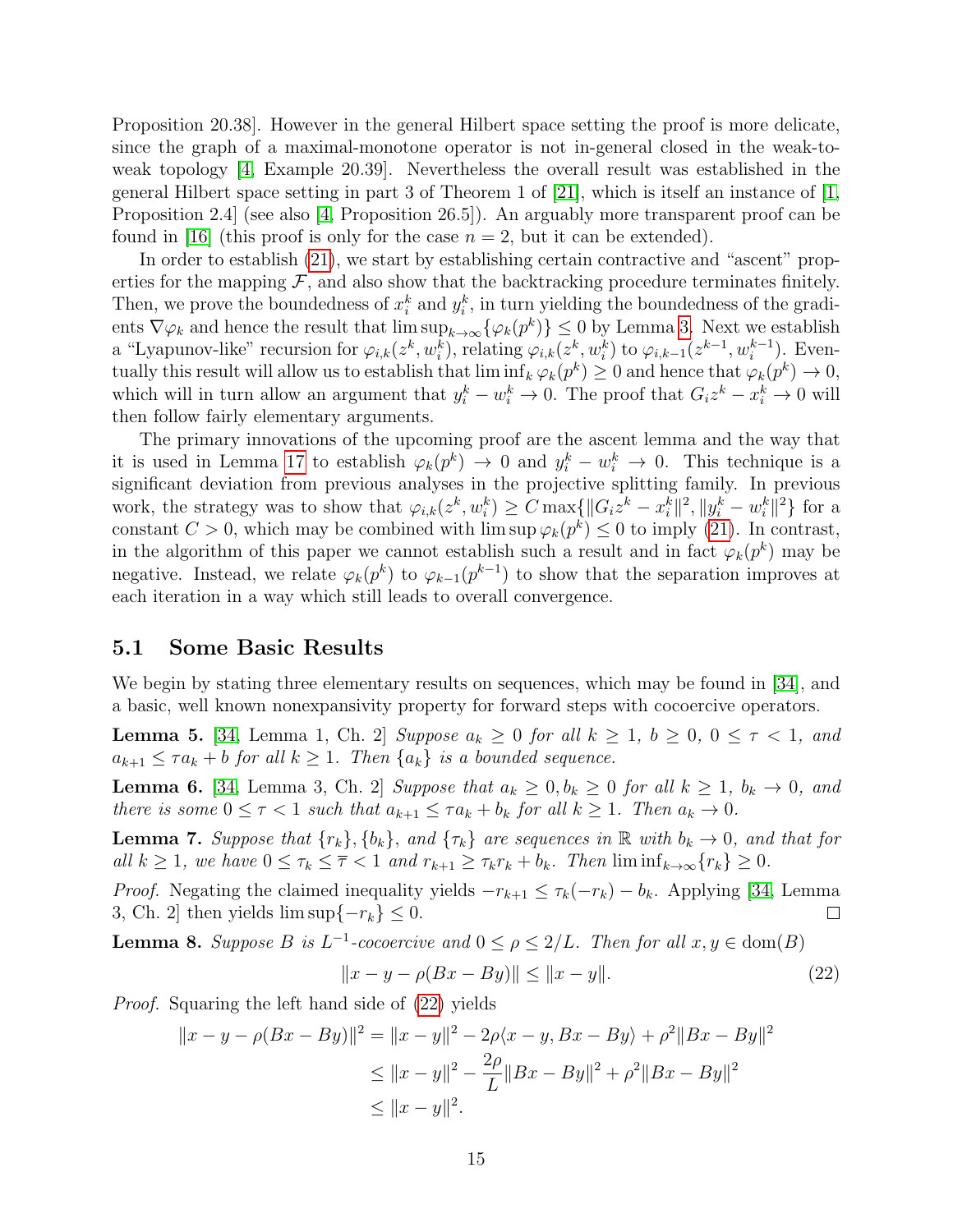Proposition 20.38]. However in the general Hilbert space setting the proof is more delicate, since the graph of a maximal-monotone operator is not in-general closed in the weak-to-weak topology [4, Example 20.39]. Nevertheless the overall result was established in the general Hilbert space setting in part 3 of Theorem 1 of [21], which is itself an instance of [1, Proposition 2.4] (see also [4, Proposition 26.5]). An arguably more transparent proof can be found in [16] (this proof is only for the case $n = 2$, but it can be extended).

In order to establish (21), we start by establishing certain contractive and "ascent" properties for the mapping $\mathcal{F}$, and also show that the backtracking procedure terminates finitely. Then, we prove the boundedness of $x_i^k$ and $y_i^k$, in turn yielding the boundedness of the gradients $\nabla\varphi_k$ and hence the result that $\limsup_{k\to\infty}\{\varphi_k(p^k)\} \leq 0$ by Lemma 3. Next we establish a "Lyapunov-like" recursion for $\varphi_{i,k}(z^k, w_i^k)$, relating $\varphi_{i,k}(z^k, w_i^k)$ to $\varphi_{i,k-1}(z^{k-1}, w_i^{k-1})$. Eventually this result will allow us to establish that $\liminf_k \varphi_k(p^k) \geq 0$ and hence that $\varphi_k(p^k) \to 0$, which will in turn allow an argument that $y_i^k - w_i^k \to 0$. The proof that $G_i z^k - x_i^k \to 0$ will then follow fairly elementary arguments.

The primary innovations of the upcoming proof are the ascent lemma and the way that it is used in Lemma 17 to establish $\varphi_k(p^k) \to 0$ and $y_i^k - w_i^k \to 0$. This technique is a significant deviation from previous analyses in the projective splitting family. In previous work, the strategy was to show that $\varphi_{i,k}(z^k, w_i^k) \geq C\max\{\|G_i z^k - x_i^k\|^2, \|y_i^k - w_i^k\|^2\}$ for a constant $C > 0$, which may be combined with $\limsup \varphi_k(p^k) \leq 0$ to imply (21). In contrast, in the algorithm of this paper we cannot establish such a result and in fact $\varphi_k(p^k)$ may be negative. Instead, we relate $\varphi_k(p^k)$ to $\varphi_{k-1}(p^{k-1})$ to show that the separation improves at each iteration in a way which still leads to overall convergence.

## 5.1 Some Basic Results

We begin by stating three elementary results on sequences, which may be found in [34], and a basic, well known nonexpansivity property for forward steps with cocoercive operators.

**Lemma 5.** [34, Lemma 1, Ch. 2] *Suppose $a_k \geq 0$ for all $k \geq 1$, $b \geq 0$, $0 \leq \tau < 1$, and $a_{k+1} \leq \tau a_k + b$ for all $k \geq 1$. Then $\{a_k\}$ is a bounded sequence.*

**Lemma 6.** [34, Lemma 3, Ch. 2] *Suppose that $a_k \geq 0, b_k \geq 0$ for all $k \geq 1$, $b_k \to 0$, and there is some $0 \leq \tau < 1$ such that $a_{k+1} \leq \tau a_k + b_k$ for all $k \geq 1$. Then $a_k \to 0$.*

**Lemma 7.** *Suppose that $\{r_k\}, \{b_k\}$, and $\{\tau_k\}$ are sequences in $\mathbb{R}$ with $b_k \to 0$, and that for all $k \geq 1$, we have $0 \leq \tau_k \leq \overline{\tau} < 1$ and $r_{k+1} \geq \tau_k r_k + b_k$. Then $\liminf_{k\to\infty}\{r_k\} \geq 0$.*

*Proof.* Negating the claimed inequality yields $-r_{k+1} \leq \tau_k(-r_k) - b_k$. Applying [34, Lemma 3, Ch. 2] then yields $\limsup\{-r_k\} \leq 0$. □

**Lemma 8.** *Suppose $B$ is $L^{-1}$-cocoercive and $0 \leq \rho \leq 2/L$. Then for all $x, y \in \mathrm{dom}(B)$*

$$\|x - y - \rho(Bx - By)\| \leq \|x - y\|. \tag{22}$$

*Proof.* Squaring the left hand side of (22) yields

$$\begin{aligned}
\|x - y - \rho(Bx - By)\|^2 &= \|x - y\|^2 - 2\rho\langle x - y, Bx - By\rangle + \rho^2\|Bx - By\|^2 \\
&\leq \|x - y\|^2 - \frac{2\rho}{L}\|Bx - By\|^2 + \rho^2\|Bx - By\|^2 \\
&\leq \|x - y\|^2.
\end{aligned}$$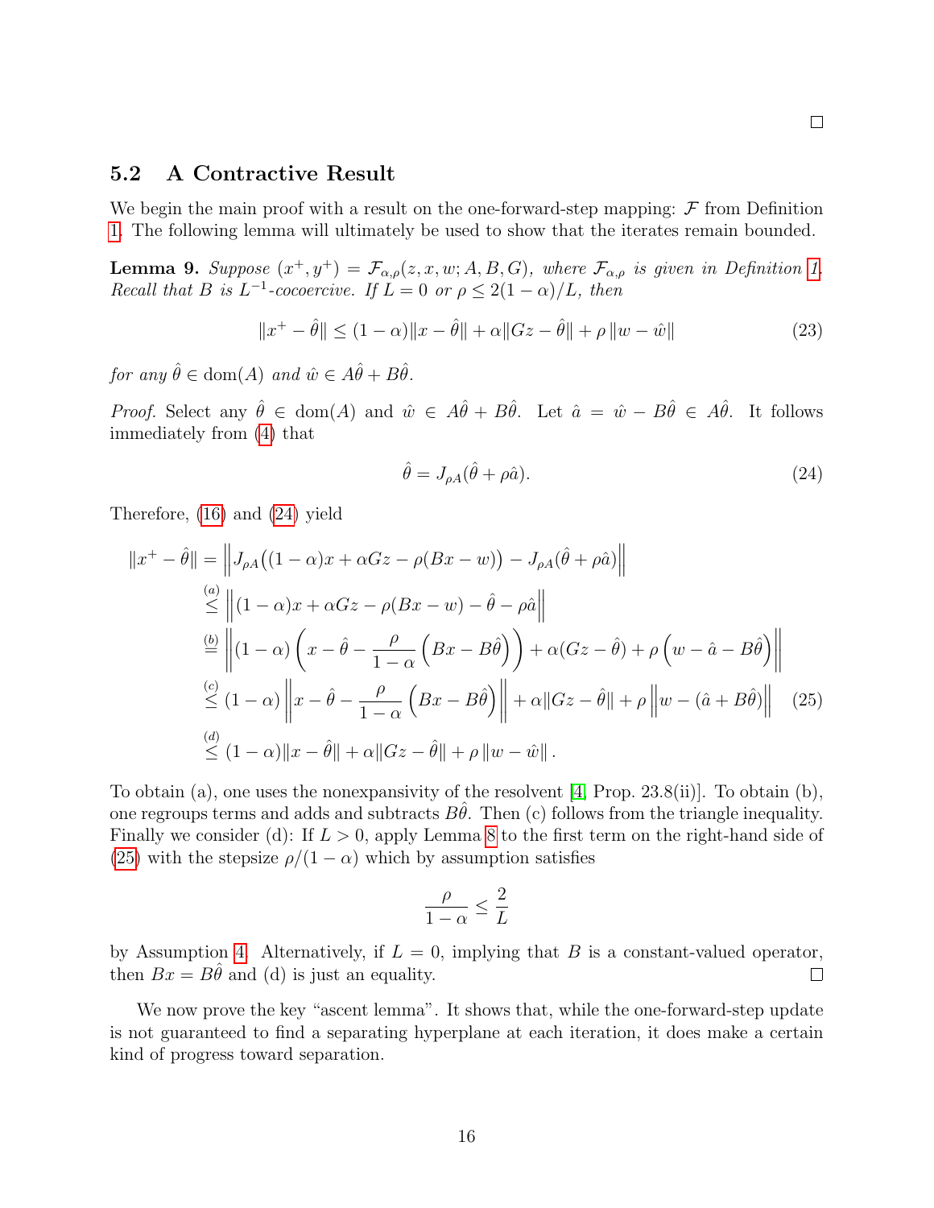□

## 5.2 A Contractive Result

We begin the main proof with a result on the one-forward-step mapping: $\mathcal{F}$ from Definition 1. The following lemma will ultimately be used to show that the iterates remain bounded.

**Lemma 9.** *Suppose $(x^+, y^+) = \mathcal{F}_{\alpha,\rho}(z, x, w; A, B, G)$, where $\mathcal{F}_{\alpha,\rho}$ is given in Definition 1. Recall that $B$ is $L^{-1}$-cocoercive. If $L = 0$ or $\rho \leq 2(1-\alpha)/L$, then*

$$\|x^+ - \hat{\theta}\| \leq (1-\alpha)\|x - \hat{\theta}\| + \alpha\|Gz - \hat{\theta}\| + \rho\,\|w - \hat{w}\| \tag{23}$$

*for any $\hat{\theta} \in \operatorname{dom}(A)$ and $\hat{w} \in A\hat{\theta} + B\hat{\theta}$.*

*Proof.* Select any $\hat{\theta} \in \operatorname{dom}(A)$ and $\hat{w} \in A\hat{\theta} + B\hat{\theta}$. Let $\hat{a} = \hat{w} - B\hat{\theta} \in A\hat{\theta}$. It follows immediately from (4) that

$$\hat{\theta} = J_{\rho A}(\hat{\theta} + \rho\hat{a}). \tag{24}$$

Therefore, (16) and (24) yield

$$\begin{aligned}
\|x^+ - \hat{\theta}\| &= \left\| J_{\rho A}\big((1-\alpha)x + \alpha Gz - \rho(Bx - w)\big) - J_{\rho A}(\hat{\theta} + \rho\hat{a}) \right\| \\
&\overset{(a)}{\leq} \left\| (1-\alpha)x + \alpha Gz - \rho(Bx - w) - \hat{\theta} - \rho\hat{a} \right\| \\
&\overset{(b)}{=} \left\| (1-\alpha)\left( x - \hat{\theta} - \frac{\rho}{1-\alpha}\left(Bx - B\hat{\theta}\right)\right) + \alpha(Gz - \hat{\theta}) + \rho\left(w - \hat{a} - B\hat{\theta}\right) \right\| \\
&\overset{(c)}{\leq} (1-\alpha)\left\| x - \hat{\theta} - \frac{\rho}{1-\alpha}\left(Bx - B\hat{\theta}\right)\right\| + \alpha\|Gz - \hat{\theta}\| + \rho\left\|w - (\hat{a} + B\hat{\theta})\right\| \qquad (25) \\
&\overset{(d)}{\leq} (1-\alpha)\|x - \hat{\theta}\| + \alpha\|Gz - \hat{\theta}\| + \rho\,\|w - \hat{w}\|\,.
\end{aligned}$$

To obtain (a), one uses the nonexpansivity of the resolvent [4, Prop. 23.8(ii)]. To obtain (b), one regroups terms and adds and subtracts $B\hat{\theta}$. Then (c) follows from the triangle inequality. Finally we consider (d): If $L > 0$, apply Lemma 8 to the first term on the right-hand side of (25) with the stepsize $\rho/(1-\alpha)$ which by assumption satisfies

$$\frac{\rho}{1-\alpha} \leq \frac{2}{L}$$

by Assumption 4. Alternatively, if $L = 0$, implying that $B$ is a constant-valued operator, then $Bx = B\hat{\theta}$ and (d) is just an equality. □

We now prove the key "ascent lemma". It shows that, while the one-forward-step update is not guaranteed to find a separating hyperplane at each iteration, it does make a certain kind of progress toward separation.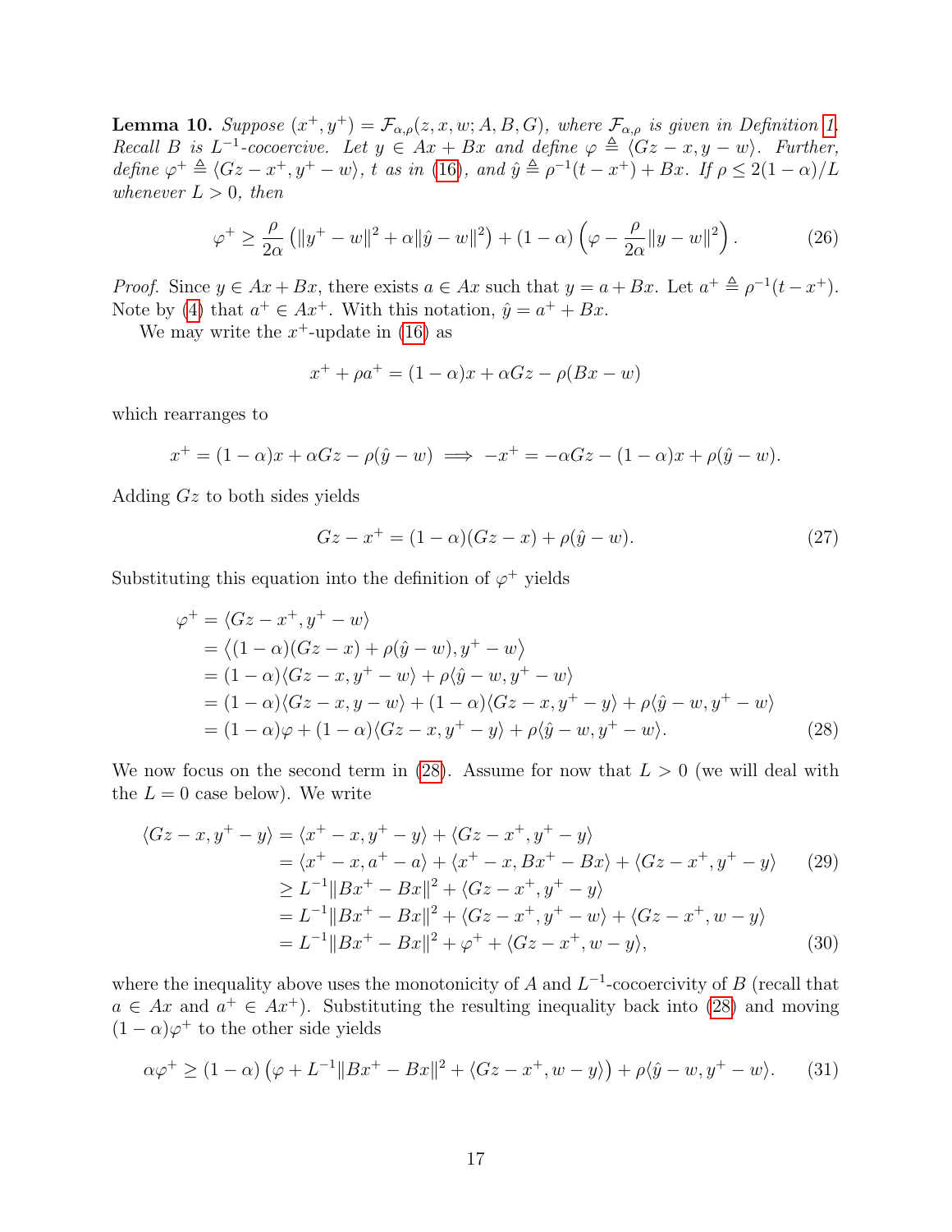**Lemma 10.** *Suppose $(x^+, y^+) = \mathcal{F}_{\alpha,\rho}(z, x, w; A, B, G)$, where $\mathcal{F}_{\alpha,\rho}$ is given in Definition 1. Recall $B$ is $L^{-1}$-cocoercive. Let $y \in Ax + Bx$ and define $\varphi \triangleq \langle Gz - x, y - w\rangle$. Further, define $\varphi^+ \triangleq \langle Gz - x^+, y^+ - w\rangle$, $t$ as in (16), and $\hat{y} \triangleq \rho^{-1}(t - x^+) + Bx$. If $\rho \leq 2(1-\alpha)/L$ whenever $L > 0$, then*

$$\varphi^+ \geq \frac{\rho}{2\alpha}\left(\|y^+ - w\|^2 + \alpha\|\hat{y} - w\|^2\right) + (1-\alpha)\left(\varphi - \frac{\rho}{2\alpha}\|y - w\|^2\right). \tag{26}$$

*Proof.* Since $y \in Ax + Bx$, there exists $a \in Ax$ such that $y = a + Bx$. Let $a^+ \triangleq \rho^{-1}(t - x^+)$. Note by (4) that $a^+ \in Ax^+$. With this notation, $\hat{y} = a^+ + Bx$.

We may write the $x^+$-update in (16) as

$$x^+ + \rho a^+ = (1-\alpha)x + \alpha Gz - \rho(Bx - w)$$

which rearranges to

$$x^+ = (1-\alpha)x + \alpha Gz - \rho(\hat{y} - w) \implies -x^+ = -\alpha Gz - (1-\alpha)x + \rho(\hat{y} - w).$$

Adding $Gz$ to both sides yields

$$Gz - x^+ = (1-\alpha)(Gz - x) + \rho(\hat{y} - w). \tag{27}$$

Substituting this equation into the definition of $\varphi^+$ yields

$$\begin{aligned}
\varphi^+ &= \langle Gz - x^+, y^+ - w\rangle \\
&= \big\langle (1-\alpha)(Gz - x) + \rho(\hat{y} - w), y^+ - w\big\rangle \\
&= (1-\alpha)\langle Gz - x, y^+ - w\rangle + \rho\langle \hat{y} - w, y^+ - w\rangle \\
&= (1-\alpha)\langle Gz - x, y - w\rangle + (1-\alpha)\langle Gz - x, y^+ - y\rangle + \rho\langle \hat{y} - w, y^+ - w\rangle \\
&= (1-\alpha)\varphi + (1-\alpha)\langle Gz - x, y^+ - y\rangle + \rho\langle \hat{y} - w, y^+ - w\rangle.
\end{aligned} \tag{28}$$

We now focus on the second term in (28). Assume for now that $L > 0$ (we will deal with the $L = 0$ case below). We write

$$\begin{aligned}
\langle Gz - x, y^+ - y\rangle &= \langle x^+ - x, y^+ - y\rangle + \langle Gz - x^+, y^+ - y\rangle \\
&= \langle x^+ - x, a^+ - a\rangle + \langle x^+ - x, Bx^+ - Bx\rangle + \langle Gz - x^+, y^+ - y\rangle \qquad (29)\\
&\geq L^{-1}\|Bx^+ - Bx\|^2 + \langle Gz - x^+, y^+ - y\rangle \\
&= L^{-1}\|Bx^+ - Bx\|^2 + \langle Gz - x^+, y^+ - w\rangle + \langle Gz - x^+, w - y\rangle \\
&= L^{-1}\|Bx^+ - Bx\|^2 + \varphi^+ + \langle Gz - x^+, w - y\rangle, \qquad (30)
\end{aligned}$$

where the inequality above uses the monotonicity of $A$ and $L^{-1}$-cocoercivity of $B$ (recall that $a \in Ax$ and $a^+ \in Ax^+$). Substituting the resulting inequality back into (28) and moving $(1-\alpha)\varphi^+$ to the other side yields

$$\alpha\varphi^+ \geq (1-\alpha)\left(\varphi + L^{-1}\|Bx^+ - Bx\|^2 + \langle Gz - x^+, w - y\rangle\right) + \rho\langle \hat{y} - w, y^+ - w\rangle. \tag{31}$$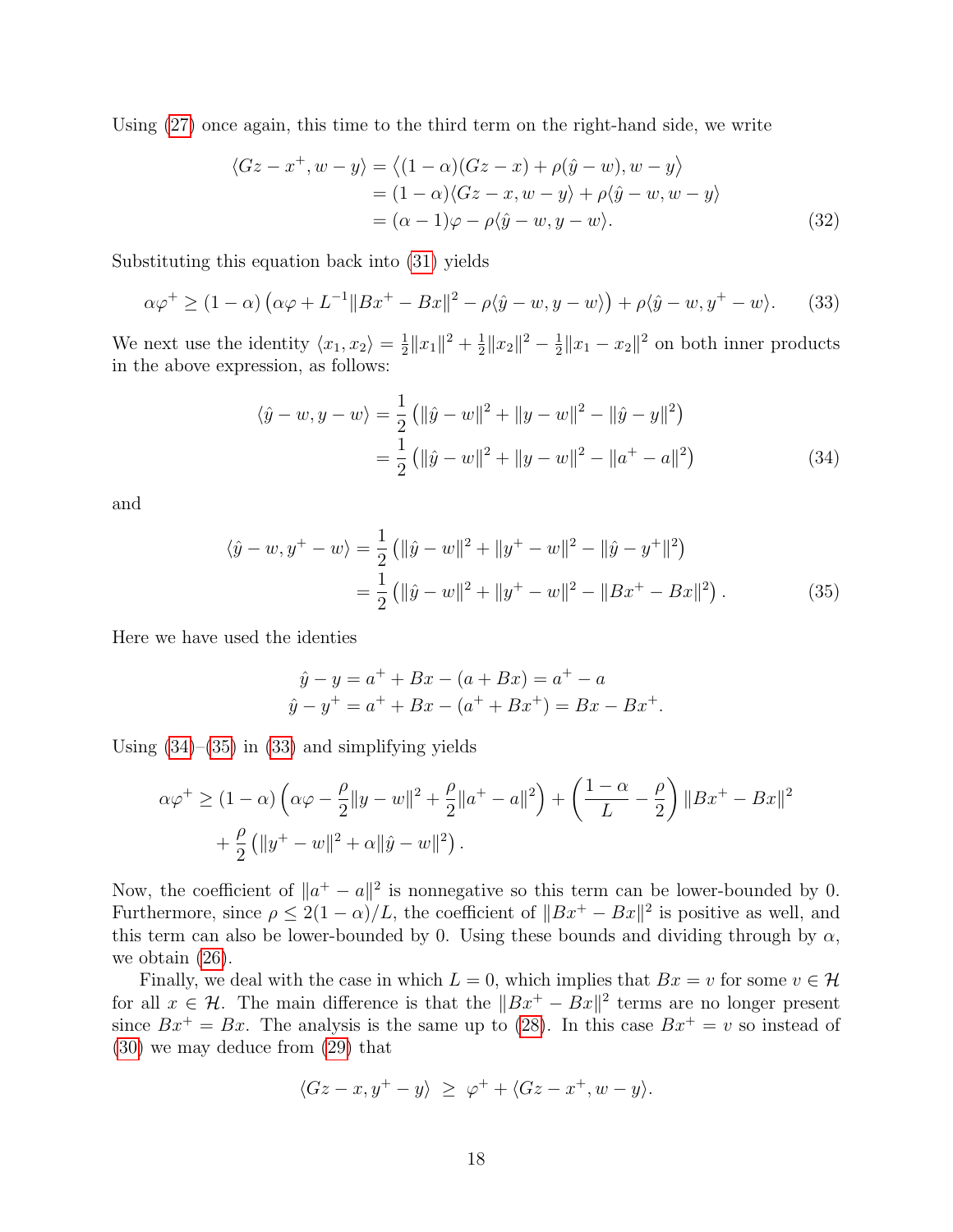Using (27) once again, this time to the third term on the right-hand side, we write

$$
\begin{aligned}
\langle Gz - x^+, w - y\rangle &= \big\langle (1-\alpha)(Gz - x) + \rho(\hat{y} - w), w - y\big\rangle \\
&= (1-\alpha)\langle Gz - x, w - y\rangle + \rho\langle \hat{y} - w, w - y\rangle \\
&= (\alpha - 1)\varphi - \rho\langle \hat{y} - w, y - w\rangle. 
\end{aligned}
\tag{32}
$$

Substituting this equation back into (31) yields

$$
\alpha\varphi^+ \geq (1-\alpha)\left(\alpha\varphi + L^{-1}\|Bx^+ - Bx\|^2 - \rho\langle \hat{y} - w, y - w\rangle\right) + \rho\langle \hat{y} - w, y^+ - w\rangle. \tag{33}
$$

We next use the identity $\langle x_1, x_2\rangle = \frac{1}{2}\|x_1\|^2 + \frac{1}{2}\|x_2\|^2 - \frac{1}{2}\|x_1 - x_2\|^2$ on both inner products in the above expression, as follows:

$$
\begin{aligned}
\langle \hat{y} - w, y - w\rangle &= \frac{1}{2}\left(\|\hat{y} - w\|^2 + \|y - w\|^2 - \|\hat{y} - y\|^2\right) \\
&= \frac{1}{2}\left(\|\hat{y} - w\|^2 + \|y - w\|^2 - \|a^+ - a\|^2\right)
\end{aligned}
\tag{34}
$$

and

$$
\begin{aligned}
\langle \hat{y} - w, y^+ - w\rangle &= \frac{1}{2}\left(\|\hat{y} - w\|^2 + \|y^+ - w\|^2 - \|\hat{y} - y^+\|^2\right) \\
&= \frac{1}{2}\left(\|\hat{y} - w\|^2 + \|y^+ - w\|^2 - \|Bx^+ - Bx\|^2\right).
\end{aligned}
\tag{35}
$$

Here we have used the identies

$$
\begin{aligned}
\hat{y} - y &= a^+ + Bx - (a + Bx) = a^+ - a \\
\hat{y} - y^+ &= a^+ + Bx - (a^+ + Bx^+) = Bx - Bx^+.
\end{aligned}
$$

Using (34)–(35) in (33) and simplifying yields

$$
\begin{aligned}
\alpha\varphi^+ \geq\ & (1-\alpha)\left(\alpha\varphi - \frac{\rho}{2}\|y - w\|^2 + \frac{\rho}{2}\|a^+ - a\|^2\right) + \left(\frac{1-\alpha}{L} - \frac{\rho}{2}\right)\|Bx^+ - Bx\|^2 \\
&+ \frac{\rho}{2}\left(\|y^+ - w\|^2 + \alpha\|\hat{y} - w\|^2\right).
\end{aligned}
$$

Now, the coefficient of $\|a^+ - a\|^2$ is nonnegative so this term can be lower-bounded by 0. Furthermore, since $\rho \leq 2(1-\alpha)/L$, the coefficient of $\|Bx^+ - Bx\|^2$ is positive as well, and this term can also be lower-bounded by 0. Using these bounds and dividing through by $\alpha$, we obtain (26).

Finally, we deal with the case in which $L = 0$, which implies that $Bx = v$ for some $v \in \mathcal{H}$ for all $x \in \mathcal{H}$. The main difference is that the $\|Bx^+ - Bx\|^2$ terms are no longer present since $Bx^+ = Bx$. The analysis is the same up to (28). In this case $Bx^+ = v$ so instead of (30) we may deduce from (29) that

$$
\langle Gz - x, y^+ - y\rangle \ \geq\ \varphi^+ + \langle Gz - x^+, w - y\rangle.
$$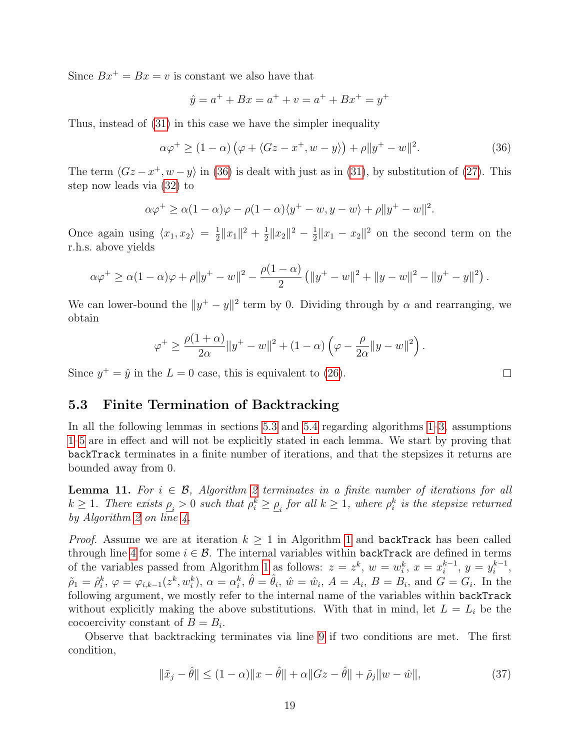Since $Bx^+ = Bx = v$ is constant we also have that

$$\hat{y} = a^+ + Bx = a^+ + v = a^+ + Bx^+ = y^+$$

Thus, instead of (31) in this case we have the simpler inequality

$$\alpha\varphi^+ \geq (1-\alpha)\left(\varphi + \langle Gz - x^+, w - y\rangle\right) + \rho\|y^+ - w\|^2. \tag{36}$$

The term $\langle Gz - x^+, w - y\rangle$ in (36) is dealt with just as in (31), by substitution of (27). This step now leads via (32) to

$$\alpha\varphi^+ \geq \alpha(1-\alpha)\varphi - \rho(1-\alpha)\langle y^+ - w, y - w\rangle + \rho\|y^+ - w\|^2.$$

Once again using $\langle x_1, x_2\rangle = \frac{1}{2}\|x_1\|^2 + \frac{1}{2}\|x_2\|^2 - \frac{1}{2}\|x_1 - x_2\|^2$ on the second term on the r.h.s. above yields

$$\alpha\varphi^+ \geq \alpha(1-\alpha)\varphi + \rho\|y^+ - w\|^2 - \frac{\rho(1-\alpha)}{2}\left(\|y^+ - w\|^2 + \|y - w\|^2 - \|y^+ - y\|^2\right).$$

We can lower-bound the $\|y^+ - y\|^2$ term by 0. Dividing through by $\alpha$ and rearranging, we obtain

$$\varphi^+ \geq \frac{\rho(1+\alpha)}{2\alpha}\|y^+ - w\|^2 + (1-\alpha)\left(\varphi - \frac{\rho}{2\alpha}\|y - w\|^2\right).$$

Since $y^+ = \hat{y}$ in the $L = 0$ case, this is equivalent to (26). □

## 5.3 Finite Termination of Backtracking

In all the following lemmas in sections 5.3 and 5.4 regarding algorithms 1–3, assumptions 1–5 are in effect and will not be explicitly stated in each lemma. We start by proving that `backTrack` terminates in a finite number of iterations, and that the stepsizes it returns are bounded away from 0.

**Lemma 11.** *For $i \in \mathcal{B}$, Algorithm 2 terminates in a finite number of iterations for all $k \geq 1$. There exists $\underline{\rho}_i > 0$ such that $\rho_i^k \geq \underline{\rho}_i$ for all $k \geq 1$, where $\rho_i^k$ is the stepsize returned by Algorithm 2 on line 4.*

*Proof.* Assume we are at iteration $k \geq 1$ in Algorithm 1 and `backTrack` has been called through line 4 for some $i \in \mathcal{B}$. The internal variables within `backTrack` are defined in terms of the variables passed from Algorithm 1 as follows: $z = z^k$, $w = w_i^k$, $x = x_i^{k-1}$, $y = y_i^{k-1}$, $\tilde{\rho}_1 = \hat{\rho}_i^k$, $\varphi = \varphi_{i,k-1}(z^k, w_i^k)$, $\alpha = \alpha_i^k$, $\hat{\theta} = \hat{\theta}_i$, $\hat{w} = \hat{w}_i$, $A = A_i$, $B = B_i$, and $G = G_i$. In the following argument, we mostly refer to the internal name of the variables within `backTrack` without explicitly making the above substitutions. With that in mind, let $L = L_i$ be the cocoercivity constant of $B = B_i$.

Observe that backtracking terminates via line 9 if two conditions are met. The first condition,

$$\|\tilde{x}_j - \hat{\theta}\| \leq (1-\alpha)\|x - \hat{\theta}\| + \alpha\|Gz - \hat{\theta}\| + \tilde{\rho}_j\|w - \hat{w}\|, \tag{37}$$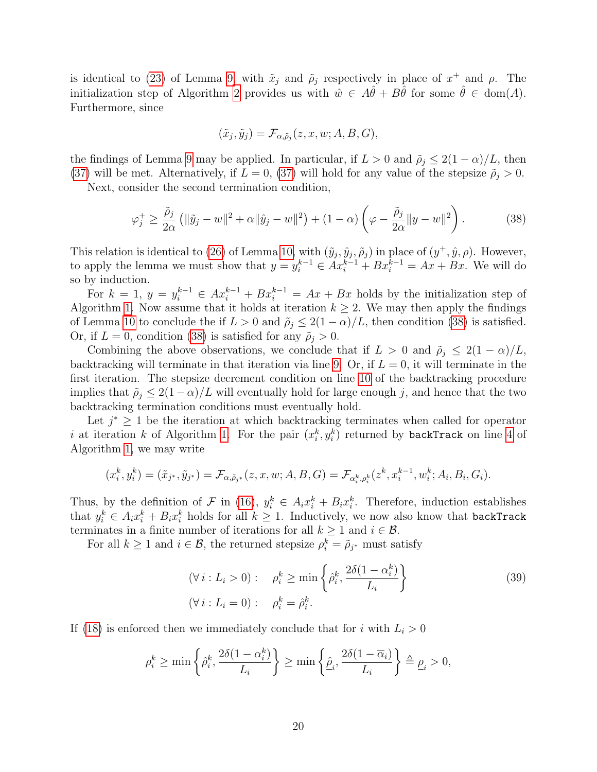is identical to (23) of Lemma 9, with $\tilde{x}_j$ and $\tilde{\rho}_j$ respectively in place of $x^+$ and $\rho$. The initialization step of Algorithm 2 provides us with $\hat{w} \in A\hat{\theta} + B\hat{\theta}$ for some $\hat{\theta} \in \text{dom}(A)$. Furthermore, since

$$(\tilde{x}_j, \tilde{y}_j) = \mathcal{F}_{\alpha,\tilde{\rho}_j}(z, x, w; A, B, G),$$

the findings of Lemma 9 may be applied. In particular, if $L > 0$ and $\tilde{\rho}_j \leq 2(1-\alpha)/L$, then (37) will be met. Alternatively, if $L = 0$, (37) will hold for any value of the stepsize $\tilde{\rho}_j > 0$.

Next, consider the second termination condition,

$$\varphi_j^+ \geq \frac{\tilde{\rho}_j}{2\alpha}\left(\|\tilde{y}_j - w\|^2 + \alpha\|\hat{y}_j - w\|^2\right) + (1-\alpha)\left(\varphi - \frac{\tilde{\rho}_j}{2\alpha}\|y - w\|^2\right). \tag{38}$$

This relation is identical to (26) of Lemma 10, with $(\tilde{y}_j, \hat{y}_j, \tilde{\rho}_j)$ in place of $(y^+, \hat{y}, \rho)$. However, to apply the lemma we must show that $y = y_i^{k-1} \in Ax_i^{k-1} + Bx_i^{k-1} = Ax + Bx$. We will do so by induction.

For $k = 1$, $y = y_i^{k-1} \in Ax_i^{k-1} + Bx_i^{k-1} = Ax + Bx$ holds by the initialization step of Algorithm 1. Now assume that it holds at iteration $k \geq 2$. We may then apply the findings of Lemma 10 to conclude the if $L > 0$ and $\tilde{\rho}_j \leq 2(1-\alpha)/L$, then condition (38) is satisfied. Or, if $L = 0$, condition (38) is satisfied for any $\tilde{\rho}_j > 0$.

Combining the above observations, we conclude that if $L > 0$ and $\tilde{\rho}_j \leq 2(1-\alpha)/L$, backtracking will terminate in that iteration via line 9. Or, if $L = 0$, it will terminate in the first iteration. The stepsize decrement condition on line 10 of the backtracking procedure implies that $\tilde{\rho}_j \leq 2(1-\alpha)/L$ will eventually hold for large enough $j$, and hence that the two backtracking termination conditions must eventually hold.

Let $j^* \geq 1$ be the iteration at which backtracking terminates when called for operator $i$ at iteration $k$ of Algorithm 1. For the pair $(x_i^k, y_i^k)$ returned by `backTrack` on line 4 of Algorithm 1, we may write

$$(x_i^k, y_i^k) = (\tilde{x}_{j^*}, \tilde{y}_{j^*}) = \mathcal{F}_{\alpha,\tilde{\rho}_{j^*}}(z, x, w; A, B, G) = \mathcal{F}_{\alpha_i^k,\rho_i^k}(z^k, x_i^{k-1}, w_i^k; A_i, B_i, G_i).$$

Thus, by the definition of $\mathcal{F}$ in (16), $y_i^k \in A_i x_i^k + B_i x_i^k$. Therefore, induction establishes that $y_i^k \in A_i x_i^k + B_i x_i^k$ holds for all $k \geq 1$. Inductively, we now also know that `backTrack` terminates in a finite number of iterations for all $k \geq 1$ and $i \in \mathcal{B}$.

For all $k \geq 1$ and $i \in \mathcal{B}$, the returned stepsize $\rho_i^k = \tilde{\rho}_{j^*}$ must satisfy

$$\begin{aligned} (\forall i : L_i > 0): &\quad \rho_i^k \geq \min\left\{\hat{\rho}_i^k, \frac{2\delta(1-\alpha_i^k)}{L_i}\right\} \\ (\forall i : L_i = 0): &\quad \rho_i^k = \hat{\rho}_i^k. \end{aligned} \tag{39}$$

If (18) is enforced then we immediately conclude that for $i$ with $L_i > 0$

$$\rho_i^k \geq \min\left\{\hat{\rho}_i^k, \frac{2\delta(1-\alpha_i^k)}{L_i}\right\} \geq \min\left\{\underline{\hat{\rho}}_i, \frac{2\delta(1-\overline{\alpha}_i)}{L_i}\right\} \triangleq \underline{\rho}_i > 0,$$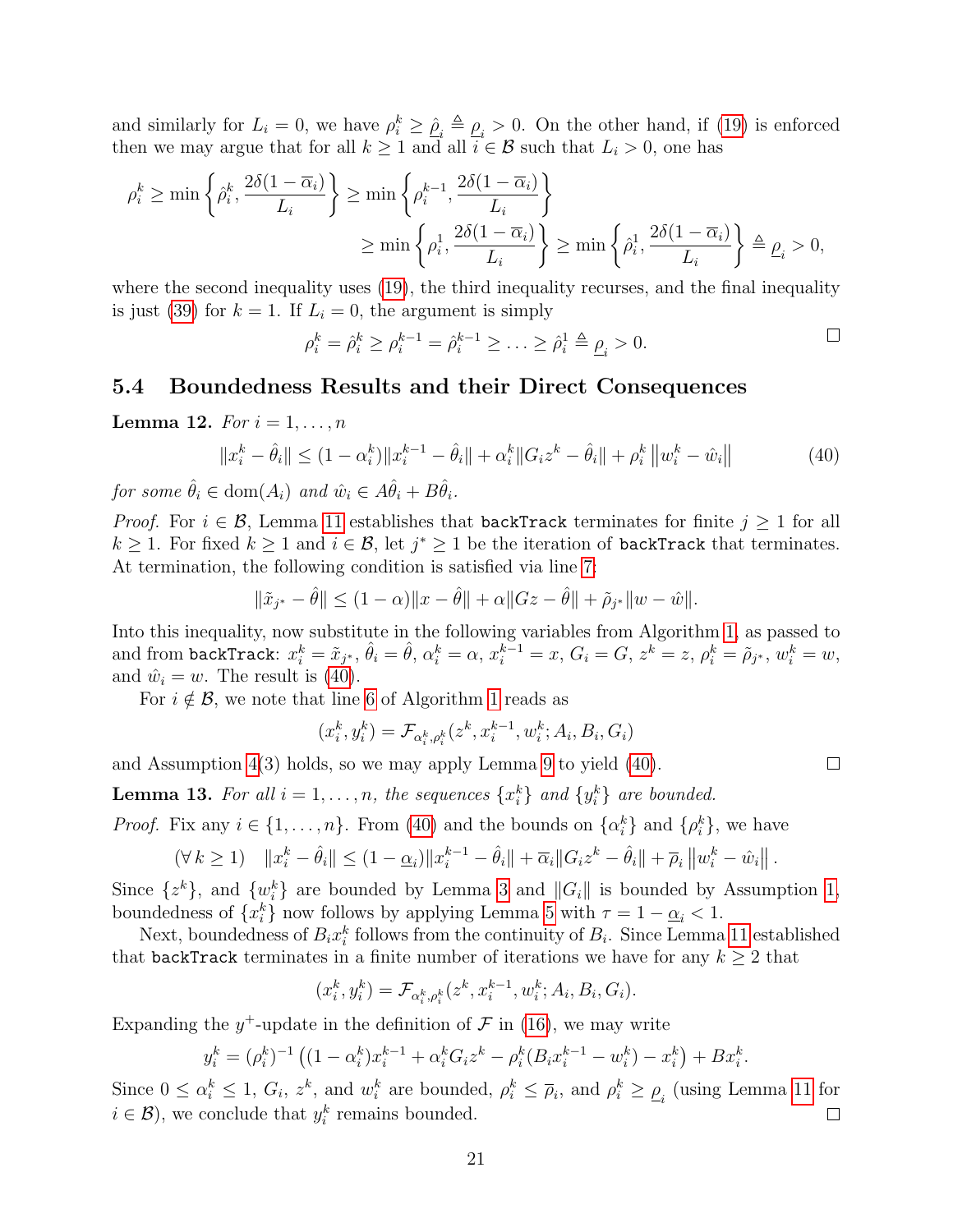and similarly for $L_i = 0$, we have $\rho_i^k \geq \hat{\rho}_i \triangleq \underline{\rho}_i > 0$. On the other hand, if (19) is enforced then we may argue that for all $k \geq 1$ and all $i \in \mathcal{B}$ such that $L_i > 0$, one has

$$\rho_i^k \geq \min\left\{\hat{\rho}_i^k, \frac{2\delta(1-\overline{\alpha}_i)}{L_i}\right\} \geq \min\left\{\rho_i^{k-1}, \frac{2\delta(1-\overline{\alpha}_i)}{L_i}\right\}$$
$$\geq \min\left\{\rho_i^1, \frac{2\delta(1-\overline{\alpha}_i)}{L_i}\right\} \geq \min\left\{\hat{\rho}_i^1, \frac{2\delta(1-\overline{\alpha}_i)}{L_i}\right\} \triangleq \underline{\rho}_i > 0,$$

where the second inequality uses (19), the third inequality recurses, and the final inequality is just (39) for $k = 1$. If $L_i = 0$, the argument is simply

$$\rho_i^k = \hat{\rho}_i^k \geq \rho_i^{k-1} = \hat{\rho}_i^{k-1} \geq \ldots \geq \hat{\rho}_i^1 \triangleq \underline{\rho}_i > 0.$$

□

## 5.4 Boundedness Results and their Direct Consequences

**Lemma 12.** *For $i = 1, \ldots, n$*

$$\|x_i^k - \hat{\theta}_i\| \leq (1-\alpha_i^k)\|x_i^{k-1} - \hat{\theta}_i\| + \alpha_i^k\|G_i z^k - \hat{\theta}_i\| + \rho_i^k \left\|w_i^k - \hat{w}_i\right\| \tag{40}$$

*for some $\hat{\theta}_i \in \operatorname{dom}(A_i)$ and $\hat{w}_i \in A\hat{\theta}_i + B\hat{\theta}_i$.*

*Proof.* For $i \in \mathcal{B}$, Lemma 11 establishes that `backTrack` terminates for finite $j \geq 1$ for all $k \geq 1$. For fixed $k \geq 1$ and $i \in \mathcal{B}$, let $j^* \geq 1$ be the iteration of `backTrack` that terminates. At termination, the following condition is satisfied via line 7:

$$\|\tilde{x}_{j^*} - \hat{\theta}\| \leq (1-\alpha)\|x - \hat{\theta}\| + \alpha\|Gz - \hat{\theta}\| + \tilde{\rho}_{j^*}\|w - \hat{w}\|.$$

Into this inequality, now substitute in the following variables from Algorithm 1, as passed to and from `backTrack`: $x_i^k = \tilde{x}_{j^*}$, $\hat{\theta}_i = \hat{\theta}$, $\alpha_i^k = \alpha$, $x_i^{k-1} = x$, $G_i = G$, $z^k = z$, $\rho_i^k = \tilde{\rho}_{j^*}$, $w_i^k = w$, and $\hat{w}_i = w$. The result is (40).

For $i \notin \mathcal{B}$, we note that line 6 of Algorithm 1 reads as

$$(x_i^k, y_i^k) = \mathcal{F}_{\alpha_i^k, \rho_i^k}(z^k, x_i^{k-1}, w_i^k; A_i, B_i, G_i)$$

and Assumption 4(3) holds, so we may apply Lemma 9 to yield (40). □

**Lemma 13.** *For all $i = 1, \ldots, n$, the sequences $\{x_i^k\}$ and $\{y_i^k\}$ are bounded.*

*Proof.* Fix any $i \in \{1, \ldots, n\}$. From (40) and the bounds on $\{\alpha_i^k\}$ and $\{\rho_i^k\}$, we have

$$(\forall\, k \geq 1) \quad \|x_i^k - \hat{\theta}_i\| \leq (1-\underline{\alpha}_i)\|x_i^{k-1} - \hat{\theta}_i\| + \overline{\alpha}_i\|G_i z^k - \hat{\theta}_i\| + \overline{\rho}_i \left\|w_i^k - \hat{w}_i\right\|.$$

Since $\{z^k\}$, and $\{w_i^k\}$ are bounded by Lemma 3 and $\|G_i\|$ is bounded by Assumption 1, boundedness of $\{x_i^k\}$ now follows by applying Lemma 5 with $\tau = 1 - \underline{\alpha}_i < 1$.

Next, boundedness of $B_i x_i^k$ follows from the continuity of $B_i$. Since Lemma 11 established that `backTrack` terminates in a finite number of iterations we have for any $k \geq 2$ that

$$(x_i^k, y_i^k) = \mathcal{F}_{\alpha_i^k, \rho_i^k}(z^k, x_i^{k-1}, w_i^k; A_i, B_i, G_i).$$

Expanding the $y^+$-update in the definition of $\mathcal{F}$ in (16), we may write

$$y_i^k = (\rho_i^k)^{-1}\left((1-\alpha_i^k)x_i^{k-1} + \alpha_i^k G_i z^k - \rho_i^k(B_i x_i^{k-1} - w_i^k) - x_i^k\right) + Bx_i^k.$$

Since $0 \leq \alpha_i^k \leq 1$, $G_i$, $z^k$, and $w_i^k$ are bounded, $\rho_i^k \leq \overline{\rho}_i$, and $\rho_i^k \geq \underline{\rho}_i$ (using Lemma 11 for $i \in \mathcal{B}$), we conclude that $y_i^k$ remains bounded. □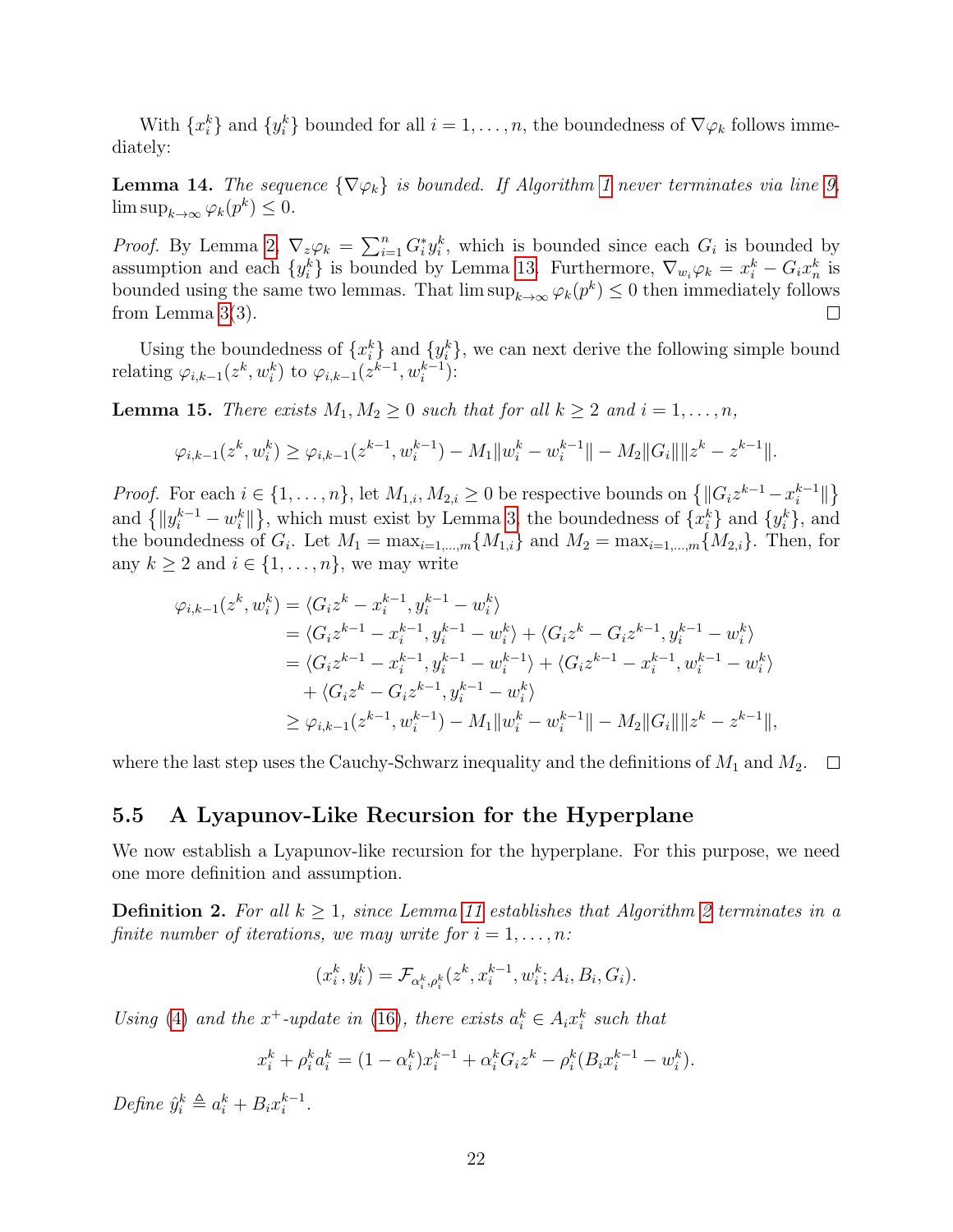With $\{x_i^k\}$ and $\{y_i^k\}$ bounded for all $i = 1, \ldots, n$, the boundedness of $\nabla\varphi_k$ follows immediately:

**Lemma 14.** *The sequence $\{\nabla\varphi_k\}$ is bounded. If Algorithm 1 never terminates via line 9, $\limsup_{k\to\infty} \varphi_k(p^k) \leq 0$.*

*Proof.* By Lemma 2, $\nabla_z \varphi_k = \sum_{i=1}^n G_i^* y_i^k$, which is bounded since each $G_i$ is bounded by assumption and each $\{y_i^k\}$ is bounded by Lemma 13. Furthermore, $\nabla_{w_i}\varphi_k = x_i^k - G_i x_n^k$ is bounded using the same two lemmas. That $\limsup_{k\to\infty} \varphi_k(p^k) \leq 0$ then immediately follows from Lemma 3(3). $\square$

Using the boundedness of $\{x_i^k\}$ and $\{y_i^k\}$, we can next derive the following simple bound relating $\varphi_{i,k-1}(z^k, w_i^k)$ to $\varphi_{i,k-1}(z^{k-1}, w_i^{k-1})$:

**Lemma 15.** *There exists $M_1, M_2 \geq 0$ such that for all $k \geq 2$ and $i = 1, \ldots, n$,*

$$\varphi_{i,k-1}(z^k, w_i^k) \geq \varphi_{i,k-1}(z^{k-1}, w_i^{k-1}) - M_1\|w_i^k - w_i^{k-1}\| - M_2\|G_i\|\|z^k - z^{k-1}\|.$$

*Proof.* For each $i \in \{1, \ldots, n\}$, let $M_{1,i}, M_{2,i} \geq 0$ be respective bounds on $\{\|G_i z^{k-1} - x_i^{k-1}\|\}$ and $\{\|y_i^{k-1} - w_i^k\|\}$, which must exist by Lemma 3, the boundedness of $\{x_i^k\}$ and $\{y_i^k\}$, and the boundedness of $G_i$. Let $M_1 = \max_{i=1,\ldots,m}\{M_{1,i}\}$ and $M_2 = \max_{i=1,\ldots,m}\{M_{2,i}\}$. Then, for any $k \geq 2$ and $i \in \{1, \ldots, n\}$, we may write

$$\begin{aligned}
\varphi_{i,k-1}(z^k, w_i^k) &= \langle G_i z^k - x_i^{k-1}, y_i^{k-1} - w_i^k\rangle \\
&= \langle G_i z^{k-1} - x_i^{k-1}, y_i^{k-1} - w_i^k\rangle + \langle G_i z^k - G_i z^{k-1}, y_i^{k-1} - w_i^k\rangle \\
&= \langle G_i z^{k-1} - x_i^{k-1}, y_i^{k-1} - w_i^{k-1}\rangle + \langle G_i z^{k-1} - x_i^{k-1}, w_i^{k-1} - w_i^k\rangle \\
&\quad + \langle G_i z^k - G_i z^{k-1}, y_i^{k-1} - w_i^k\rangle \\
&\geq \varphi_{i,k-1}(z^{k-1}, w_i^{k-1}) - M_1\|w_i^k - w_i^{k-1}\| - M_2\|G_i\|\|z^k - z^{k-1}\|,
\end{aligned}$$

where the last step uses the Cauchy-Schwarz inequality and the definitions of $M_1$ and $M_2$. $\square$

## 5.5 A Lyapunov-Like Recursion for the Hyperplane

We now establish a Lyapunov-like recursion for the hyperplane. For this purpose, we need one more definition and assumption.

**Definition 2.** *For all $k \geq 1$, since Lemma 11 establishes that Algorithm 2 terminates in a finite number of iterations, we may write for $i = 1, \ldots, n$:*

$$(x_i^k, y_i^k) = \mathcal{F}_{\alpha_i^k, \rho_i^k}(z^k, x_i^{k-1}, w_i^k; A_i, B_i, G_i).$$

*Using (4) and the $x^+$-update in (16), there exists $a_i^k \in A_i x_i^k$ such that*

$$x_i^k + \rho_i^k a_i^k = (1 - \alpha_i^k)x_i^{k-1} + \alpha_i^k G_i z^k - \rho_i^k(B_i x_i^{k-1} - w_i^k).$$

*Define $\hat{y}_i^k \triangleq a_i^k + B_i x_i^{k-1}$.*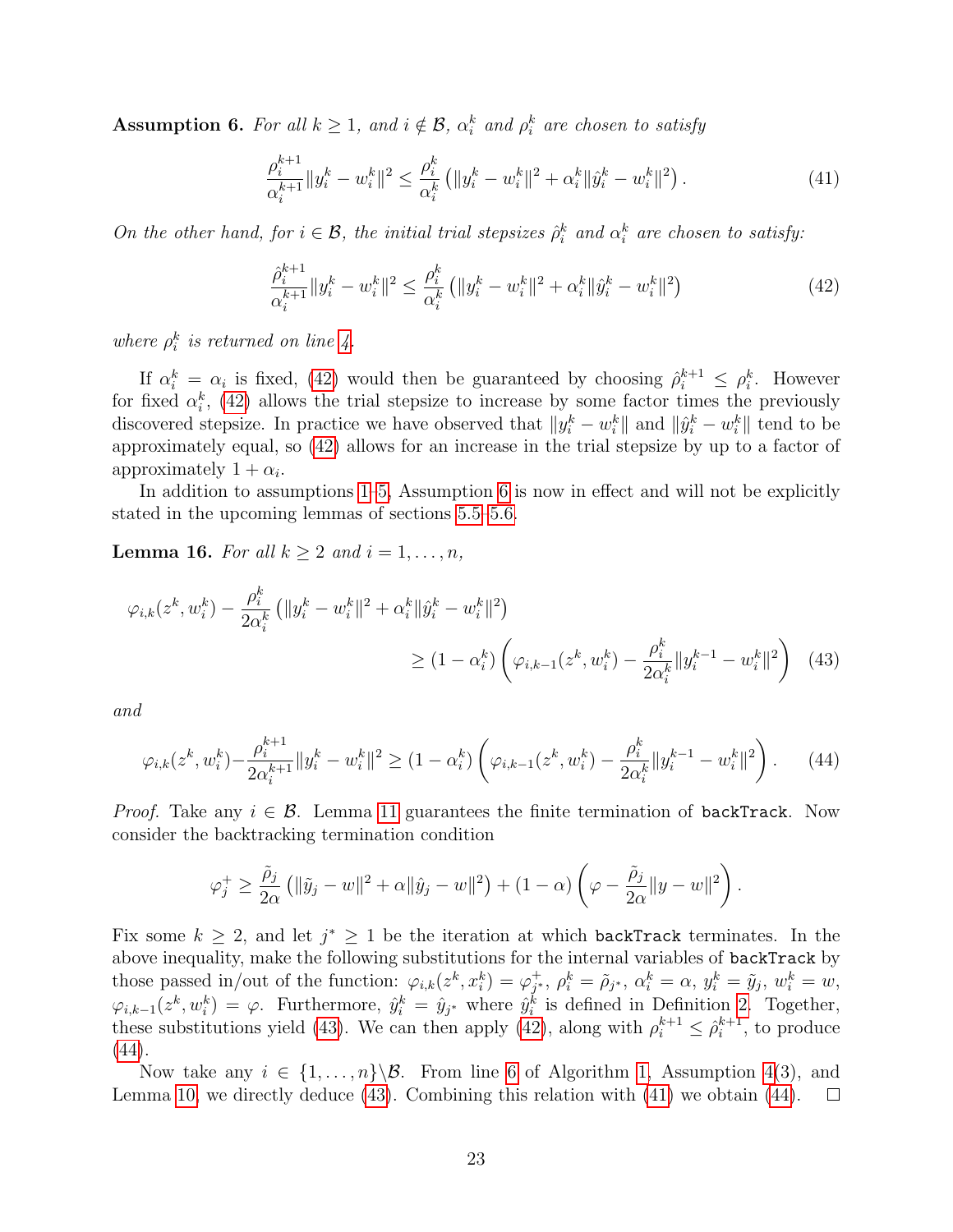**Assumption 6.** *For all $k \geq 1$, and $i \notin \mathcal{B}$, $\alpha_i^k$ and $\rho_i^k$ are chosen to satisfy*

$$\frac{\rho_i^{k+1}}{\alpha_i^{k+1}}\|y_i^k - w_i^k\|^2 \leq \frac{\rho_i^k}{\alpha_i^k}\left(\|y_i^k - w_i^k\|^2 + \alpha_i^k\|\hat{y}_i^k - w_i^k\|^2\right). \tag{41}$$

*On the other hand, for $i \in \mathcal{B}$, the initial trial stepsizes $\hat{\rho}_i^k$ and $\alpha_i^k$ are chosen to satisfy:*

$$\frac{\hat{\rho}_i^{k+1}}{\alpha_i^{k+1}}\|y_i^k - w_i^k\|^2 \leq \frac{\rho_i^k}{\alpha_i^k}\left(\|y_i^k - w_i^k\|^2 + \alpha_i^k\|\hat{y}_i^k - w_i^k\|^2\right) \tag{42}$$

*where $\rho_i^k$ is returned on line 4.*

If $\alpha_i^k = \alpha_i$ is fixed, (42) would then be guaranteed by choosing $\hat{\rho}_i^{k+1} \leq \rho_i^k$. However for fixed $\alpha_i^k$, (42) allows the trial stepsize to increase by some factor times the previously discovered stepsize. In practice we have observed that $\|y_i^k - w_i^k\|$ and $\|\hat{y}_i^k - w_i^k\|$ tend to be approximately equal, so (42) allows for an increase in the trial stepsize by up to a factor of approximately $1 + \alpha_i$.

In addition to assumptions 1–5, Assumption 6 is now in effect and will not be explicitly stated in the upcoming lemmas of sections 5.5–5.6.

**Lemma 16.** *For all $k \geq 2$ and $i = 1, \ldots, n$,*

$$\varphi_{i,k}(z^k, w_i^k) - \frac{\rho_i^k}{2\alpha_i^k}\left(\|y_i^k - w_i^k\|^2 + \alpha_i^k\|\hat{y}_i^k - w_i^k\|^2\right) \geq (1 - \alpha_i^k)\left(\varphi_{i,k-1}(z^k, w_i^k) - \frac{\rho_i^k}{2\alpha_i^k}\|y_i^{k-1} - w_i^k\|^2\right) \tag{43}$$

*and*

$$\varphi_{i,k}(z^k, w_i^k) - \frac{\rho_i^{k+1}}{2\alpha_i^{k+1}}\|y_i^k - w_i^k\|^2 \geq (1 - \alpha_i^k)\left(\varphi_{i,k-1}(z^k, w_i^k) - \frac{\rho_i^k}{2\alpha_i^k}\|y_i^{k-1} - w_i^k\|^2\right). \tag{44}$$

*Proof.* Take any $i \in \mathcal{B}$. Lemma 11 guarantees the finite termination of `backTrack`. Now consider the backtracking termination condition

$$\varphi_j^+ \geq \frac{\tilde{\rho}_j}{2\alpha}\left(\|\tilde{y}_j - w\|^2 + \alpha\|\hat{y}_j - w\|^2\right) + (1 - \alpha)\left(\varphi - \frac{\tilde{\rho}_j}{2\alpha}\|y - w\|^2\right).$$

Fix some $k \geq 2$, and let $j^* \geq 1$ be the iteration at which `backTrack` terminates. In the above inequality, make the following substitutions for the internal variables of `backTrack` by those passed in/out of the function: $\varphi_{i,k}(z^k, x_i^k) = \varphi_{j^*}^+$, $\rho_i^k = \tilde{\rho}_{j^*}$, $\alpha_i^k = \alpha$, $y_i^k = \tilde{y}_j$, $w_i^k = w$, $\varphi_{i,k-1}(z^k, w_i^k) = \varphi$. Furthermore, $\hat{y}_i^k = \hat{y}_{j^*}$ where $\hat{y}_i^k$ is defined in Definition 2. Together, these substitutions yield (43). We can then apply (42), along with $\rho_i^{k+1} \leq \hat{\rho}_i^{k+1}$, to produce (44).

Now take any $i \in \{1, \ldots, n\} \backslash \mathcal{B}$. From line 6 of Algorithm 1, Assumption 4(3), and Lemma 10, we directly deduce (43). Combining this relation with (41) we obtain (44). $\square$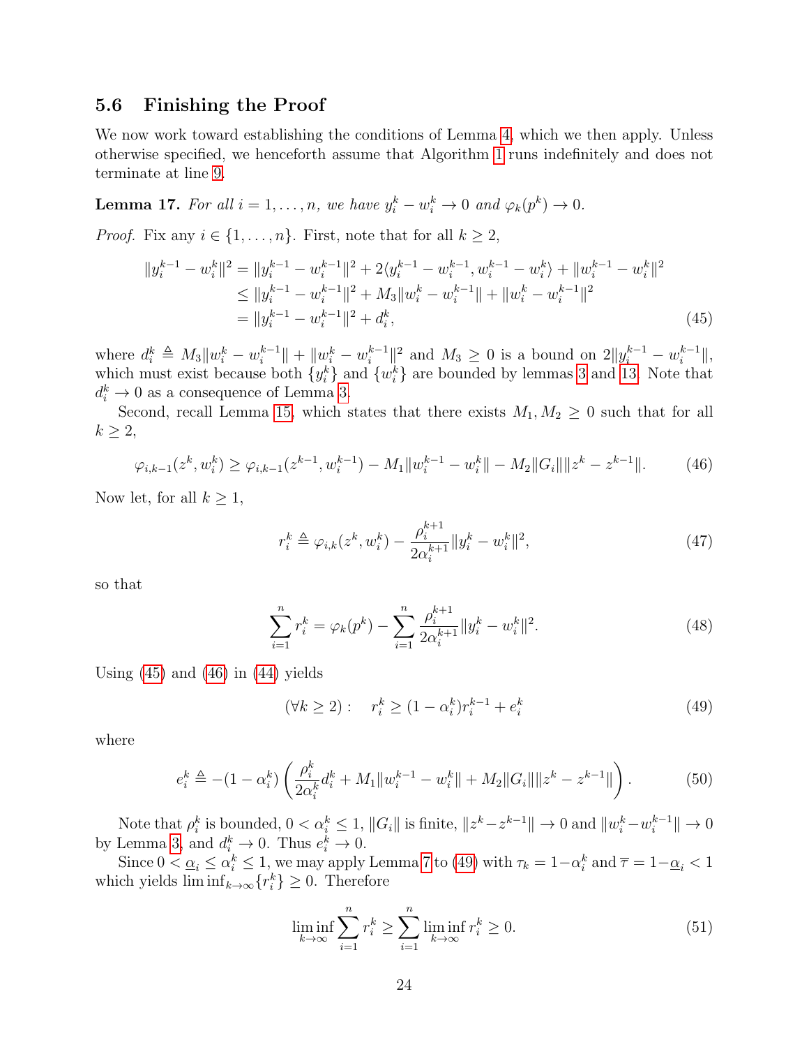### 5.6 Finishing the Proof

We now work toward establishing the conditions of Lemma 4, which we then apply. Unless otherwise specified, we henceforth assume that Algorithm 1 runs indefinitely and does not terminate at line 9.

**Lemma 17.** *For all $i = 1, \ldots, n$, we have $y_i^k - w_i^k \to 0$ and $\varphi_k(p^k) \to 0$.*

*Proof.* Fix any $i \in \{1, \ldots, n\}$. First, note that for all $k \geq 2$,

$$
\begin{aligned}
\|y_i^{k-1} - w_i^k\|^2 &= \|y_i^{k-1} - w_i^{k-1}\|^2 + 2\langle y_i^{k-1} - w_i^{k-1}, w_i^{k-1} - w_i^k \rangle + \|w_i^{k-1} - w_i^k\|^2 \\
&\leq \|y_i^{k-1} - w_i^{k-1}\|^2 + M_3\|w_i^k - w_i^{k-1}\| + \|w_i^k - w_i^{k-1}\|^2 \\
&= \|y_i^{k-1} - w_i^{k-1}\|^2 + d_i^k, \qquad (45)
\end{aligned}
$$

where $d_i^k \triangleq M_3\|w_i^k - w_i^{k-1}\| + \|w_i^k - w_i^{k-1}\|^2$ and $M_3 \geq 0$ is a bound on $2\|y_i^{k-1} - w_i^{k-1}\|$, which must exist because both $\{y_i^k\}$ and $\{w_i^k\}$ are bounded by lemmas 3 and 13. Note that $d_i^k \to 0$ as a consequence of Lemma 3.

Second, recall Lemma 15, which states that there exists $M_1, M_2 \geq 0$ such that for all $k \geq 2$,

$$
\varphi_{i,k-1}(z^k, w_i^k) \geq \varphi_{i,k-1}(z^{k-1}, w_i^{k-1}) - M_1\|w_i^{k-1} - w_i^k\| - M_2\|G_i\|\|z^k - z^{k-1}\|. \qquad (46)
$$

Now let, for all $k \geq 1$,

$$
r_i^k \triangleq \varphi_{i,k}(z^k, w_i^k) - \frac{\rho_i^{k+1}}{2\alpha_i^{k+1}}\|y_i^k - w_i^k\|^2, \qquad (47)
$$

so that

$$
\sum_{i=1}^n r_i^k = \varphi_k(p^k) - \sum_{i=1}^n \frac{\rho_i^{k+1}}{2\alpha_i^{k+1}}\|y_i^k - w_i^k\|^2. \qquad (48)
$$

Using (45) and (46) in (44) yields

$$
(\forall k \geq 2): \quad r_i^k \geq (1 - \alpha_i^k) r_i^{k-1} + e_i^k \qquad (49)
$$

where

$$
e_i^k \triangleq -(1 - \alpha_i^k)\left(\frac{\rho_i^k}{2\alpha_i^k} d_i^k + M_1\|w_i^{k-1} - w_i^k\| + M_2\|G_i\|\|z^k - z^{k-1}\|\right). \qquad (50)
$$

Note that $\rho_i^k$ is bounded, $0 < \alpha_i^k \leq 1$, $\|G_i\|$ is finite, $\|z^k - z^{k-1}\| \to 0$ and $\|w_i^k - w_i^{k-1}\| \to 0$ by Lemma 3, and $d_i^k \to 0$. Thus $e_i^k \to 0$.

Since $0 < \underline{\alpha}_i \leq \alpha_i^k \leq 1$, we may apply Lemma 7 to (49) with $\tau_k = 1 - \alpha_i^k$ and $\overline{\tau} = 1 - \underline{\alpha}_i < 1$ which yields $\liminf_{k\to\infty}\{r_i^k\} \geq 0$. Therefore

$$
\liminf_{k\to\infty} \sum_{i=1}^n r_i^k \geq \sum_{i=1}^n \liminf_{k\to\infty} r_i^k \geq 0. \qquad (51)
$$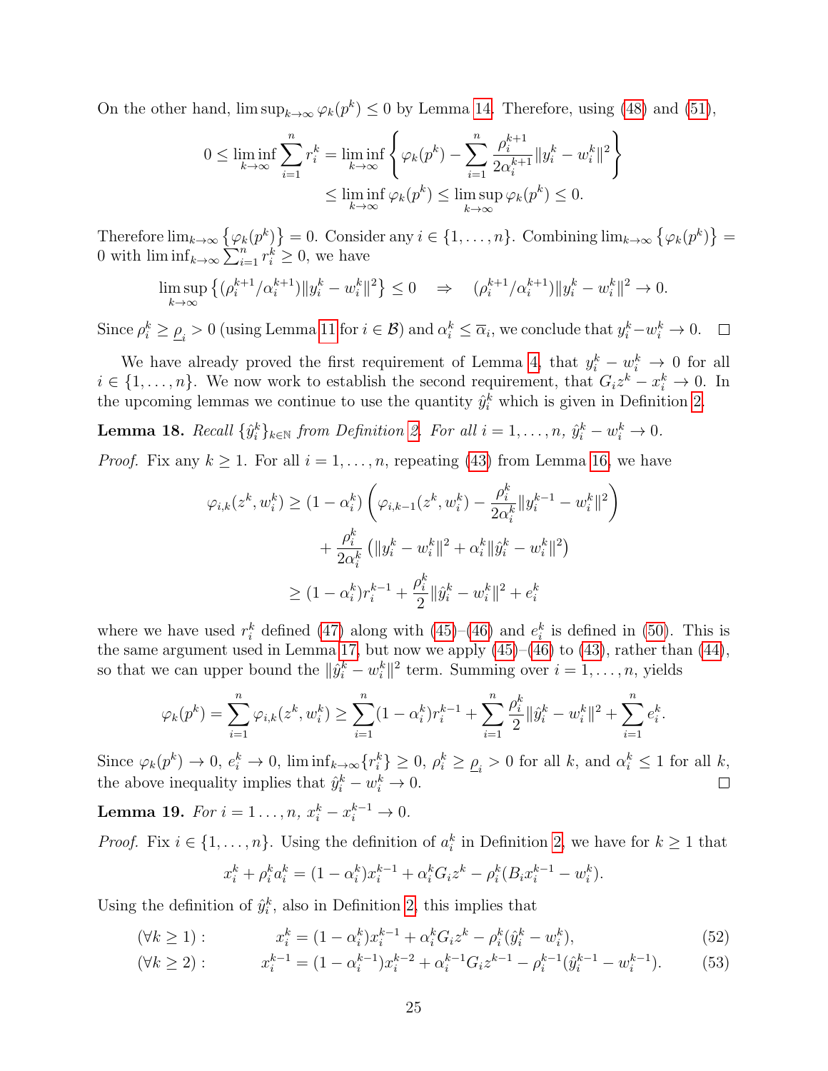On the other hand, $\limsup_{k\to\infty} \varphi_k(p^k) \leq 0$ by Lemma 14. Therefore, using (48) and (51),

$$
\begin{aligned}
0 \leq \liminf_{k\to\infty} \sum_{i=1}^n r_i^k &= \liminf_{k\to\infty} \left\{ \varphi_k(p^k) - \sum_{i=1}^n \frac{\rho_i^{k+1}}{2\alpha_i^{k+1}} \|y_i^k - w_i^k\|^2 \right\} \\
&\leq \liminf_{k\to\infty} \varphi_k(p^k) \leq \limsup_{k\to\infty} \varphi_k(p^k) \leq 0.
\end{aligned}
$$

Therefore $\lim_{k\to\infty} \{\varphi_k(p^k)\} = 0$. Consider any $i \in \{1, \ldots, n\}$. Combining $\lim_{k\to\infty} \{\varphi_k(p^k)\} = 0$ with $\liminf_{k\to\infty} \sum_{i=1}^n r_i^k \geq 0$, we have

$$
\limsup_{k\to\infty} \left\{ (\rho_i^{k+1}/\alpha_i^{k+1}) \|y_i^k - w_i^k\|^2 \right\} \leq 0 \quad \Rightarrow \quad (\rho_i^{k+1}/\alpha_i^{k+1}) \|y_i^k - w_i^k\|^2 \to 0.
$$

Since $\rho_i^k \geq \underline{\rho}_i > 0$ (using Lemma 11 for $i \in \mathcal{B}$) and $\alpha_i^k \leq \overline{\alpha}_i$, we conclude that $y_i^k - w_i^k \to 0$. $\square$

We have already proved the first requirement of Lemma 4, that $y_i^k - w_i^k \to 0$ for all $i \in \{1, \ldots, n\}$. We now work to establish the second requirement, that $G_i z^k - x_i^k \to 0$. In the upcoming lemmas we continue to use the quantity $\hat{y}_i^k$ which is given in Definition 2.

**Lemma 18.** *Recall $\{\hat{y}_i^k\}_{k\in\mathbb{N}}$ from Definition 2. For all $i = 1, \ldots, n$, $\hat{y}_i^k - w_i^k \to 0$.*

*Proof.* Fix any $k \geq 1$. For all $i = 1, \ldots, n$, repeating (43) from Lemma 16, we have

$$
\begin{aligned}
\varphi_{i,k}(z^k, w_i^k) &\geq (1 - \alpha_i^k) \left( \varphi_{i,k-1}(z^k, w_i^k) - \frac{\rho_i^k}{2\alpha_i^k} \|y_i^{k-1} - w_i^k\|^2 \right) \\
&\quad + \frac{\rho_i^k}{2\alpha_i^k} \left( \|y_i^k - w_i^k\|^2 + \alpha_i^k \|\hat{y}_i^k - w_i^k\|^2 \right) \\
&\geq (1 - \alpha_i^k) r_i^{k-1} + \frac{\rho_i^k}{2} \|\hat{y}_i^k - w_i^k\|^2 + e_i^k
\end{aligned}
$$

where we have used $r_i^k$ defined (47) along with (45)–(46) and $e_i^k$ is defined in (50). This is the same argument used in Lemma 17, but now we apply (45)–(46) to (43), rather than (44), so that we can upper bound the $\|\hat{y}_i^k - w_i^k\|^2$ term. Summing over $i = 1, \ldots, n$, yields

$$
\varphi_k(p^k) = \sum_{i=1}^n \varphi_{i,k}(z^k, w_i^k) \geq \sum_{i=1}^n (1 - \alpha_i^k) r_i^{k-1} + \sum_{i=1}^n \frac{\rho_i^k}{2} \|\hat{y}_i^k - w_i^k\|^2 + \sum_{i=1}^n e_i^k.
$$

Since $\varphi_k(p^k) \to 0$, $e_i^k \to 0$, $\liminf_{k\to\infty}\{r_i^k\} \geq 0$, $\rho_i^k \geq \underline{\rho}_i > 0$ for all $k$, and $\alpha_i^k \leq 1$ for all $k$, the above inequality implies that $\hat{y}_i^k - w_i^k \to 0$. $\square$

**Lemma 19.** *For $i = 1 \ldots, n$, $x_i^k - x_i^{k-1} \to 0$.*

*Proof.* Fix $i \in \{1, \ldots, n\}$. Using the definition of $a_i^k$ in Definition 2, we have for $k \geq 1$ that

$$
x_i^k + \rho_i^k a_i^k = (1 - \alpha_i^k) x_i^{k-1} + \alpha_i^k G_i z^k - \rho_i^k (B_i x_i^{k-1} - w_i^k).
$$

Using the definition of $\hat{y}_i^k$, also in Definition 2, this implies that

$$
(\forall k \geq 1): \qquad x_i^k = (1 - \alpha_i^k) x_i^{k-1} + \alpha_i^k G_i z^k - \rho_i^k (\hat{y}_i^k - w_i^k), \tag{52}
$$

$$
(\forall k \geq 2): \qquad x_i^{k-1} = (1 - \alpha_i^{k-1}) x_i^{k-2} + \alpha_i^{k-1} G_i z^{k-1} - \rho_i^{k-1} (\hat{y}_i^{k-1} - w_i^{k-1}). \tag{53}
$$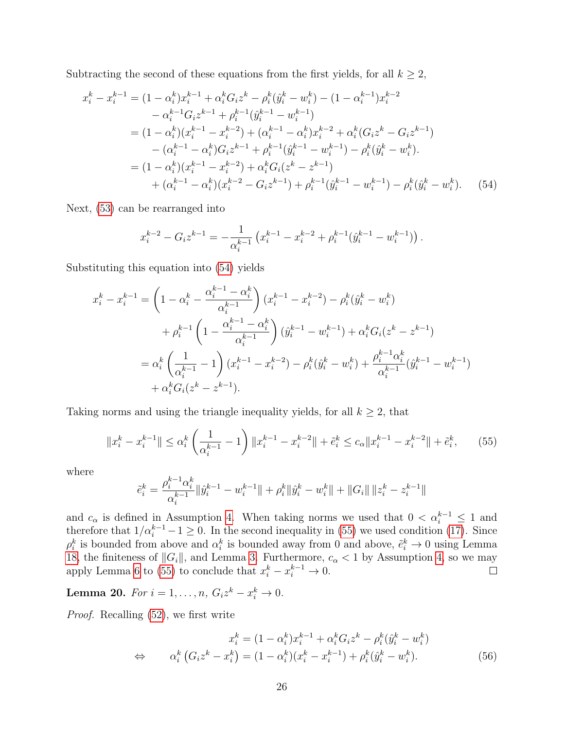Subtracting the second of these equations from the first yields, for all $k \geq 2$,

$$
\begin{aligned}
x_i^k - x_i^{k-1} &= (1-\alpha_i^k)x_i^{k-1} + \alpha_i^k G_i z^k - \rho_i^k(\hat{y}_i^k - w_i^k) - (1-\alpha_i^{k-1})x_i^{k-2} \\
&\quad - \alpha_i^{k-1} G_i z^{k-1} + \rho_i^{k-1}(\hat{y}_i^{k-1} - w_i^{k-1}) \\
&= (1-\alpha_i^k)(x_i^{k-1} - x_i^{k-2}) + (\alpha_i^{k-1} - \alpha_i^k)x_i^{k-2} + \alpha_i^k(G_i z^k - G_i z^{k-1}) \\
&\quad - (\alpha_i^{k-1} - \alpha_i^k)G_i z^{k-1} + \rho_i^{k-1}(\hat{y}_i^{k-1} - w_i^{k-1}) - \rho_i^k(\hat{y}_i^k - w_i^k). \\
&= (1-\alpha_i^k)(x_i^{k-1} - x_i^{k-2}) + \alpha_i^k G_i(z^k - z^{k-1}) \\
&\quad + (\alpha_i^{k-1} - \alpha_i^k)(x_i^{k-2} - G_i z^{k-1}) + \rho_i^{k-1}(\hat{y}_i^{k-1} - w_i^{k-1}) - \rho_i^k(\hat{y}_i^k - w_i^k). \qquad (54)
\end{aligned}
$$

Next, (53) can be rearranged into

$$
x_i^{k-2} - G_i z^{k-1} = -\frac{1}{\alpha_i^{k-1}}\left(x_i^{k-1} - x_i^{k-2} + \rho_i^{k-1}(\hat{y}_i^{k-1} - w_i^{k-1})\right).
$$

Substituting this equation into (54) yields

$$
\begin{aligned}
x_i^k - x_i^{k-1} &= \left(1 - \alpha_i^k - \frac{\alpha_i^{k-1} - \alpha_i^k}{\alpha_i^{k-1}}\right)(x_i^{k-1} - x_i^{k-2}) - \rho_i^k(\hat{y}_i^k - w_i^k) \\
&\quad + \rho_i^{k-1}\left(1 - \frac{\alpha_i^{k-1} - \alpha_i^k}{\alpha_i^{k-1}}\right)(\hat{y}_i^{k-1} - w_i^{k-1}) + \alpha_i^k G_i(z^k - z^{k-1}) \\
&= \alpha_i^k\left(\frac{1}{\alpha_i^{k-1}} - 1\right)(x_i^{k-1} - x_i^{k-2}) - \rho_i^k(\hat{y}_i^k - w_i^k) + \frac{\rho_i^{k-1}\alpha_i^k}{\alpha_i^{k-1}}(\hat{y}_i^{k-1} - w_i^{k-1}) \\
&\quad + \alpha_i^k G_i(z^k - z^{k-1}).
\end{aligned}
$$

Taking norms and using the triangle inequality yields, for all $k \geq 2$, that

$$
\|x_i^k - x_i^{k-1}\| \leq \alpha_i^k\left(\frac{1}{\alpha_i^{k-1}} - 1\right)\|x_i^{k-1} - x_i^{k-2}\| + \tilde{e}_i^k \leq c_\alpha\|x_i^{k-1} - x_i^{k-2}\| + \tilde{e}_i^k, \qquad (55)
$$

where

$$
\tilde{e}_i^k = \frac{\rho_i^{k-1}\alpha_i^k}{\alpha_i^{k-1}}\|\hat{y}_i^{k-1} - w_i^{k-1}\| + \rho_i^k\|\hat{y}_i^k - w_i^k\| + \|G_i\|\,\|z_i^k - z_i^{k-1}\|
$$

and $c_\alpha$ is defined in Assumption 4. When taking norms we used that $0 < \alpha_i^{k-1} \leq 1$ and therefore that $1/\alpha_i^{k-1} - 1 \geq 0$. In the second inequality in (55) we used condition (17). Since $\rho_i^k$ is bounded from above and $\alpha_i^k$ is bounded away from 0 and above, $\tilde{e}_i^k \to 0$ using Lemma 18, the finiteness of $\|G_i\|$, and Lemma 3. Furthermore, $c_\alpha < 1$ by Assumption 4, so we may apply Lemma 6 to (55) to conclude that $x_i^k - x_i^{k-1} \to 0$. $\square$

**Lemma 20.** *For $i = 1, \ldots, n$, $G_i z^k - x_i^k \to 0$.*

*Proof.* Recalling (52), we first write

$$
\begin{aligned}
& x_i^k = (1-\alpha_i^k)x_i^{k-1} + \alpha_i^k G_i z^k - \rho_i^k(\hat{y}_i^k - w_i^k) \\
\Leftrightarrow \qquad & \alpha_i^k\left(G_i z^k - x_i^k\right) = (1-\alpha_i^k)(x_i^k - x_i^{k-1}) + \rho_i^k(\hat{y}_i^k - w_i^k). \qquad (56)
\end{aligned}
$$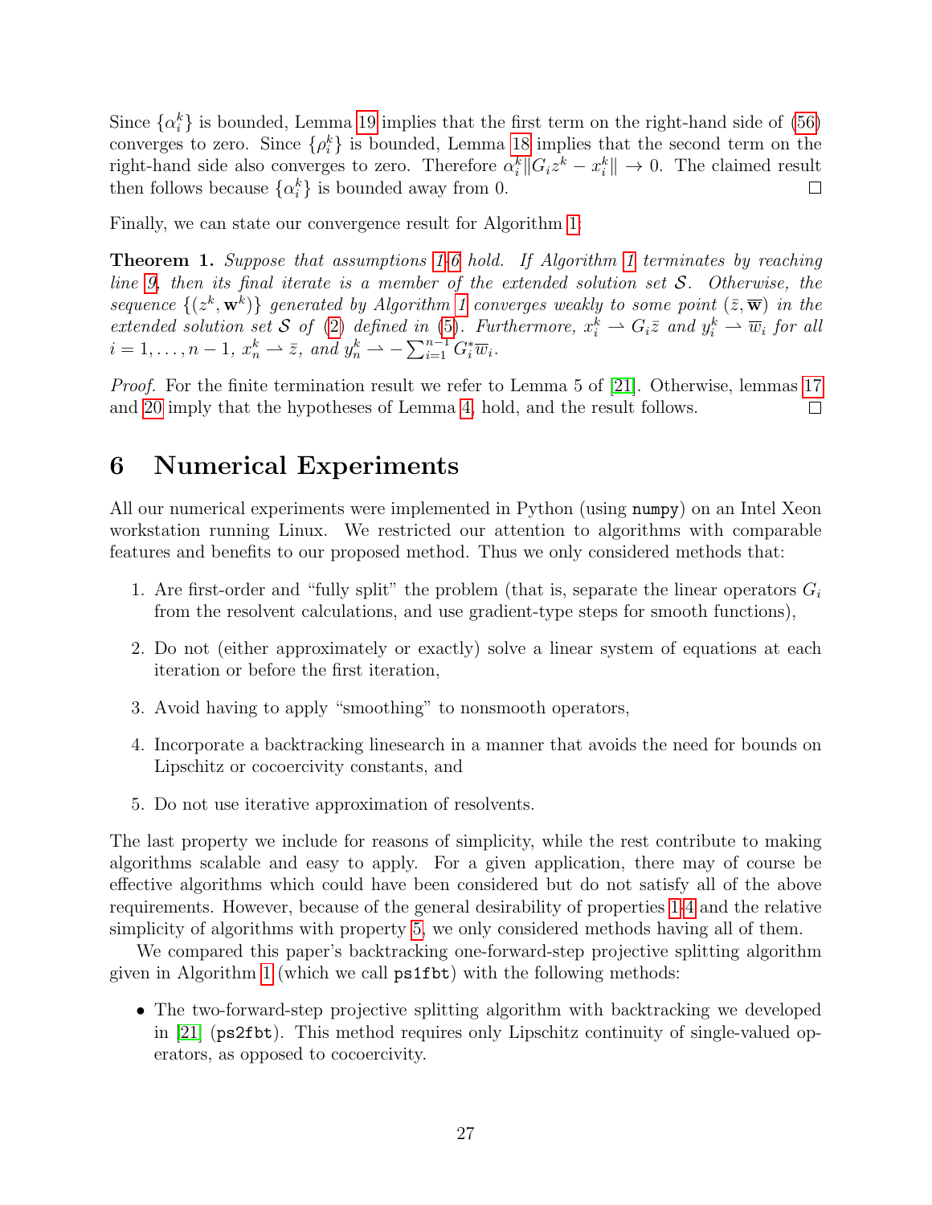Since $\{\alpha_i^k\}$ is bounded, Lemma 19 implies that the first term on the right-hand side of (56) converges to zero. Since $\{\rho_i^k\}$ is bounded, Lemma 18 implies that the second term on the right-hand side also converges to zero. Therefore $\alpha_i^k \|G_i z^k - x_i^k\| \to 0$. The claimed result then follows because $\{\alpha_i^k\}$ is bounded away from 0. □

Finally, we can state our convergence result for Algorithm 1:

**Theorem 1.** *Suppose that assumptions 1-6 hold. If Algorithm 1 terminates by reaching line 9, then its final iterate is a member of the extended solution set $\mathcal{S}$. Otherwise, the sequence $\{(z^k, \mathbf{w}^k)\}$ generated by Algorithm 1 converges weakly to some point $(\bar{z}, \overline{\mathbf{w}})$ in the extended solution set $\mathcal{S}$ of (2) defined in (5). Furthermore, $x_i^k \rightharpoonup G_i \bar{z}$ and $y_i^k \rightharpoonup \overline{w}_i$ for all $i = 1, \ldots, n-1$, $x_n^k \rightharpoonup \bar{z}$, and $y_n^k \rightharpoonup -\sum_{i=1}^{n-1} G_i^* \overline{w}_i$.*

*Proof.* For the finite termination result we refer to Lemma 5 of [21]. Otherwise, lemmas 17 and 20 imply that the hypotheses of Lemma 4, hold, and the result follows. □

# 6 Numerical Experiments

All our numerical experiments were implemented in Python (using `numpy`) on an Intel Xeon workstation running Linux. We restricted our attention to algorithms with comparable features and benefits to our proposed method. Thus we only considered methods that:

1. Are first-order and "fully split" the problem (that is, separate the linear operators $G_i$ from the resolvent calculations, and use gradient-type steps for smooth functions),
2. Do not (either approximately or exactly) solve a linear system of equations at each iteration or before the first iteration,
3. Avoid having to apply "smoothing" to nonsmooth operators,
4. Incorporate a backtracking linesearch in a manner that avoids the need for bounds on Lipschitz or cocoercivity constants, and
5. Do not use iterative approximation of resolvents.

The last property we include for reasons of simplicity, while the rest contribute to making algorithms scalable and easy to apply. For a given application, there may of course be effective algorithms which could have been considered but do not satisfy all of the above requirements. However, because of the general desirability of properties 1-4 and the relative simplicity of algorithms with property 5, we only considered methods having all of them.

We compared this paper's backtracking one-forward-step projective splitting algorithm given in Algorithm 1 (which we call `ps1fbt`) with the following methods:

- The two-forward-step projective splitting algorithm with backtracking we developed in [21] (`ps2fbt`). This method requires only Lipschitz continuity of single-valued operators, as opposed to cocoercivity.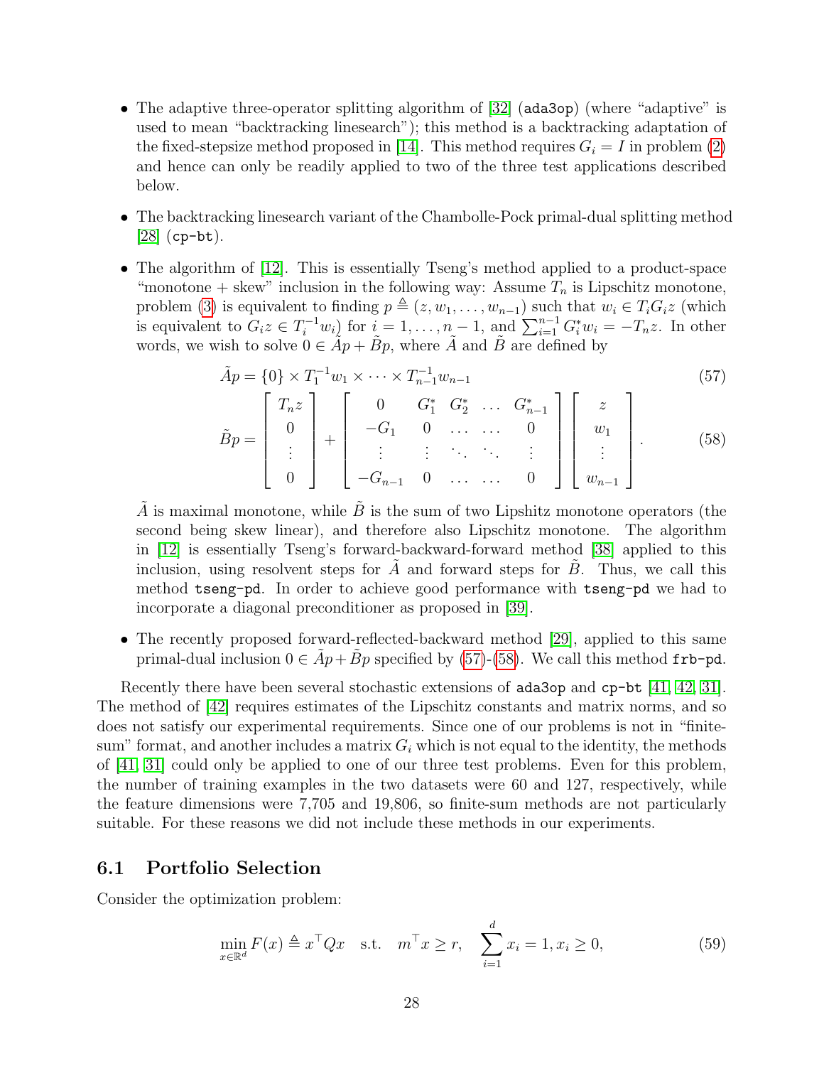- The adaptive three-operator splitting algorithm of [32] (`ada3op`) (where "adaptive" is used to mean "backtracking linesearch"); this method is a backtracking adaptation of the fixed-stepsize method proposed in [14]. This method requires $G_i = I$ in problem (2) and hence can only be readily applied to two of the three test applications described below.

- The backtracking linesearch variant of the Chambolle-Pock primal-dual splitting method [28] (`cp-bt`).

- The algorithm of [12]. This is essentially Tseng's method applied to a product-space "monotone + skew" inclusion in the following way: Assume $T_n$ is Lipschitz monotone, problem (3) is equivalent to finding $p \triangleq (z, w_1, \ldots, w_{n-1})$ such that $w_i \in T_i G_i z$ (which is equivalent to $G_i z \in T_i^{-1} w_i$) for $i = 1, \ldots, n-1$, and $\sum_{i=1}^{n-1} G_i^* w_i = -T_n z$. In other words, we wish to solve $0 \in \tilde{A}p + \tilde{B}p$, where $\tilde{A}$ and $\tilde{B}$ are defined by

$$\tilde{A}p = \{0\} \times T_1^{-1} w_1 \times \cdots \times T_{n-1}^{-1} w_{n-1} \tag{57}$$

$$\tilde{B}p = \begin{bmatrix} T_n z \\ 0 \\ \vdots \\ 0 \end{bmatrix} + \begin{bmatrix} 0 & G_1^* & G_2^* & \ldots & G_{n-1}^* \\ -G_1 & 0 & \ldots & \ldots & 0 \\ \vdots & \vdots & \ddots & \ddots & \vdots \\ -G_{n-1} & 0 & \ldots & \ldots & 0 \end{bmatrix} \begin{bmatrix} z \\ w_1 \\ \vdots \\ w_{n-1} \end{bmatrix}. \tag{58}$$

  $\tilde{A}$ is maximal monotone, while $\tilde{B}$ is the sum of two Lipshitz monotone operators (the second being skew linear), and therefore also Lipschitz monotone. The algorithm in [12] is essentially Tseng's forward-backward-forward method [38] applied to this inclusion, using resolvent steps for $\tilde{A}$ and forward steps for $\tilde{B}$. Thus, we call this method `tseng-pd`. In order to achieve good performance with `tseng-pd` we had to incorporate a diagonal preconditioner as proposed in [39].

- The recently proposed forward-reflected-backward method [29], applied to this same primal-dual inclusion $0 \in \tilde{A}p + \tilde{B}p$ specified by (57)-(58). We call this method `frb-pd`.

Recently there have been several stochastic extensions of `ada3op` and `cp-bt` [41, 42, 31]. The method of [42] requires estimates of the Lipschitz constants and matrix norms, and so does not satisfy our experimental requirements. Since one of our problems is not in "finite-sum" format, and another includes a matrix $G_i$ which is not equal to the identity, the methods of [41, 31] could only be applied to one of our three test problems. Even for this problem, the number of training examples in the two datasets were 60 and 127, respectively, while the feature dimensions were 7,705 and 19,806, so finite-sum methods are not particularly suitable. For these reasons we did not include these methods in our experiments.

## 6.1 Portfolio Selection

Consider the optimization problem:

$$\min_{x \in \mathbb{R}^d} F(x) \triangleq x^\top Q x \quad \text{s.t.} \quad m^\top x \geq r, \quad \sum_{i=1}^{d} x_i = 1, x_i \geq 0, \tag{59}$$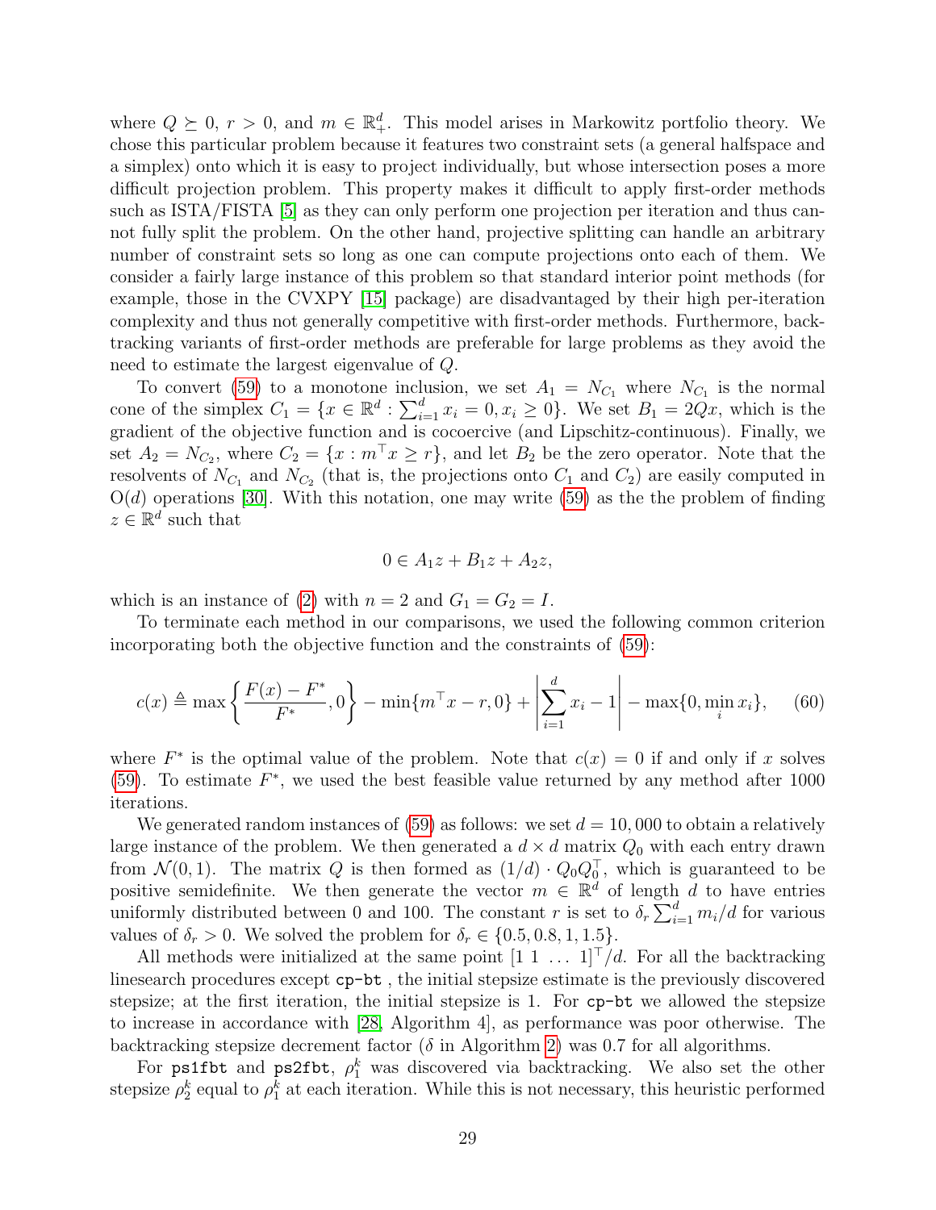where $Q \succeq 0$, $r > 0$, and $m \in \mathbb{R}^d_+$. This model arises in Markowitz portfolio theory. We chose this particular problem because it features two constraint sets (a general halfspace and a simplex) onto which it is easy to project individually, but whose intersection poses a more difficult projection problem. This property makes it difficult to apply first-order methods such as ISTA/FISTA [5] as they can only perform one projection per iteration and thus cannot fully split the problem. On the other hand, projective splitting can handle an arbitrary number of constraint sets so long as one can compute projections onto each of them. We consider a fairly large instance of this problem so that standard interior point methods (for example, those in the CVXPY [15] package) are disadvantaged by their high per-iteration complexity and thus not generally competitive with first-order methods. Furthermore, backtracking variants of first-order methods are preferable for large problems as they avoid the need to estimate the largest eigenvalue of $Q$.

To convert (59) to a monotone inclusion, we set $A_1 = N_{C_1}$ where $N_{C_1}$ is the normal cone of the simplex $C_1 = \{x \in \mathbb{R}^d : \sum_{i=1}^d x_i = 0, x_i \geq 0\}$. We set $B_1 = 2Qx$, which is the gradient of the objective function and is cocoercive (and Lipschitz-continuous). Finally, we set $A_2 = N_{C_2}$, where $C_2 = \{x : m^\top x \geq r\}$, and let $B_2$ be the zero operator. Note that the resolvents of $N_{C_1}$ and $N_{C_2}$ (that is, the projections onto $C_1$ and $C_2$) are easily computed in $\mathrm{O}(d)$ operations [30]. With this notation, one may write (59) as the the problem of finding $z \in \mathbb{R}^d$ such that

$$0 \in A_1 z + B_1 z + A_2 z,$$

which is an instance of (2) with $n = 2$ and $G_1 = G_2 = I$.

To terminate each method in our comparisons, we used the following common criterion incorporating both the objective function and the constraints of (59):

$$c(x) \triangleq \max\left\{\frac{F(x) - F^*}{F^*}, 0\right\} - \min\{m^\top x - r, 0\} + \left|\sum_{i=1}^d x_i - 1\right| - \max\{0, \min_i x_i\}, \qquad (60)$$

where $F^*$ is the optimal value of the problem. Note that $c(x) = 0$ if and only if $x$ solves (59). To estimate $F^*$, we used the best feasible value returned by any method after 1000 iterations.

We generated random instances of (59) as follows: we set $d = 10,000$ to obtain a relatively large instance of the problem. We then generated a $d \times d$ matrix $Q_0$ with each entry drawn from $\mathcal{N}(0, 1)$. The matrix $Q$ is then formed as $(1/d) \cdot Q_0 Q_0^\top$, which is guaranteed to be positive semidefinite. We then generate the vector $m \in \mathbb{R}^d$ of length $d$ to have entries uniformly distributed between 0 and 100. The constant $r$ is set to $\delta_r \sum_{i=1}^d m_i/d$ for various values of $\delta_r > 0$. We solved the problem for $\delta_r \in \{0.5, 0.8, 1, 1.5\}$.

All methods were initialized at the same point $[1\ 1\ \ldots\ 1]^\top/d$. For all the backtracking linesearch procedures except `cp-bt` , the initial stepsize estimate is the previously discovered stepsize; at the first iteration, the initial stepsize is 1. For `cp-bt` we allowed the stepsize to increase in accordance with [28, Algorithm 4], as performance was poor otherwise. The backtracking stepsize decrement factor ($\delta$ in Algorithm 2) was 0.7 for all algorithms.

For `ps1fbt` and `ps2fbt`, $\rho_1^k$ was discovered via backtracking. We also set the other stepsize $\rho_2^k$ equal to $\rho_1^k$ at each iteration. While this is not necessary, this heuristic performed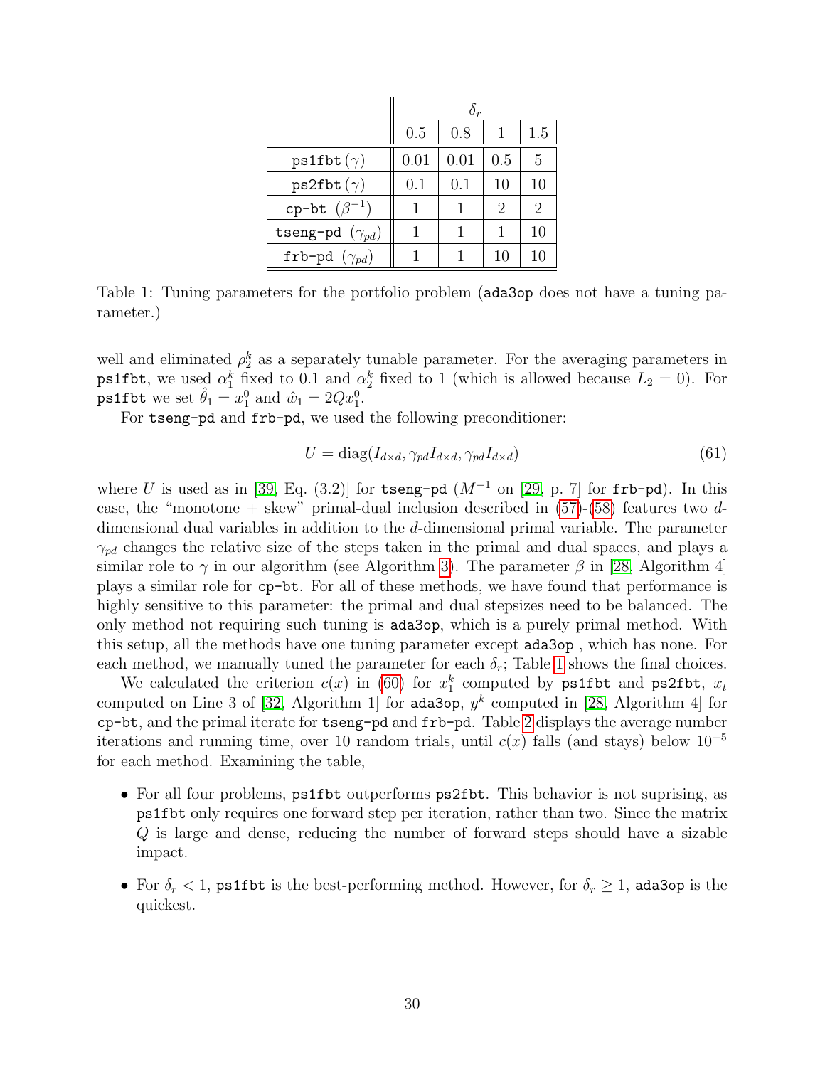| | $\delta_r$ | | | |
|---|---|---|---|---|
| | 0.5 | 0.8 | 1 | 1.5 |
| `ps1fbt` ($\gamma$) | 0.01 | 0.01 | 0.5 | 5 |
| `ps2fbt` ($\gamma$) | 0.1 | 0.1 | 10 | 10 |
| `cp-bt` ($\beta^{-1}$) | 1 | 1 | 2 | 2 |
| `tseng-pd` ($\gamma_{pd}$) | 1 | 1 | 1 | 10 |
| `frb-pd` ($\gamma_{pd}$) | 1 | 1 | 10 | 10 |

Table 1: Tuning parameters for the portfolio problem (`ada3op` does not have a tuning parameter.)

well and eliminated $\rho_2^k$ as a separately tunable parameter. For the averaging parameters in `ps1fbt`, we used $\alpha_1^k$ fixed to 0.1 and $\alpha_2^k$ fixed to 1 (which is allowed because $L_2 = 0$). For `ps1fbt` we set $\hat{\theta}_1 = x_1^0$ and $\hat{w}_1 = 2Qx_1^0$.

For `tseng-pd` and `frb-pd`, we used the following preconditioner:

$$U = \mathrm{diag}(I_{d\times d}, \gamma_{pd} I_{d\times d}, \gamma_{pd} I_{d\times d}) \tag{61}$$

where $U$ is used as in [39, Eq. (3.2)] for `tseng-pd` ($M^{-1}$ on [29, p. 7] for `frb-pd`). In this case, the "monotone + skew" primal-dual inclusion described in (57)-(58) features two $d$-dimensional dual variables in addition to the $d$-dimensional primal variable. The parameter $\gamma_{pd}$ changes the relative size of the steps taken in the primal and dual spaces, and plays a similar role to $\gamma$ in our algorithm (see Algorithm 3). The parameter $\beta$ in [28, Algorithm 4] plays a similar role for `cp-bt`. For all of these methods, we have found that performance is highly sensitive to this parameter: the primal and dual stepsizes need to be balanced. The only method not requiring such tuning is `ada3op`, which is a purely primal method. With this setup, all the methods have one tuning parameter except `ada3op` , which has none. For each method, we manually tuned the parameter for each $\delta_r$; Table 1 shows the final choices.

We calculated the criterion $c(x)$ in (60) for $x_1^k$ computed by `ps1fbt` and `ps2fbt`, $x_t$ computed on Line 3 of [32, Algorithm 1] for `ada3op`, $y^k$ computed in [28, Algorithm 4] for `cp-bt`, and the primal iterate for `tseng-pd` and `frb-pd`. Table 2 displays the average number iterations and running time, over 10 random trials, until $c(x)$ falls (and stays) below $10^{-5}$ for each method. Examining the table,

- For all four problems, `ps1fbt` outperforms `ps2fbt`. This behavior is not suprising, as `ps1fbt` only requires one forward step per iteration, rather than two. Since the matrix $Q$ is large and dense, reducing the number of forward steps should have a sizable impact.

- For $\delta_r < 1$, `ps1fbt` is the best-performing method. However, for $\delta_r \geq 1$, `ada3op` is the quickest.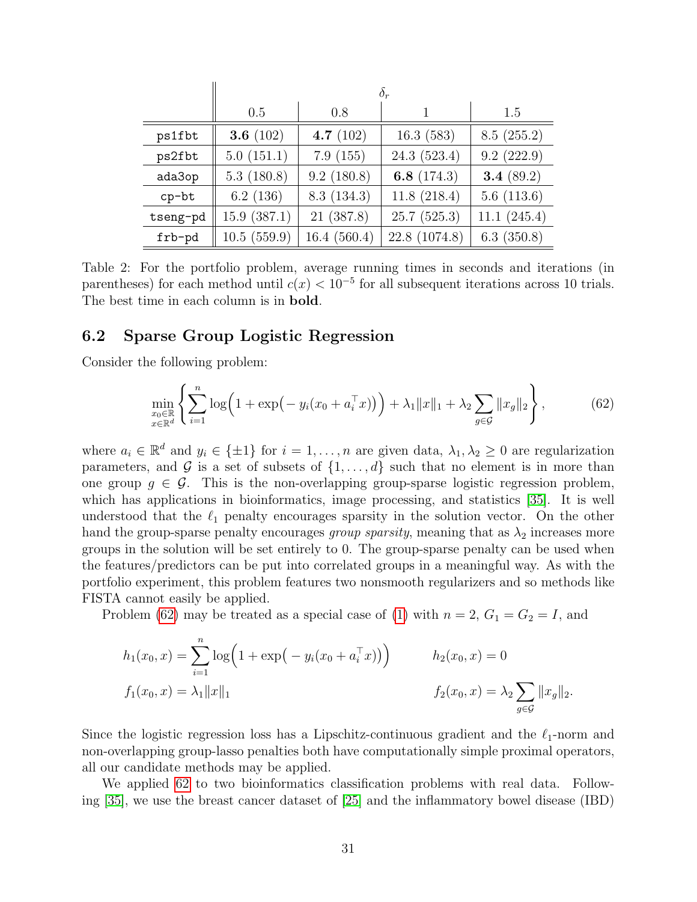| | $\delta_r$ | | | |
|---|---|---|---|---|
| | 0.5 | 0.8 | 1 | 1.5 |
| `ps1fbt` | **3.6** (102) | **4.7** (102) | 16.3 (583) | 8.5 (255.2) |
| `ps2fbt` | 5.0 (151.1) | 7.9 (155) | 24.3 (523.4) | 9.2 (222.9) |
| `ada3op` | 5.3 (180.8) | 9.2 (180.8) | **6.8** (174.3) | **3.4** (89.2) |
| `cp-bt` | 6.2 (136) | 8.3 (134.3) | 11.8 (218.4) | 5.6 (113.6) |
| `tseng-pd` | 15.9 (387.1) | 21 (387.8) | 25.7 (525.3) | 11.1 (245.4) |
| `frb-pd` | 10.5 (559.9) | 16.4 (560.4) | 22.8 (1074.8) | 6.3 (350.8) |

Table 2: For the portfolio problem, average running times in seconds and iterations (in parentheses) for each method until $c(x) < 10^{-5}$ for all subsequent iterations across 10 trials. The best time in each column is in **bold**.

## 6.2 Sparse Group Logistic Regression

Consider the following problem:

$$\min_{\substack{x_0 \in \mathbb{R} \\ x \in \mathbb{R}^d}} \left\{ \sum_{i=1}^{n} \log\Big(1 + \exp\big(-y_i(x_0 + a_i^\top x)\big)\Big) + \lambda_1 \|x\|_1 + \lambda_2 \sum_{g \in \mathcal{G}} \|x_g\|_2 \right\}, \tag{62}$$

where $a_i \in \mathbb{R}^d$ and $y_i \in \{\pm 1\}$ for $i = 1, \ldots, n$ are given data, $\lambda_1, \lambda_2 \geq 0$ are regularization parameters, and $\mathcal{G}$ is a set of subsets of $\{1, \ldots, d\}$ such that no element is in more than one group $g \in \mathcal{G}$. This is the non-overlapping group-sparse logistic regression problem, which has applications in bioinformatics, image processing, and statistics [35]. It is well understood that the $\ell_1$ penalty encourages sparsity in the solution vector. On the other hand the group-sparse penalty encourages *group sparsity*, meaning that as $\lambda_2$ increases more groups in the solution will be set entirely to 0. The group-sparse penalty can be used when the features/predictors can be put into correlated groups in a meaningful way. As with the portfolio experiment, this problem features two nonsmooth regularizers and so methods like FISTA cannot easily be applied.

Problem (62) may be treated as a special case of (1) with $n = 2$, $G_1 = G_2 = I$, and

$$h_1(x_0, x) = \sum_{i=1}^{n} \log\Big(1 + \exp\big(-y_i(x_0 + a_i^\top x)\big)\Big) \qquad h_2(x_0, x) = 0$$

$$f_1(x_0, x) = \lambda_1 \|x\|_1 \qquad f_2(x_0, x) = \lambda_2 \sum_{g \in \mathcal{G}} \|x_g\|_2.$$

Since the logistic regression loss has a Lipschitz-continuous gradient and the $\ell_1$-norm and non-overlapping group-lasso penalties both have computationally simple proximal operators, all our candidate methods may be applied.

We applied 62 to two bioinformatics classification problems with real data. Following [35], we use the breast cancer dataset of [25] and the inflammatory bowel disease (IBD)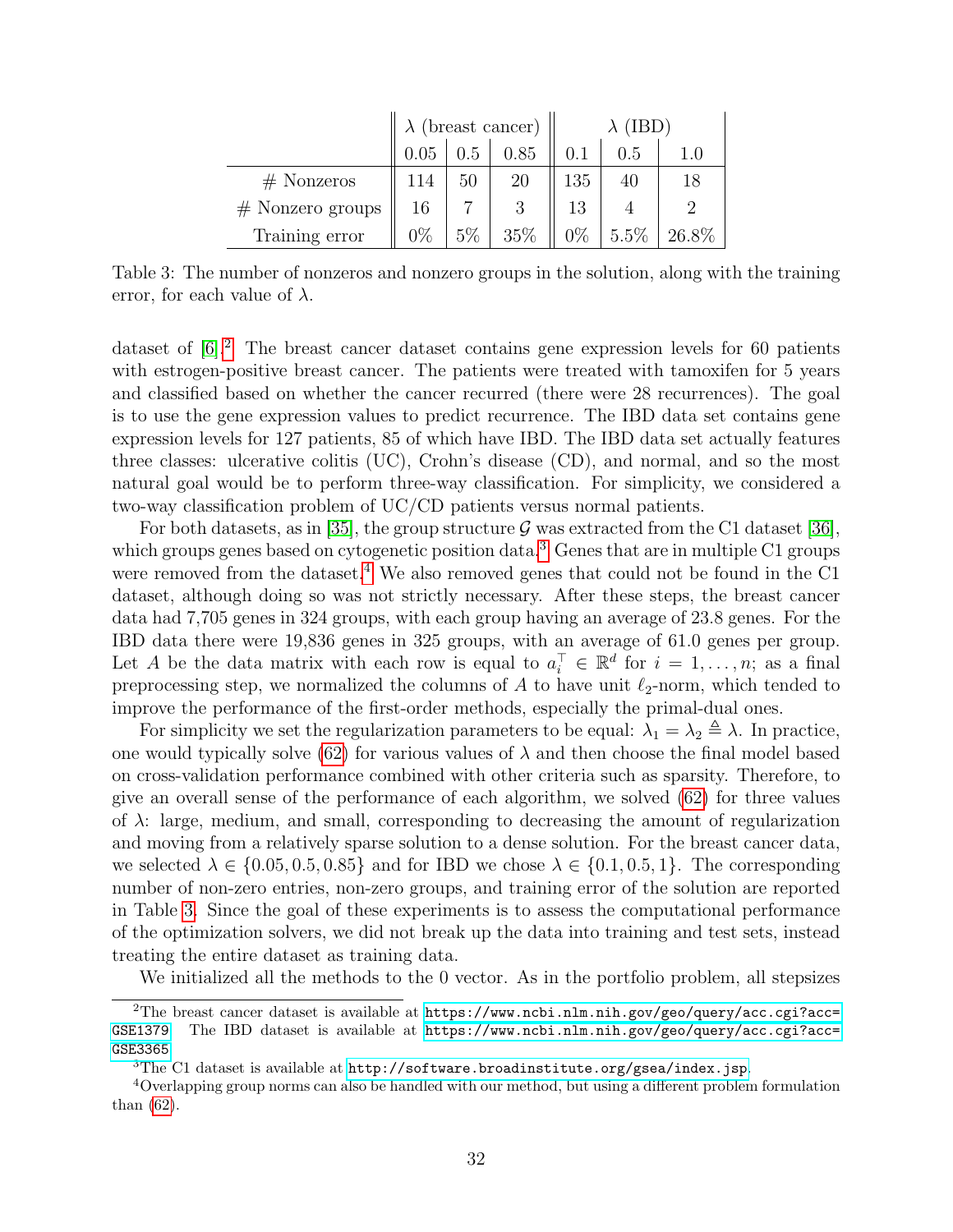| | $\lambda$ (breast cancer) | | | $\lambda$ (IBD) | | |
|---|---|---|---|---|---|---|
| | 0.05 | 0.5 | 0.85 | 0.1 | 0.5 | 1.0 |
| # Nonzeros | 114 | 50 | 20 | 135 | 40 | 18 |
| # Nonzero groups | 16 | 7 | 3 | 13 | 4 | 2 |
| Training error | 0% | 5% | 35% | 0% | 5.5% | 26.8% |

Table 3: The number of nonzeros and nonzero groups in the solution, along with the training error, for each value of $\lambda$.

dataset of [6].[2] The breast cancer dataset contains gene expression levels for 60 patients with estrogen-positive breast cancer. The patients were treated with tamoxifen for 5 years and classified based on whether the cancer recurred (there were 28 recurrences). The goal is to use the gene expression values to predict recurrence. The IBD data set contains gene expression levels for 127 patients, 85 of which have IBD. The IBD data set actually features three classes: ulcerative colitis (UC), Crohn's disease (CD), and normal, and so the most natural goal would be to perform three-way classification. For simplicity, we considered a two-way classification problem of UC/CD patients versus normal patients.

For both datasets, as in [35], the group structure $\mathcal{G}$ was extracted from the C1 dataset [36], which groups genes based on cytogenetic position data.[3] Genes that are in multiple C1 groups were removed from the dataset.[4] We also removed genes that could not be found in the C1 dataset, although doing so was not strictly necessary. After these steps, the breast cancer data had 7,705 genes in 324 groups, with each group having an average of 23.8 genes. For the IBD data there were 19,836 genes in 325 groups, with an average of 61.0 genes per group. Let $A$ be the data matrix with each row is equal to $a_i^\top \in \mathbb{R}^d$ for $i = 1, \ldots, n$; as a final preprocessing step, we normalized the columns of $A$ to have unit $\ell_2$-norm, which tended to improve the performance of the first-order methods, especially the primal-dual ones.

For simplicity we set the regularization parameters to be equal: $\lambda_1 = \lambda_2 \triangleq \lambda$. In practice, one would typically solve (62) for various values of $\lambda$ and then choose the final model based on cross-validation performance combined with other criteria such as sparsity. Therefore, to give an overall sense of the performance of each algorithm, we solved (62) for three values of $\lambda$: large, medium, and small, corresponding to decreasing the amount of regularization and moving from a relatively sparse solution to a dense solution. For the breast cancer data, we selected $\lambda \in \{0.05, 0.5, 0.85\}$ and for IBD we chose $\lambda \in \{0.1, 0.5, 1\}$. The corresponding number of non-zero entries, non-zero groups, and training error of the solution are reported in Table 3. Since the goal of these experiments is to assess the computational performance of the optimization solvers, we did not break up the data into training and test sets, instead treating the entire dataset as training data.

We initialized all the methods to the 0 vector. As in the portfolio problem, all stepsizes

[2] The breast cancer dataset is available at https://www.ncbi.nlm.nih.gov/geo/query/acc.cgi?acc=GSE1379. The IBD dataset is available at https://www.ncbi.nlm.nih.gov/geo/query/acc.cgi?acc=GSE3365.

[3] The C1 dataset is available at http://software.broadinstitute.org/gsea/index.jsp.

[4] Overlapping group norms can also be handled with our method, but using a different problem formulation than (62).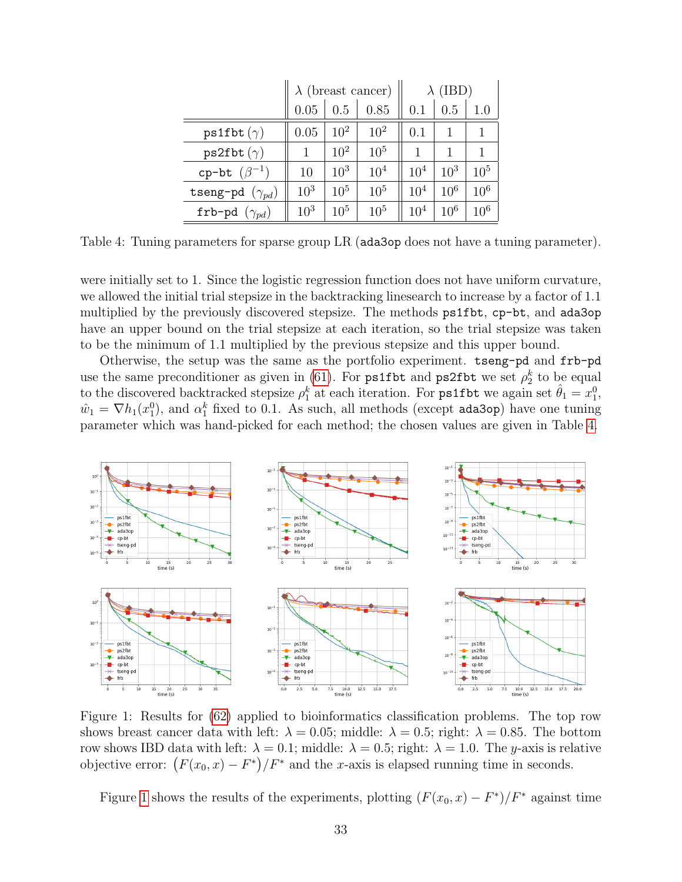| | λ (breast cancer) | | | λ (IBD) | | |
|---|---|---|---|---|---|---|
| | 0.05 | 0.5 | 0.85 | 0.1 | 0.5 | 1.0 |
| `ps1fbt` ($\gamma$) | 0.05 | $10^2$ | $10^2$ | 0.1 | 1 | 1 |
| `ps2fbt` ($\gamma$) | 1 | $10^2$ | $10^5$ | 1 | 1 | 1 |
| `cp-bt` ($\beta^{-1}$) | 10 | $10^3$ | $10^4$ | $10^4$ | $10^3$ | $10^5$ |
| `tseng-pd` ($\gamma_{pd}$) | $10^3$ | $10^5$ | $10^5$ | $10^4$ | $10^6$ | $10^6$ |
| `frb-pd` ($\gamma_{pd}$) | $10^3$ | $10^5$ | $10^5$ | $10^4$ | $10^6$ | $10^6$ |

Table 4: Tuning parameters for sparse group LR (`ada3op` does not have a tuning parameter).

were initially set to 1. Since the logistic regression function does not have uniform curvature, we allowed the initial trial stepsize in the backtracking linesearch to increase by a factor of 1.1 multiplied by the previously discovered stepsize. The methods `ps1fbt`, `cp-bt`, and `ada3op` have an upper bound on the trial stepsize at each iteration, so the trial stepsize was taken to be the minimum of 1.1 multiplied by the previous stepsize and this upper bound.

Otherwise, the setup was the same as the portfolio experiment. `tseng-pd` and `frb-pd` use the same preconditioner as given in (61). For `ps1fbt` and `ps2fbt` we set $\rho_2^k$ to be equal to the discovered backtracked stepsize $\rho_1^k$ at each iteration. For `ps1fbt` we again set $\hat{\theta}_1 = x_1^0$, $\hat{w}_1 = \nabla h_1(x_1^0)$, and $\alpha_1^k$ fixed to 0.1. As such, all methods (except `ada3op`) have one tuning parameter which was hand-picked for each method; the chosen values are given in Table 4.

Figure 1: Results for (62) applied to bioinformatics classification problems. The top row shows breast cancer data with left: $\lambda = 0.05$; middle: $\lambda = 0.5$; right: $\lambda = 0.85$. The bottom row shows IBD data with left: $\lambda = 0.1$; middle: $\lambda = 0.5$; right: $\lambda = 1.0$. The $y$-axis is relative objective error: $\big(F(x_0, x) - F^*\big)/F^*$ and the $x$-axis is elapsed running time in seconds.

Figure 1 shows the results of the experiments, plotting $(F(x_0, x) - F^*)/F^*$ against time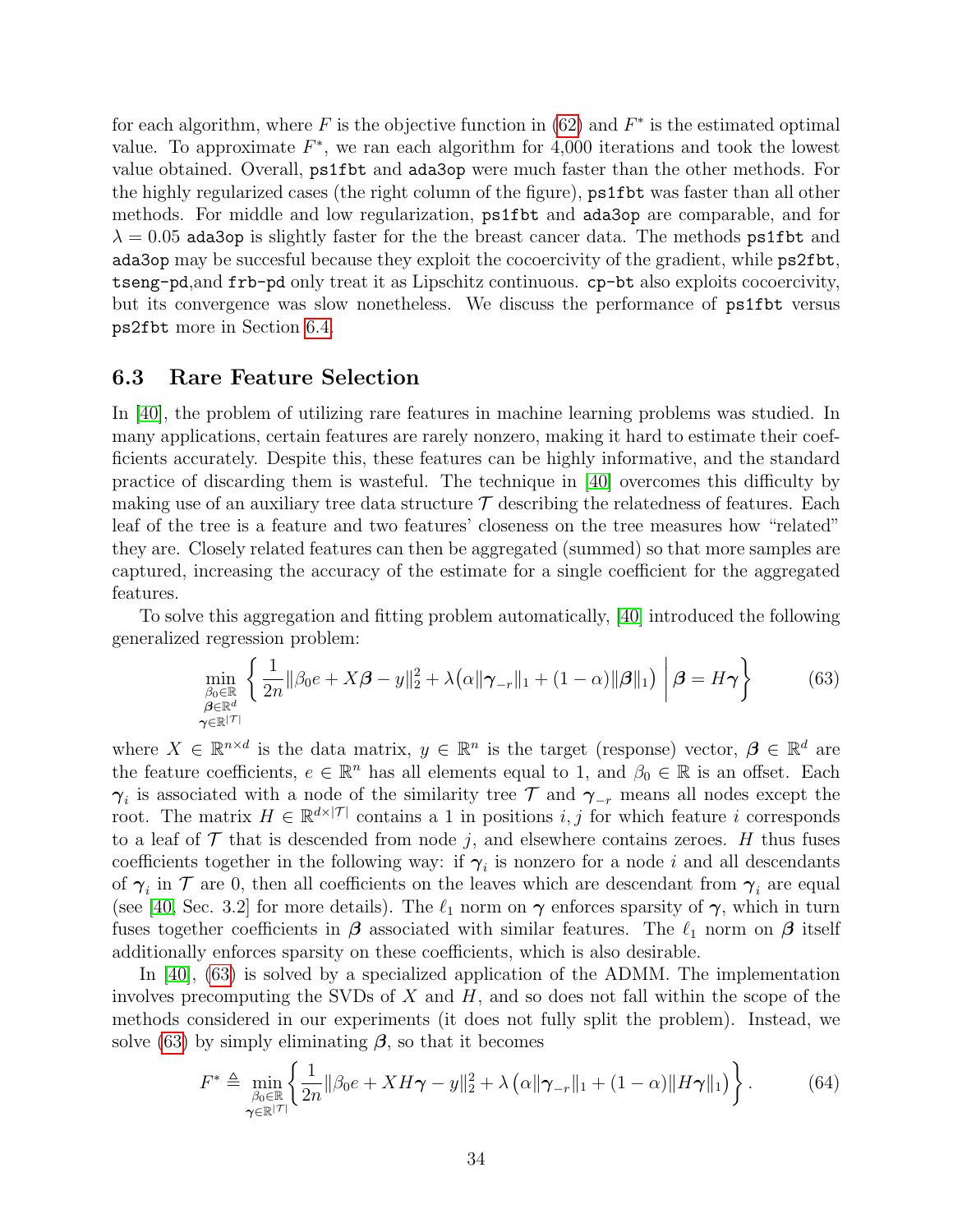for each algorithm, where $F$ is the objective function in (62) and $F^*$ is the estimated optimal value. To approximate $F^*$, we ran each algorithm for 4,000 iterations and took the lowest value obtained. Overall, `ps1fbt` and `ada3op` were much faster than the other methods. For the highly regularized cases (the right column of the figure), `ps1fbt` was faster than all other methods. For middle and low regularization, `ps1fbt` and `ada3op` are comparable, and for $\lambda = 0.05$ `ada3op` is slightly faster for the the breast cancer data. The methods `ps1fbt` and `ada3op` may be succesful because they exploit the cocoercivity of the gradient, while `ps2fbt`, `tseng-pd`,and `frb-pd` only treat it as Lipschitz continuous. `cp-bt` also exploits cocoercivity, but its convergence was slow nonetheless. We discuss the performance of `ps1fbt` versus `ps2fbt` more in Section 6.4.

### 6.3 Rare Feature Selection

In [40], the problem of utilizing rare features in machine learning problems was studied. In many applications, certain features are rarely nonzero, making it hard to estimate their coefficients accurately. Despite this, these features can be highly informative, and the standard practice of discarding them is wasteful. The technique in [40] overcomes this difficulty by making use of an auxiliary tree data structure $\mathcal{T}$ describing the relatedness of features. Each leaf of the tree is a feature and two features' closeness on the tree measures how "related" they are. Closely related features can then be aggregated (summed) so that more samples are captured, increasing the accuracy of the estimate for a single coefficient for the aggregated features.

To solve this aggregation and fitting problem automatically, [40] introduced the following generalized regression problem:

$$\min_{\substack{\beta_0 \in \mathbb{R} \\ \boldsymbol{\beta} \in \mathbb{R}^d \\ \boldsymbol{\gamma} \in \mathbb{R}^{|\mathcal{T}|}}} \left\{ \frac{1}{2n} \|\beta_0 e + X\boldsymbol{\beta} - y\|_2^2 + \lambda\big(\alpha \|\boldsymbol{\gamma}_{-r}\|_1 + (1-\alpha)\|\boldsymbol{\beta}\|_1\big) \;\middle|\; \boldsymbol{\beta} = H\boldsymbol{\gamma} \right\} \tag{63}$$

where $X \in \mathbb{R}^{n \times d}$ is the data matrix, $y \in \mathbb{R}^n$ is the target (response) vector, $\boldsymbol{\beta} \in \mathbb{R}^d$ are the feature coefficients, $e \in \mathbb{R}^n$ has all elements equal to 1, and $\beta_0 \in \mathbb{R}$ is an offset. Each $\boldsymbol{\gamma}_i$ is associated with a node of the similarity tree $\mathcal{T}$ and $\boldsymbol{\gamma}_{-r}$ means all nodes except the root. The matrix $H \in \mathbb{R}^{d \times |\mathcal{T}|}$ contains a 1 in positions $i, j$ for which feature $i$ corresponds to a leaf of $\mathcal{T}$ that is descended from node $j$, and elsewhere contains zeroes. $H$ thus fuses coefficients together in the following way: if $\boldsymbol{\gamma}_i$ is nonzero for a node $i$ and all descendants of $\boldsymbol{\gamma}_i$ in $\mathcal{T}$ are 0, then all coefficients on the leaves which are descendant from $\boldsymbol{\gamma}_i$ are equal (see [40, Sec. 3.2] for more details). The $\ell_1$ norm on $\boldsymbol{\gamma}$ enforces sparsity of $\boldsymbol{\gamma}$, which in turn fuses together coefficients in $\boldsymbol{\beta}$ associated with similar features. The $\ell_1$ norm on $\boldsymbol{\beta}$ itself additionally enforces sparsity on these coefficients, which is also desirable.

In [40], (63) is solved by a specialized application of the ADMM. The implementation involves precomputing the SVDs of $X$ and $H$, and so does not fall within the scope of the methods considered in our experiments (it does not fully split the problem). Instead, we solve (63) by simply eliminating $\boldsymbol{\beta}$, so that it becomes

$$F^* \triangleq \min_{\substack{\beta_0 \in \mathbb{R} \\ \boldsymbol{\gamma} \in \mathbb{R}^{|\mathcal{T}|}}} \left\{ \frac{1}{2n} \|\beta_0 e + XH\boldsymbol{\gamma} - y\|_2^2 + \lambda\left(\alpha \|\boldsymbol{\gamma}_{-r}\|_1 + (1-\alpha)\|H\boldsymbol{\gamma}\|_1\right) \right\}. \tag{64}$$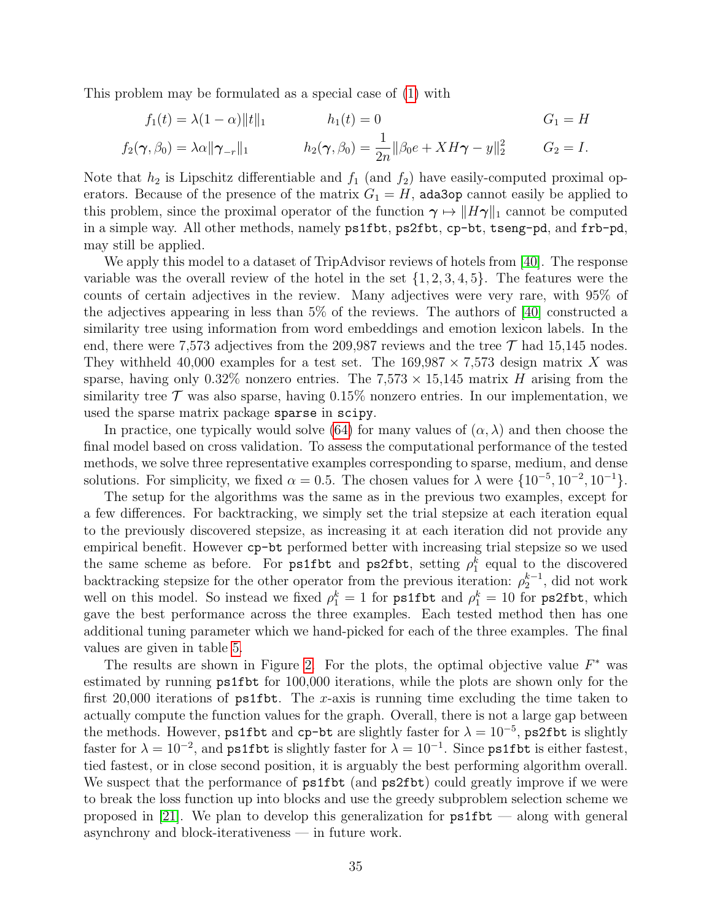This problem may be formulated as a special case of (1) with

$$
\begin{aligned}
f_1(t) &= \lambda(1-\alpha)\|t\|_1 & h_1(t) &= 0 & G_1 &= H \\
f_2(\boldsymbol{\gamma}, \beta_0) &= \lambda\alpha\|\boldsymbol{\gamma}_{-r}\|_1 & h_2(\boldsymbol{\gamma}, \beta_0) &= \frac{1}{2n}\|\beta_0 e + XH\boldsymbol{\gamma} - y\|_2^2 & G_2 &= I.
\end{aligned}
$$

Note that $h_2$ is Lipschitz differentiable and $f_1$ (and $f_2$) have easily-computed proximal operators. Because of the presence of the matrix $G_1 = H$, `ada3op` cannot easily be applied to this problem, since the proximal operator of the function $\boldsymbol{\gamma} \mapsto \|H\boldsymbol{\gamma}\|_1$ cannot be computed in a simple way. All other methods, namely `ps1fbt`, `ps2fbt`, `cp-bt`, `tseng-pd`, and `frb-pd`, may still be applied.

We apply this model to a dataset of TripAdvisor reviews of hotels from [40]. The response variable was the overall review of the hotel in the set $\{1, 2, 3, 4, 5\}$. The features were the counts of certain adjectives in the review. Many adjectives were very rare, with 95% of the adjectives appearing in less than 5% of the reviews. The authors of [40] constructed a similarity tree using information from word embeddings and emotion lexicon labels. In the end, there were 7,573 adjectives from the 209,987 reviews and the tree $\mathcal{T}$ had 15,145 nodes. They withheld 40,000 examples for a test set. The $169{,}987 \times 7{,}573$ design matrix $X$ was sparse, having only 0.32% nonzero entries. The $7{,}573 \times 15{,}145$ matrix $H$ arising from the similarity tree $\mathcal{T}$ was also sparse, having 0.15% nonzero entries. In our implementation, we used the sparse matrix package `sparse` in `scipy`.

In practice, one typically would solve (64) for many values of $(\alpha, \lambda)$ and then choose the final model based on cross validation. To assess the computational performance of the tested methods, we solve three representative examples corresponding to sparse, medium, and dense solutions. For simplicity, we fixed $\alpha = 0.5$. The chosen values for $\lambda$ were $\{10^{-5}, 10^{-2}, 10^{-1}\}$.

The setup for the algorithms was the same as in the previous two examples, except for a few differences. For backtracking, we simply set the trial stepsize at each iteration equal to the previously discovered stepsize, as increasing it at each iteration did not provide any empirical benefit. However `cp-bt` performed better with increasing trial stepsize so we used the same scheme as before. For `ps1fbt` and `ps2fbt`, setting $\rho_1^k$ equal to the discovered backtracking stepsize for the other operator from the previous iteration: $\rho_2^{k-1}$, did not work well on this model. So instead we fixed $\rho_1^k = 1$ for `ps1fbt` and $\rho_1^k = 10$ for `ps2fbt`, which gave the best performance across the three examples. Each tested method then has one additional tuning parameter which we hand-picked for each of the three examples. The final values are given in table 5.

The results are shown in Figure 2. For the plots, the optimal objective value $F^*$ was estimated by running `ps1fbt` for 100,000 iterations, while the plots are shown only for the first 20,000 iterations of `ps1fbt`. The $x$-axis is running time excluding the time taken to actually compute the function values for the graph. Overall, there is not a large gap between the methods. However, `ps1fbt` and `cp-bt` are slightly faster for $\lambda = 10^{-5}$, `ps2fbt` is slightly faster for $\lambda = 10^{-2}$, and `ps1fbt` is slightly faster for $\lambda = 10^{-1}$. Since `ps1fbt` is either fastest, tied fastest, or in close second position, it is arguably the best performing algorithm overall. We suspect that the performance of `ps1fbt` (and `ps2fbt`) could greatly improve if we were to break the loss function up into blocks and use the greedy subproblem selection scheme we proposed in [21]. We plan to develop this generalization for `ps1fbt` — along with general asynchrony and block-iterativeness — in future work.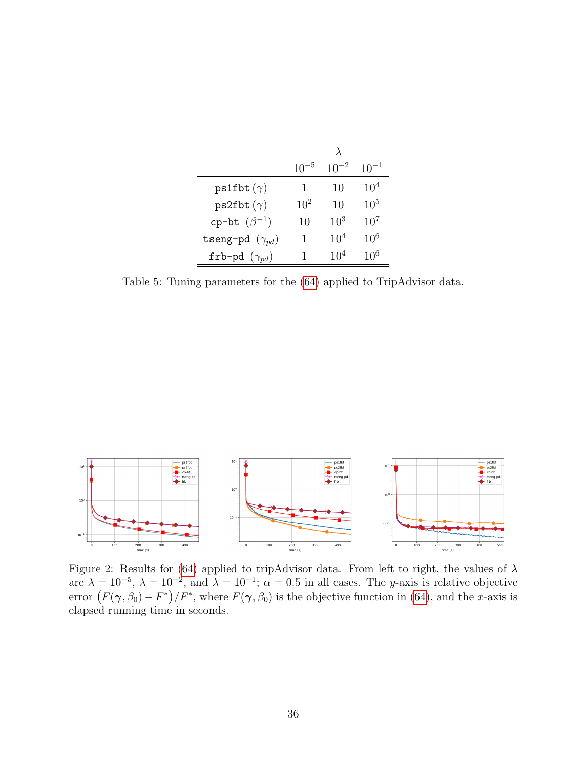|  | $\lambda$ | | |
|---|---|---|---|
|  | $10^{-5}$ | $10^{-2}$ | $10^{-1}$ |
| `ps1fbt` ($\gamma$) | 1 | 10 | $10^4$ |
| `ps2fbt` ($\gamma$) | $10^2$ | 10 | $10^5$ |
| `cp-bt` ($\beta^{-1}$) | 10 | $10^3$ | $10^7$ |
| `tseng-pd` ($\gamma_{pd}$) | 1 | $10^4$ | $10^6$ |
| `frb-pd` ($\gamma_{pd}$) | 1 | $10^4$ | $10^6$ |

Table 5: Tuning parameters for the (64) applied to TripAdvisor data.

Figure 2: Results for (64) applied to tripAdvisor data. From left to right, the values of $\lambda$ are $\lambda = 10^{-5}$, $\lambda = 10^{-2}$, and $\lambda = 10^{-1}$; $\alpha = 0.5$ in all cases. The $y$-axis is relative objective error $\left(F(\boldsymbol{\gamma}, \beta_0) - F^*\right)/F^*$, where $F(\boldsymbol{\gamma}, \beta_0)$ is the objective function in (64), and the $x$-axis is elapsed running time in seconds.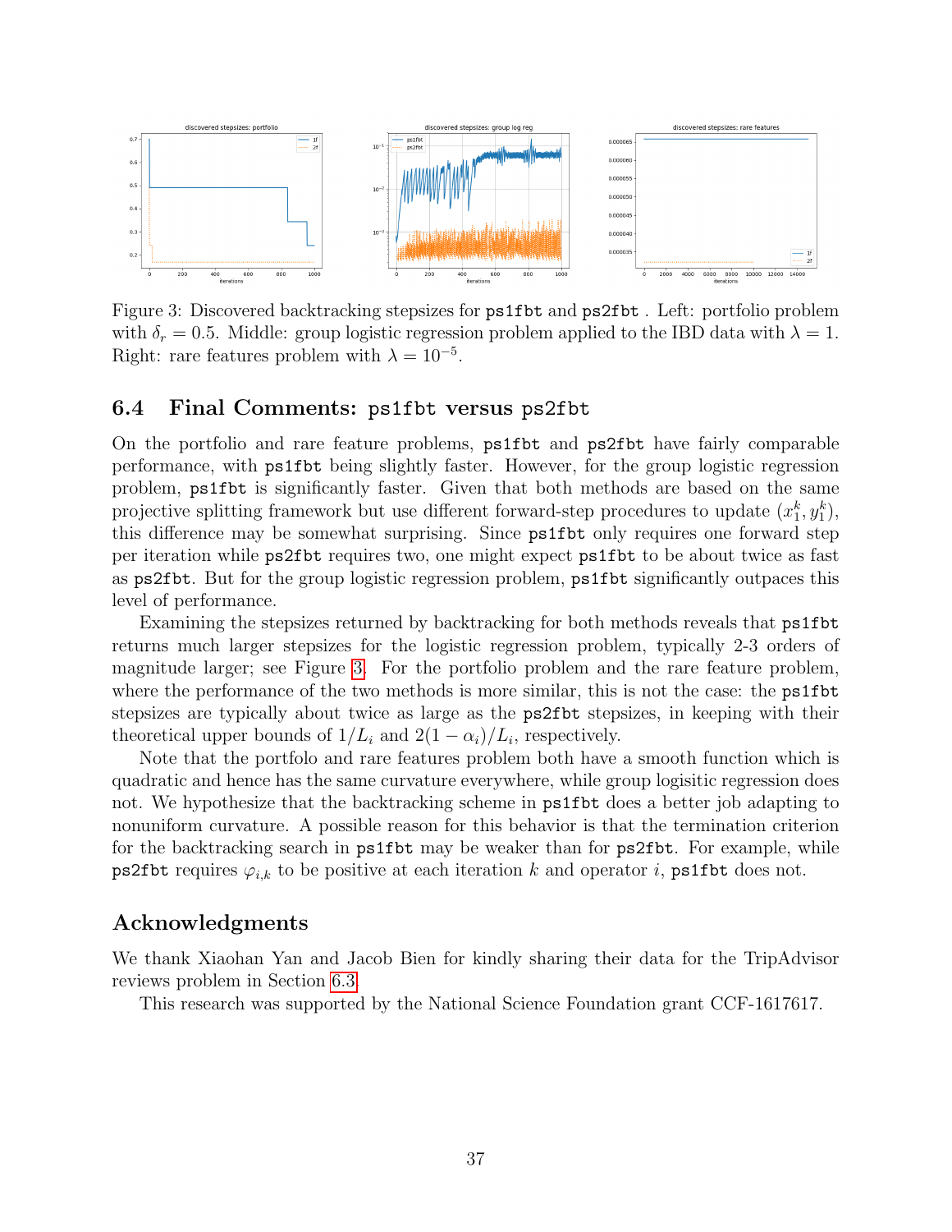Figure 3: Discovered backtracking stepsizes for `ps1fbt` and `ps2fbt` . Left: portfolio problem with $\delta_r = 0.5$. Middle: group logistic regression problem applied to the IBD data with $\lambda = 1$. Right: rare features problem with $\lambda = 10^{-5}$.

## 6.4 Final Comments: `ps1fbt` versus `ps2fbt`

On the portfolio and rare feature problems, `ps1fbt` and `ps2fbt` have fairly comparable performance, with `ps1fbt` being slightly faster. However, for the group logistic regression problem, `ps1fbt` is significantly faster. Given that both methods are based on the same projective splitting framework but use different forward-step procedures to update $(x_1^k, y_1^k)$, this difference may be somewhat surprising. Since `ps1fbt` only requires one forward step per iteration while `ps2fbt` requires two, one might expect `ps1fbt` to be about twice as fast as `ps2fbt`. But for the group logistic regression problem, `ps1fbt` significantly outpaces this level of performance.

Examining the stepsizes returned by backtracking for both methods reveals that `ps1fbt` returns much larger stepsizes for the logistic regression problem, typically 2-3 orders of magnitude larger; see Figure 3. For the portfolio problem and the rare feature problem, where the performance of the two methods is more similar, this is not the case: the `ps1fbt` stepsizes are typically about twice as large as the `ps2fbt` stepsizes, in keeping with their theoretical upper bounds of $1/L_i$ and $2(1-\alpha_i)/L_i$, respectively.

Note that the portfolo and rare features problem both have a smooth function which is quadratic and hence has the same curvature everywhere, while group logisitic regression does not. We hypothesize that the backtracking scheme in `ps1fbt` does a better job adapting to nonuniform curvature. A possible reason for this behavior is that the termination criterion for the backtracking search in `ps1fbt` may be weaker than for `ps2fbt`. For example, while `ps2fbt` requires $\varphi_{i,k}$ to be positive at each iteration $k$ and operator $i$, `ps1fbt` does not.

## Acknowledgments

We thank Xiaohan Yan and Jacob Bien for kindly sharing their data for the TripAdvisor reviews problem in Section 6.3.

This research was supported by the National Science Foundation grant CCF-1617617.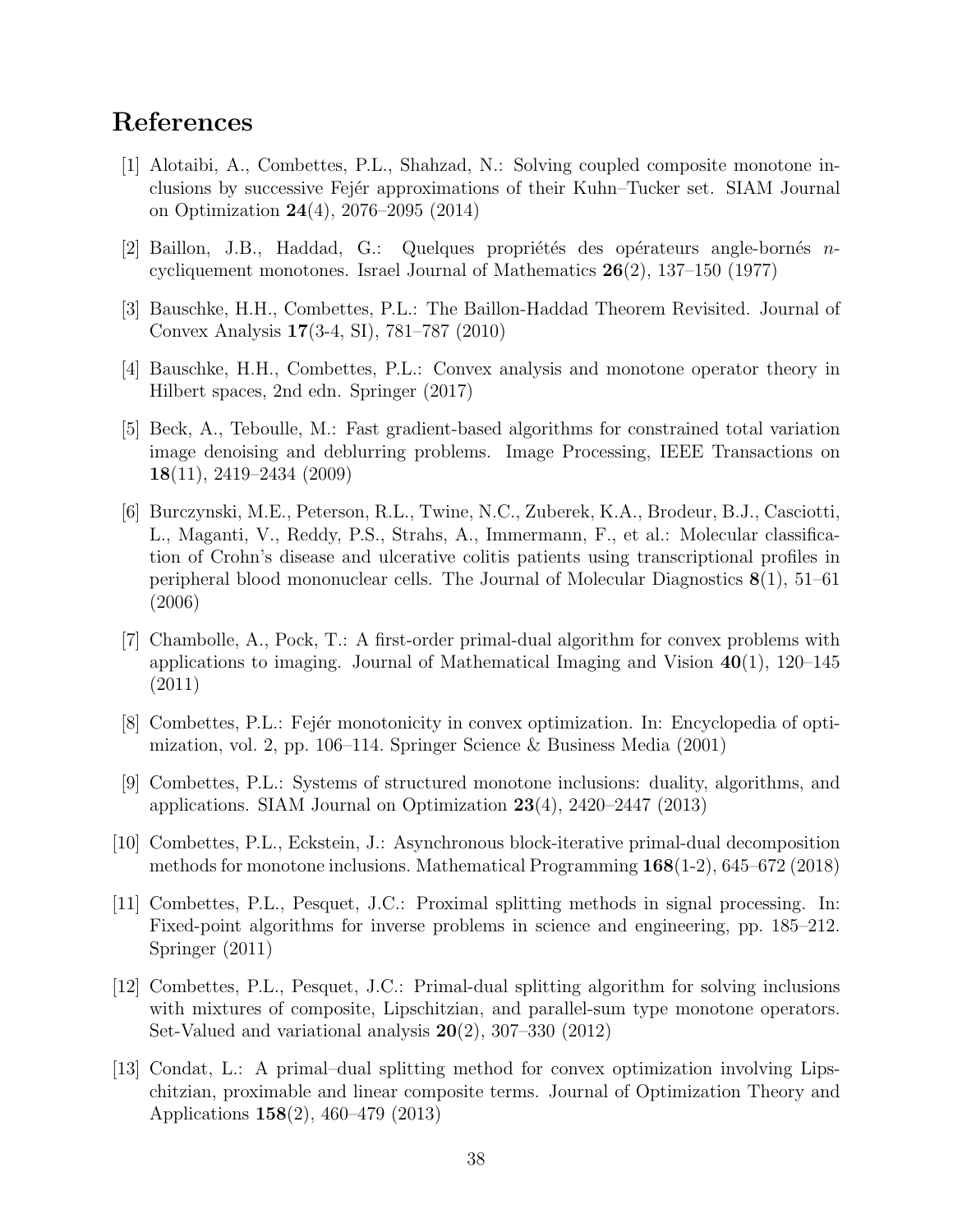## References

[1] Alotaibi, A., Combettes, P.L., Shahzad, N.: Solving coupled composite monotone inclusions by successive Fejér approximations of their Kuhn–Tucker set. SIAM Journal on Optimization **24**(4), 2076–2095 (2014)

[2] Baillon, J.B., Haddad, G.: Quelques propriétés des opérateurs angle-bornés $n$-cycliquement monotones. Israel Journal of Mathematics **26**(2), 137–150 (1977)

[3] Bauschke, H.H., Combettes, P.L.: The Baillon-Haddad Theorem Revisited. Journal of Convex Analysis **17**(3-4, SI), 781–787 (2010)

[4] Bauschke, H.H., Combettes, P.L.: Convex analysis and monotone operator theory in Hilbert spaces, 2nd edn. Springer (2017)

[5] Beck, A., Teboulle, M.: Fast gradient-based algorithms for constrained total variation image denoising and deblurring problems. Image Processing, IEEE Transactions on **18**(11), 2419–2434 (2009)

[6] Burczynski, M.E., Peterson, R.L., Twine, N.C., Zuberek, K.A., Brodeur, B.J., Casciotti, L., Maganti, V., Reddy, P.S., Strahs, A., Immermann, F., et al.: Molecular classification of Crohn's disease and ulcerative colitis patients using transcriptional profiles in peripheral blood mononuclear cells. The Journal of Molecular Diagnostics **8**(1), 51–61 (2006)

[7] Chambolle, A., Pock, T.: A first-order primal-dual algorithm for convex problems with applications to imaging. Journal of Mathematical Imaging and Vision **40**(1), 120–145 (2011)

[8] Combettes, P.L.: Fejér monotonicity in convex optimization. In: Encyclopedia of optimization, vol. 2, pp. 106–114. Springer Science & Business Media (2001)

[9] Combettes, P.L.: Systems of structured monotone inclusions: duality, algorithms, and applications. SIAM Journal on Optimization **23**(4), 2420–2447 (2013)

[10] Combettes, P.L., Eckstein, J.: Asynchronous block-iterative primal-dual decomposition methods for monotone inclusions. Mathematical Programming **168**(1-2), 645–672 (2018)

[11] Combettes, P.L., Pesquet, J.C.: Proximal splitting methods in signal processing. In: Fixed-point algorithms for inverse problems in science and engineering, pp. 185–212. Springer (2011)

[12] Combettes, P.L., Pesquet, J.C.: Primal-dual splitting algorithm for solving inclusions with mixtures of composite, Lipschitzian, and parallel-sum type monotone operators. Set-Valued and variational analysis **20**(2), 307–330 (2012)

[13] Condat, L.: A primal–dual splitting method for convex optimization involving Lipschitzian, proximable and linear composite terms. Journal of Optimization Theory and Applications **158**(2), 460–479 (2013)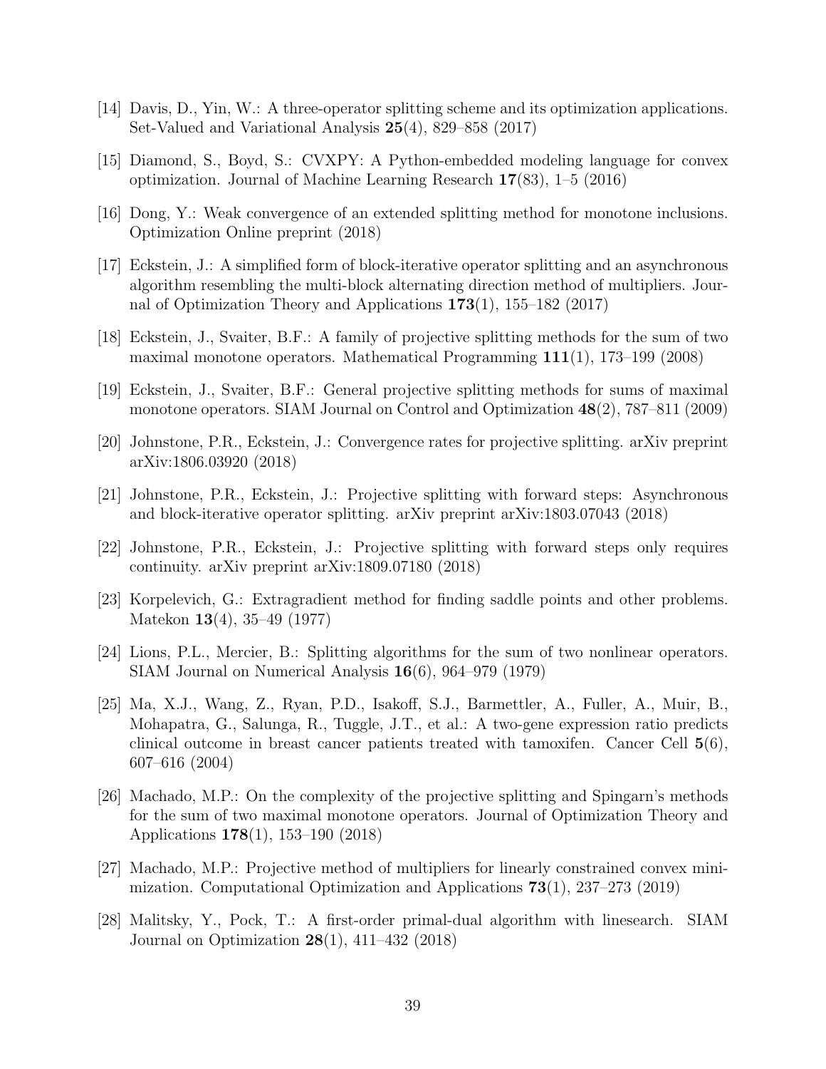[14] Davis, D., Yin, W.: A three-operator splitting scheme and its optimization applications. Set-Valued and Variational Analysis **25**(4), 829–858 (2017)

[15] Diamond, S., Boyd, S.: CVXPY: A Python-embedded modeling language for convex optimization. Journal of Machine Learning Research **17**(83), 1–5 (2016)

[16] Dong, Y.: Weak convergence of an extended splitting method for monotone inclusions. Optimization Online preprint (2018)

[17] Eckstein, J.: A simplified form of block-iterative operator splitting and an asynchronous algorithm resembling the multi-block alternating direction method of multipliers. Journal of Optimization Theory and Applications **173**(1), 155–182 (2017)

[18] Eckstein, J., Svaiter, B.F.: A family of projective splitting methods for the sum of two maximal monotone operators. Mathematical Programming **111**(1), 173–199 (2008)

[19] Eckstein, J., Svaiter, B.F.: General projective splitting methods for sums of maximal monotone operators. SIAM Journal on Control and Optimization **48**(2), 787–811 (2009)

[20] Johnstone, P.R., Eckstein, J.: Convergence rates for projective splitting. arXiv preprint arXiv:1806.03920 (2018)

[21] Johnstone, P.R., Eckstein, J.: Projective splitting with forward steps: Asynchronous and block-iterative operator splitting. arXiv preprint arXiv:1803.07043 (2018)

[22] Johnstone, P.R., Eckstein, J.: Projective splitting with forward steps only requires continuity. arXiv preprint arXiv:1809.07180 (2018)

[23] Korpelevich, G.: Extragradient method for finding saddle points and other problems. Matekon **13**(4), 35–49 (1977)

[24] Lions, P.L., Mercier, B.: Splitting algorithms for the sum of two nonlinear operators. SIAM Journal on Numerical Analysis **16**(6), 964–979 (1979)

[25] Ma, X.J., Wang, Z., Ryan, P.D., Isakoff, S.J., Barmettler, A., Fuller, A., Muir, B., Mohapatra, G., Salunga, R., Tuggle, J.T., et al.: A two-gene expression ratio predicts clinical outcome in breast cancer patients treated with tamoxifen. Cancer Cell **5**(6), 607–616 (2004)

[26] Machado, M.P.: On the complexity of the projective splitting and Spingarn's methods for the sum of two maximal monotone operators. Journal of Optimization Theory and Applications **178**(1), 153–190 (2018)

[27] Machado, M.P.: Projective method of multipliers for linearly constrained convex minimization. Computational Optimization and Applications **73**(1), 237–273 (2019)

[28] Malitsky, Y., Pock, T.: A first-order primal-dual algorithm with linesearch. SIAM Journal on Optimization **28**(1), 411–432 (2018)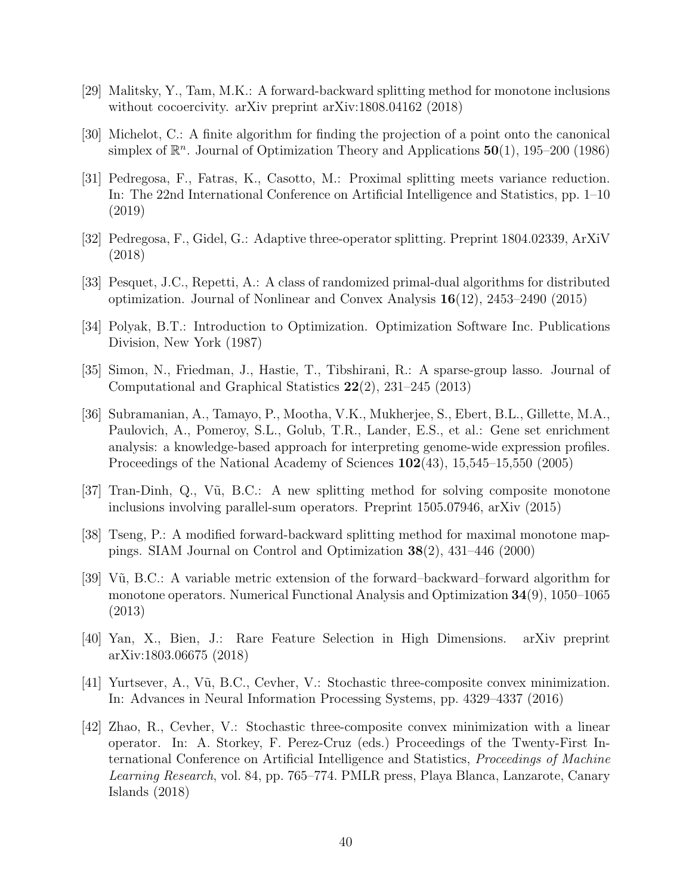[29] Malitsky, Y., Tam, M.K.: A forward-backward splitting method for monotone inclusions without cocoercivity. arXiv preprint arXiv:1808.04162 (2018)

[30] Michelot, C.: A finite algorithm for finding the projection of a point onto the canonical simplex of $\mathbb{R}^n$. Journal of Optimization Theory and Applications **50**(1), 195–200 (1986)

[31] Pedregosa, F., Fatras, K., Casotto, M.: Proximal splitting meets variance reduction. In: The 22nd International Conference on Artificial Intelligence and Statistics, pp. 1–10 (2019)

[32] Pedregosa, F., Gidel, G.: Adaptive three-operator splitting. Preprint 1804.02339, ArXiV (2018)

[33] Pesquet, J.C., Repetti, A.: A class of randomized primal-dual algorithms for distributed optimization. Journal of Nonlinear and Convex Analysis **16**(12), 2453–2490 (2015)

[34] Polyak, B.T.: Introduction to Optimization. Optimization Software Inc. Publications Division, New York (1987)

[35] Simon, N., Friedman, J., Hastie, T., Tibshirani, R.: A sparse-group lasso. Journal of Computational and Graphical Statistics **22**(2), 231–245 (2013)

[36] Subramanian, A., Tamayo, P., Mootha, V.K., Mukherjee, S., Ebert, B.L., Gillette, M.A., Paulovich, A., Pomeroy, S.L., Golub, T.R., Lander, E.S., et al.: Gene set enrichment analysis: a knowledge-based approach for interpreting genome-wide expression profiles. Proceedings of the National Academy of Sciences **102**(43), 15,545–15,550 (2005)

[37] Tran-Dinh, Q., Vũ, B.C.: A new splitting method for solving composite monotone inclusions involving parallel-sum operators. Preprint 1505.07946, arXiv (2015)

[38] Tseng, P.: A modified forward-backward splitting method for maximal monotone mappings. SIAM Journal on Control and Optimization **38**(2), 431–446 (2000)

[39] Vũ, B.C.: A variable metric extension of the forward–backward–forward algorithm for monotone operators. Numerical Functional Analysis and Optimization **34**(9), 1050–1065 (2013)

[40] Yan, X., Bien, J.: Rare Feature Selection in High Dimensions. arXiv preprint arXiv:1803.06675 (2018)

[41] Yurtsever, A., Vũ, B.C., Cevher, V.: Stochastic three-composite convex minimization. In: Advances in Neural Information Processing Systems, pp. 4329–4337 (2016)

[42] Zhao, R., Cevher, V.: Stochastic three-composite convex minimization with a linear operator. In: A. Storkey, F. Perez-Cruz (eds.) Proceedings of the Twenty-First International Conference on Artificial Intelligence and Statistics, *Proceedings of Machine Learning Research*, vol. 84, pp. 765–774. PMLR press, Playa Blanca, Lanzarote, Canary Islands (2018)